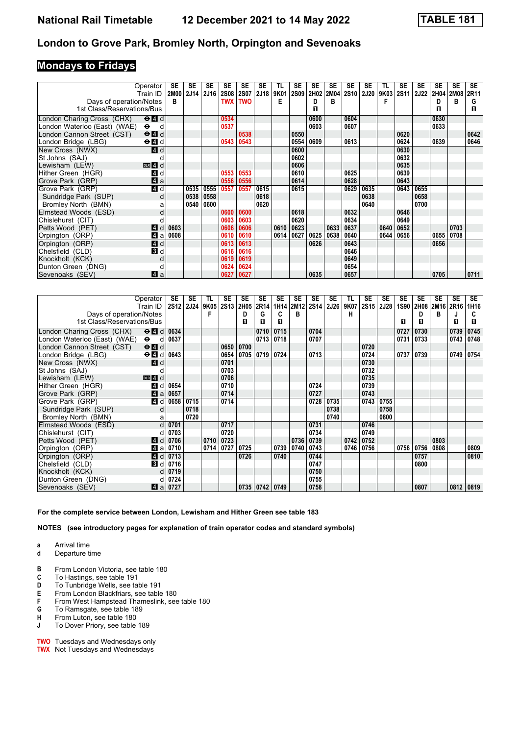# London to Grove Park, Bromley North, Orpington and Sevenoaks

National Rail Timetable — 12 December 2021 to 14 May 2022 — TABLE 181

## Mondays to Fridays

| Operator | | SE | SE | SE | SE | SE | SE | TL | SE | SE | SE | SE | SE | TL | SE | SE | SE | SE | SE |
|---|---|---|---|---|---|---|---|---|---|---|---|---|---|---|---|---|---|---|---|
| Train ID | | 2M00 | 2J14 | 2J16 | 2S08 | 2S07 | 2J18 | 9K01 | 2S09 | 2H02 | 2M04 | 2S10 | 2J20 | 9K03 | 2S11 | 2J22 | 2H04 | 2M08 | 2R11 |
| Days of operation/Notes | | B | | | TWX | TWO | | E | | D | B | | | F | | | D | B | G |
| 1st Class/Reservations/Bus | | | | | | | | | | ■ | | | | | | | ■ | | ■ |
| London Charing Cross (CHX) | ⊖ 4 d | | | | 0534 | | | | | 0600 | | 0604 | | | | | 0630 | | |
| London Waterloo (East) (WAE) | ⊖ d | | | | 0537 | | | | | 0603 | | 0607 | | | | | 0633 | | |
| London Cannon Street (CST) | ⊖ 4 d | | | | | 0538 | | | 0550 | | | | | | 0620 | | | | 0642 |
| London Bridge (LBG) | ⊖ 4 d | | | | 0543 | 0543 | | | 0554 | 0609 | | 0613 | | | 0624 | | 0639 | | 0646 |
| New Cross (NWX) | 4 d | | | | | | | | 0600 | | | | | | 0630 | | | | |
| St Johns (SAJ) | d | | | | | | | | 0602 | | | | | | 0632 | | | | |
| Lewisham (LEW) | DLR 4 d | | | | | | | | 0606 | | | | | | 0635 | | | | |
| Hither Green (HGR) | 4 d | | | | 0553 | 0553 | | | 0610 | | | 0625 | | | 0639 | | | | |
| Grove Park (GRP) | 4 a | | | | 0556 | 0556 | | | 0614 | | | 0628 | | | 0643 | | | | |
| Grove Park (GRP) | 4 d | | 0535 | 0555 | 0557 | 0557 | 0615 | | 0615 | | | 0629 | 0635 | | 0643 | 0655 | | | |
| Sundridge Park (SUP) | d | | 0538 | 0558 | | | 0618 | | | | | | 0638 | | | 0658 | | | |
| Bromley North (BMN) | a | | 0540 | 0600 | | | 0620 | | | | | | 0640 | | | 0700 | | | |
| Elmstead Woods (ESD) | d | | | | 0600 | 0600 | | | 0618 | | | 0632 | | | 0646 | | | | |
| Chislehurst (CIT) | d | | | | 0603 | 0603 | | | 0620 | | | 0634 | | | 0649 | | | | |
| Petts Wood (PET) | 4 d | 0603 | | | 0606 | 0606 | | 0610 | 0623 | | 0633 | 0637 | | 0640 | 0652 | | | 0703 | |
| Orpington (ORP) | 4 a | 0608 | | | 0610 | 0610 | | 0614 | 0627 | 0625 | 0638 | 0640 | | 0644 | 0656 | | 0655 | 0708 | |
| Orpington (ORP) | 4 d | | | | 0613 | 0613 | | | | 0626 | | 0643 | | | | | 0656 | | |
| Chelsfield (CLD) | 3 d | | | | 0616 | 0616 | | | | | | 0646 | | | | | | | |
| Knockholt (KCK) | d | | | | 0619 | 0619 | | | | | | 0649 | | | | | | | |
| Dunton Green (DNG) | d | | | | 0624 | 0624 | | | | | | 0654 | | | | | | | |
| Sevenoaks (SEV) | 4 a | | | | 0627 | 0627 | | | | 0635 | | 0657 | | | | | 0705 | | 0711 |

| Operator | | SE | SE | TL | SE | SE | SE | SE | SE | SE | SE | TL | SE | SE | SE | SE | SE | SE | SE |
|---|---|---|---|---|---|---|---|---|---|---|---|---|---|---|---|---|---|---|---|
| Train ID | | 2S12 | 2J24 | 9K05 | 2S13 | 2H05 | 2R14 | 1H14 | 2M12 | 2S14 | 2J26 | 9K07 | 2S15 | 2J28 | 1S90 | 2H08 | 2M16 | 2R16 | 1H16 |
| Days of operation/Notes | | | | F | | D | G | C | B | | | H | | | | D | B | J | C |
| 1st Class/Reservations/Bus | | | | | | ■ | ■ | ■ | | | | | | | ■ | ■ | | ■ | ■ |
| London Charing Cross (CHX) | ⊖ 4 d | 0634 | | | | | 0710 | 0715 | | 0704 | | | | | 0727 | 0730 | | 0739 | 0745 |
| London Waterloo (East) (WAE) | ⊖ d | 0637 | | | | | 0713 | 0718 | | 0707 | | | | | 0731 | 0733 | | 0743 | 0748 |
| London Cannon Street (CST) | ⊖ 4 d | | | | 0650 | 0700 | | | | | | | 0720 | | | | | | |
| London Bridge (LBG) | ⊖ 4 d | 0643 | | | 0654 | 0705 | 0719 | 0724 | | 0713 | | | 0724 | | 0737 | 0739 | | 0749 | 0754 |
| New Cross (NWX) | 4 d | | | | 0701 | | | | | | | | 0730 | | | | | | |
| St Johns (SAJ) | d | | | | 0703 | | | | | | | | 0732 | | | | | | |
| Lewisham (LEW) | DLR 4 d | | | | 0706 | | | | | | | | 0735 | | | | | | |
| Hither Green (HGR) | 4 d | 0654 | | | 0710 | | | | | 0724 | | | 0739 | | | | | | |
| Grove Park (GRP) | 4 a | 0657 | | | 0714 | | | | | 0727 | | | 0743 | | | | | | |
| Grove Park (GRP) | 4 d | 0658 | 0715 | | 0714 | | | | | 0728 | 0735 | | 0743 | 0755 | | | | | |
| Sundridge Park (SUP) | d | | 0718 | | | | | | | | 0738 | | | 0758 | | | | | |
| Bromley North (BMN) | a | | 0720 | | | | | | | | 0740 | | | 0800 | | | | | |
| Elmstead Woods (ESD) | d | 0701 | | | 0717 | | | | | 0731 | | | 0746 | | | | | | |
| Chislehurst (CIT) | d | 0703 | | | 0720 | | | | | 0734 | | | 0749 | | | | | | |
| Petts Wood (PET) | 4 d | 0706 | | 0710 | 0723 | | | | 0736 | 0739 | | 0742 | 0752 | | | | 0803 | | |
| Orpington (ORP) | 4 a | 0710 | | 0714 | 0727 | 0725 | | 0739 | 0740 | 0743 | | 0746 | 0756 | | 0756 | 0756 | 0808 | | 0809 |
| Orpington (ORP) | 4 d | 0713 | | | | 0726 | | 0740 | | 0744 | | | | | | 0757 | | | 0810 |
| Chelsfield (CLD) | 3 d | 0716 | | | | | | | | 0747 | | | | | | 0800 | | | |
| Knockholt (KCK) | d | 0719 | | | | | | | | 0750 | | | | | | | | | |
| Dunton Green (DNG) | d | 0724 | | | | | | | | 0755 | | | | | | | | | |
| Sevenoaks (SEV) | 4 a | 0727 | | | | 0735 | 0742 | 0749 | | 0758 | | | | | | 0807 | | 0812 | 0819 |

**For the complete service between London, Lewisham and Hither Green see table 183**

**NOTES (see introductory pages for explanation of train operator codes and standard symbols)**

- **a** Arrival time
- **d** Departure time

- **B** From London Victoria, see table 180
- **C** To Hastings, see table 191
- **D** To Tunbridge Wells, see table 191
- **E** From London Blackfriars, see table 180
- **F** From West Hampstead Thameslink, see table 180
- **G** To Ramsgate, see table 189
- **H** From Luton, see table 180
- **J** To Dover Priory, see table 189

- **TWO** Tuesdays and Wednesdays only
- **TWX** Not Tuesdays and Wednesdays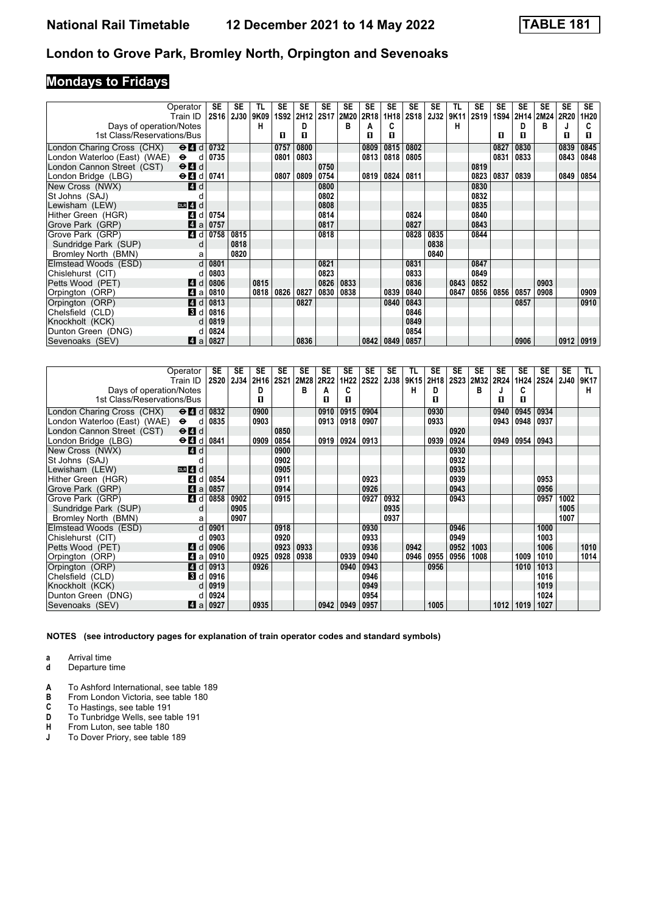# National Rail Timetable 12 December 2021 to 14 May 2022 TABLE 181

## London to Grove Park, Bromley North, Orpington and Sevenoaks

### Mondays to Fridays

| Operator | | SE | SE | TL | SE | SE | SE | SE | SE | SE | SE | SE | TL | SE | SE | SE | SE | SE | SE |
|---|---|---|---|---|---|---|---|---|---|---|---|---|---|---|---|---|---|---|---|
| Train ID | | 2S16 | 2J30 | 9K09 | 1S92 | 2H12 | 2S17 | 2M20 | 2R18 | 1H18 | 2S18 | 2J32 | 9K11 | 2S19 | 1S94 | 2H14 | 2M24 | 2R20 | 1H20 |
| Days of operation/Notes | | | | H | | D | | B | A | C | | | H | | | D | B | J | C |
| 1st Class/Reservations/Bus | | | | | ■ | ■ | | | ■ | ■ | | | | | ■ | ■ | | ■ | ■ |
| London Charing Cross (CHX) | ⊖ 4 d | 0732 | | | 0757 | 0800 | | | 0809 | 0815 | 0802 | | | | 0827 | 0830 | | 0839 | 0845 |
| London Waterloo (East) (WAE) | ⊖ d | 0735 | | | 0801 | 0803 | | | 0813 | 0818 | 0805 | | | | 0831 | 0833 | | 0843 | 0848 |
| London Cannon Street (CST) | ⊖ 4 d | | | | | | 0750 | | | | | | | 0819 | | | | | |
| London Bridge (LBG) | ⊖ 4 d | 0741 | | | 0807 | 0809 | 0754 | | 0819 | 0824 | 0811 | | | 0823 | 0837 | 0839 | | 0849 | 0854 |
| New Cross (NWX) | 4 d | | | | | | 0800 | | | | | | | 0830 | | | | | |
| St Johns (SAJ) | d | | | | | | 0802 | | | | | | | 0832 | | | | | |
| Lewisham (LEW) | DLR 4 d | | | | | | 0808 | | | | | | | 0835 | | | | | |
| Hither Green (HGR) | 4 d | 0754 | | | | | 0814 | | | | 0824 | | | 0840 | | | | | |
| Grove Park (GRP) | 4 a | 0757 | | | | | 0817 | | | | 0827 | | | 0843 | | | | | |
| Grove Park (GRP) | 4 d | 0758 | 0815 | | | | 0818 | | | | 0828 | 0835 | | 0844 | | | | | |
| Sundridge Park (SUP) | d | | 0818 | | | | | | | | | 0838 | | | | | | | |
| Bromley North (BMN) | a | | 0820 | | | | | | | | | 0840 | | | | | | | |
| Elmstead Woods (ESD) | d | 0801 | | | | | 0821 | | | | 0831 | | | 0847 | | | | | |
| Chislehurst (CIT) | d | 0803 | | | | | 0823 | | | | 0833 | | | 0849 | | | | | |
| Petts Wood (PET) | 4 d | 0806 | | 0815 | | | 0826 | 0833 | | | 0836 | | 0843 | 0852 | | | 0903 | | |
| Orpington (ORP) | 4 a | 0810 | | 0818 | 0826 | 0827 | 0830 | 0838 | | 0839 | 0840 | | 0847 | 0856 | 0856 | 0857 | 0908 | | 0909 |
| Orpington (ORP) | 4 d | 0813 | | | | 0827 | | | | 0840 | 0843 | | | | | 0857 | | | 0910 |
| Chelsfield (CLD) | 3 d | 0816 | | | | | | | | | 0846 | | | | | | | | |
| Knockholt (KCK) | d | 0819 | | | | | | | | | 0849 | | | | | | | | |
| Dunton Green (DNG) | d | 0824 | | | | | | | | | 0854 | | | | | | | | |
| Sevenoaks (SEV) | 4 a | 0827 | | | | 0836 | | | 0842 | 0849 | 0857 | | | | | 0906 | | 0912 | 0919 |

| Operator | | SE | SE | SE | SE | SE | SE | SE | SE | SE | TL | SE | SE | SE | SE | SE | SE | SE | TL |
|---|---|---|---|---|---|---|---|---|---|---|---|---|---|---|---|---|---|---|---|
| Train ID | | 2S20 | 2J34 | 2H16 | 2S21 | 2M28 | 2R22 | 1H22 | 2S22 | 2J38 | 9K15 | 2H18 | 2S23 | 2M32 | 2R24 | 1H24 | 2S24 | 2J40 | 9K17 |
| Days of operation/Notes | | | | D | | B | A | C | | | H | D | | B | J | C | | | H |
| 1st Class/Reservations/Bus | | | | ■ | | | ■ | ■ | | | | ■ | | | ■ | ■ | | | |
| London Charing Cross (CHX) | ⊖ 4 d | 0832 | | 0900 | | | 0910 | 0915 | 0904 | | | 0930 | | | 0940 | 0945 | 0934 | | |
| London Waterloo (East) (WAE) | ⊖ d | 0835 | | 0903 | | | 0913 | 0918 | 0907 | | | 0933 | | | 0943 | 0948 | 0937 | | |
| London Cannon Street (CST) | ⊖ 4 d | | | | 0850 | | | | | | | | 0920 | | | | | | |
| London Bridge (LBG) | ⊖ 4 d | 0841 | | 0909 | 0854 | | 0919 | 0924 | 0913 | | | 0939 | 0924 | | 0949 | 0954 | 0943 | | |
| New Cross (NWX) | 4 d | | | | 0900 | | | | | | | | 0930 | | | | | | |
| St Johns (SAJ) | d | | | | 0902 | | | | | | | | 0932 | | | | | | |
| Lewisham (LEW) | DLR 4 d | | | | 0905 | | | | | | | | 0935 | | | | | | |
| Hither Green (HGR) | 4 d | 0854 | | | 0911 | | | | 0923 | | | | 0939 | | | | 0953 | | |
| Grove Park (GRP) | 4 a | 0857 | | | 0914 | | | | 0926 | | | | 0943 | | | | 0956 | | |
| Grove Park (GRP) | 4 d | 0858 | 0902 | | 0915 | | | | 0927 | 0932 | | | 0943 | | | | 0957 | 1002 | |
| Sundridge Park (SUP) | d | | 0905 | | | | | | | 0935 | | | | | | | | 1005 | |
| Bromley North (BMN) | a | | 0907 | | | | | | | 0937 | | | | | | | | 1007 | |
| Elmstead Woods (ESD) | d | 0901 | | | 0918 | | | | 0930 | | | | 0946 | | | | 1000 | | |
| Chislehurst (CIT) | d | 0903 | | | 0920 | | | | 0933 | | | | 0949 | | | | 1003 | | |
| Petts Wood (PET) | 4 d | 0906 | | | 0923 | 0933 | | | 0936 | | 0942 | | 0952 | 1003 | | | 1006 | | 1010 |
| Orpington (ORP) | 4 a | 0910 | | 0925 | 0928 | 0938 | | 0939 | 0940 | | 0946 | 0955 | 0956 | 1008 | | 1009 | 1010 | | 1014 |
| Orpington (ORP) | 4 d | 0913 | | 0926 | | | | 0940 | 0943 | | | 0956 | | | | 1010 | 1013 | | |
| Chelsfield (CLD) | 3 d | 0916 | | | | | | | 0946 | | | | | | | | 1016 | | |
| Knockholt (KCK) | d | 0919 | | | | | | | 0949 | | | | | | | | 1019 | | |
| Dunton Green (DNG) | d | 0924 | | | | | | | 0954 | | | | | | | | 1024 | | |
| Sevenoaks (SEV) | 4 a | 0927 | | 0935 | | | 0942 | 0949 | 0957 | | | 1005 | | | 1012 | 1019 | 1027 | | |

**NOTES (see introductory pages for explanation of train operator codes and standard symbols)**

- **a** Arrival time
- **d** Departure time

- **A** To Ashford International, see table 189
- **B** From London Victoria, see table 180
- **C** To Hastings, see table 191
- **D** To Tunbridge Wells, see table 191
- **H** From Luton, see table 180
- **J** To Dover Priory, see table 189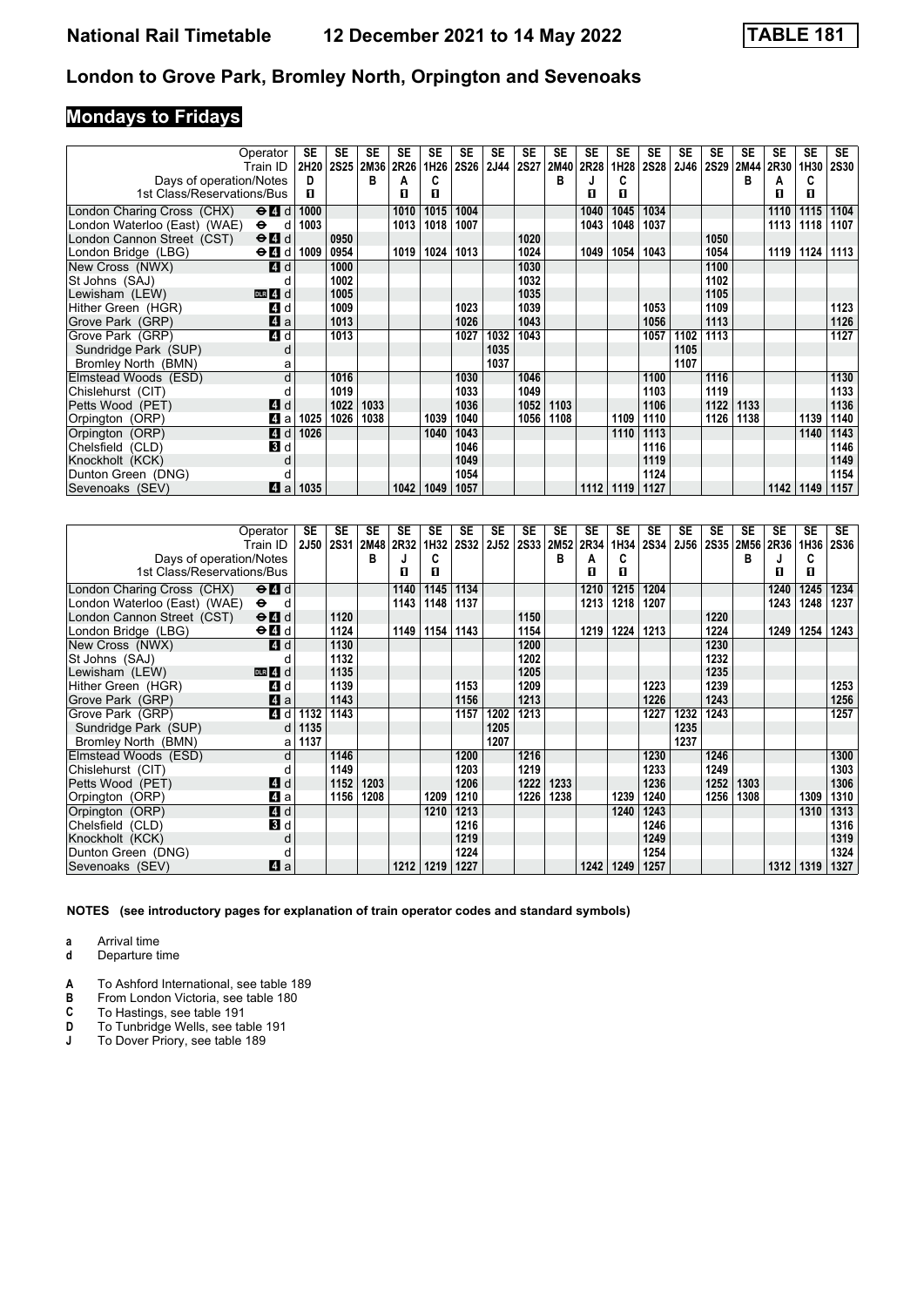# London to Grove Park, Bromley North, Orpington and Sevenoaks

## Mondays to Fridays

| Operator | | SE | SE | SE | SE | SE | SE | SE | SE | SE | SE | SE | SE | SE | SE | SE | SE | SE | SE |
|---|---|---|---|---|---|---|---|---|---|---|---|---|---|---|---|---|---|---|---|
| Train ID | | 2H20 | 2S25 | 2M36 | 2R26 | 1H26 | 2S26 | 2J44 | 2S27 | 2M40 | 2R28 | 1H28 | 2S28 | 2J46 | 2S29 | 2M44 | 2R30 | 1H30 | 2S30 |
| Days of operation/Notes | | D | | B | A | C | | | | B | J | C | | | | B | A | C | |
| 1st Class/Reservations/Bus | | 1 | | | 1 | 1 | | | | | 1 | 1 | | | | | 1 | 1 | |
| London Charing Cross (CHX) | ⊖ 4 d | 1000 | | | 1010 | 1015 | 1004 | | | | 1040 | 1045 | 1034 | | | | 1110 | 1115 | 1104 |
| London Waterloo (East) (WAE) | ⊖ d | 1003 | | | 1013 | 1018 | 1007 | | | | 1043 | 1048 | 1037 | | | | 1113 | 1118 | 1107 |
| London Cannon Street (CST) | ⊖ 4 d | | 0950 | | | | | | 1020 | | | | | | 1050 | | | | |
| London Bridge (LBG) | ⊖ 4 d | 1009 | 0954 | | 1019 | 1024 | 1013 | | 1024 | | 1049 | 1054 | 1043 | | 1054 | | 1119 | 1124 | 1113 |
| New Cross (NWX) | 4 d | | 1000 | | | | | | 1030 | | | | | | 1100 | | | | |
| St Johns (SAJ) | d | | 1002 | | | | | | 1032 | | | | | | 1102 | | | | |
| Lewisham (LEW) | DLR 4 d | | 1005 | | | | | | 1035 | | | | | | 1105 | | | | |
| Hither Green (HGR) | 4 d | | 1009 | | | | 1023 | | 1039 | | | | 1053 | | 1109 | | | | 1123 |
| Grove Park (GRP) | 4 a | | 1013 | | | | 1026 | | 1043 | | | | 1056 | | 1113 | | | | 1126 |
| Grove Park (GRP) | 4 d | | 1013 | | | | 1027 | 1032 | 1043 | | | | 1057 | 1102 | 1113 | | | | 1127 |
| Sundridge Park (SUP) | d | | | | | | | 1035 | | | | | | 1105 | | | | | |
| Bromley North (BMN) | a | | | | | | | 1037 | | | | | | 1107 | | | | | |
| Elmstead Woods (ESD) | d | | 1016 | | | | 1030 | | 1046 | | | | 1100 | | 1116 | | | | 1130 |
| Chislehurst (CIT) | d | | 1019 | | | | 1033 | | 1049 | | | | 1103 | | 1119 | | | | 1133 |
| Petts Wood (PET) | 4 d | | 1022 | 1033 | | | 1036 | | 1052 | 1103 | | | 1106 | | 1122 | 1133 | | | 1136 |
| Orpington (ORP) | 4 a | 1025 | 1026 | 1038 | | 1039 | 1040 | | 1056 | 1108 | | 1109 | 1110 | | 1126 | 1138 | | 1139 | 1140 |
| Orpington (ORP) | 4 d | 1026 | | | | 1040 | 1043 | | | | | 1110 | 1113 | | | | | 1140 | 1143 |
| Chelsfield (CLD) | 3 d | | | | | | 1046 | | | | | | 1116 | | | | | | 1146 |
| Knockholt (KCK) | d | | | | | | 1049 | | | | | | 1119 | | | | | | 1149 |
| Dunton Green (DNG) | d | | | | | | 1054 | | | | | | 1124 | | | | | | 1154 |
| Sevenoaks (SEV) | 4 a | 1035 | | | 1042 | 1049 | 1057 | | | | 1112 | 1119 | 1127 | | | | 1142 | 1149 | 1157 |

| Operator | | SE | SE | SE | SE | SE | SE | SE | SE | SE | SE | SE | SE | SE | SE | SE | SE | SE | SE |
|---|---|---|---|---|---|---|---|---|---|---|---|---|---|---|---|---|---|---|---|
| Train ID | | 2J50 | 2S31 | 2M48 | 2R32 | 1H32 | 2S32 | 2J52 | 2S33 | 2M52 | 2R34 | 1H34 | 2S34 | 2J56 | 2S35 | 2M56 | 2R36 | 1H36 | 2S36 |
| Days of operation/Notes | | | | B | J | C | | | | B | A | C | | | | B | J | C | |
| 1st Class/Reservations/Bus | | | | | 1 | 1 | | | | | 1 | 1 | | | | | 1 | 1 | |
| London Charing Cross (CHX) | ⊖ 4 d | | | | 1140 | 1145 | 1134 | | | | 1210 | 1215 | 1204 | | | | 1240 | 1245 | 1234 |
| London Waterloo (East) (WAE) | ⊖ d | | | | 1143 | 1148 | 1137 | | | | 1213 | 1218 | 1207 | | | | 1243 | 1248 | 1237 |
| London Cannon Street (CST) | ⊖ 4 d | | 1120 | | | | | | 1150 | | | | | | 1220 | | | | |
| London Bridge (LBG) | ⊖ 4 d | | 1124 | | 1149 | 1154 | 1143 | | 1154 | | 1219 | 1224 | 1213 | | 1224 | | 1249 | 1254 | 1243 |
| New Cross (NWX) | 4 d | | 1130 | | | | | | 1200 | | | | | | 1230 | | | | |
| St Johns (SAJ) | d | | 1132 | | | | | | 1202 | | | | | | 1232 | | | | |
| Lewisham (LEW) | DLR 4 d | | 1135 | | | | | | 1205 | | | | | | 1235 | | | | |
| Hither Green (HGR) | 4 d | | 1139 | | | | 1153 | | 1209 | | | | 1223 | | 1239 | | | | 1253 |
| Grove Park (GRP) | 4 a | | 1143 | | | | 1156 | | 1213 | | | | 1226 | | 1243 | | | | 1256 |
| Grove Park (GRP) | 4 d | 1132 | 1143 | | | | 1157 | 1202 | 1213 | | | | 1227 | 1232 | 1243 | | | | 1257 |
| Sundridge Park (SUP) | d | 1135 | | | | | | 1205 | | | | | | 1235 | | | | | |
| Bromley North (BMN) | a | 1137 | | | | | | 1207 | | | | | | 1237 | | | | | |
| Elmstead Woods (ESD) | d | | 1146 | | | | 1200 | | 1216 | | | | 1230 | | 1246 | | | | 1300 |
| Chislehurst (CIT) | d | | 1149 | | | | 1203 | | 1219 | | | | 1233 | | 1249 | | | | 1303 |
| Petts Wood (PET) | 4 d | | 1152 | 1203 | | | 1206 | | 1222 | 1233 | | | 1236 | | 1252 | 1303 | | | 1306 |
| Orpington (ORP) | 4 a | | 1156 | 1208 | | 1209 | 1210 | | 1226 | 1238 | | 1239 | 1240 | | 1256 | 1308 | | 1309 | 1310 |
| Orpington (ORP) | 4 d | | | | | 1210 | 1213 | | | | | 1240 | 1243 | | | | | 1310 | 1313 |
| Chelsfield (CLD) | 3 d | | | | | | 1216 | | | | | | 1246 | | | | | | 1316 |
| Knockholt (KCK) | d | | | | | | 1219 | | | | | | 1249 | | | | | | 1319 |
| Dunton Green (DNG) | d | | | | | | 1224 | | | | | | 1254 | | | | | | 1324 |
| Sevenoaks (SEV) | 4 a | | | | 1212 | 1219 | 1227 | | | | 1242 | 1249 | 1257 | | | | 1312 | 1319 | 1327 |

**NOTES (see introductory pages for explanation of train operator codes and standard symbols)**

- **a** Arrival time
- **d** Departure time

- **A** To Ashford International, see table 189
- **B** From London Victoria, see table 180
- **C** To Hastings, see table 191
- **D** To Tunbridge Wells, see table 191
- **J** To Dover Priory, see table 189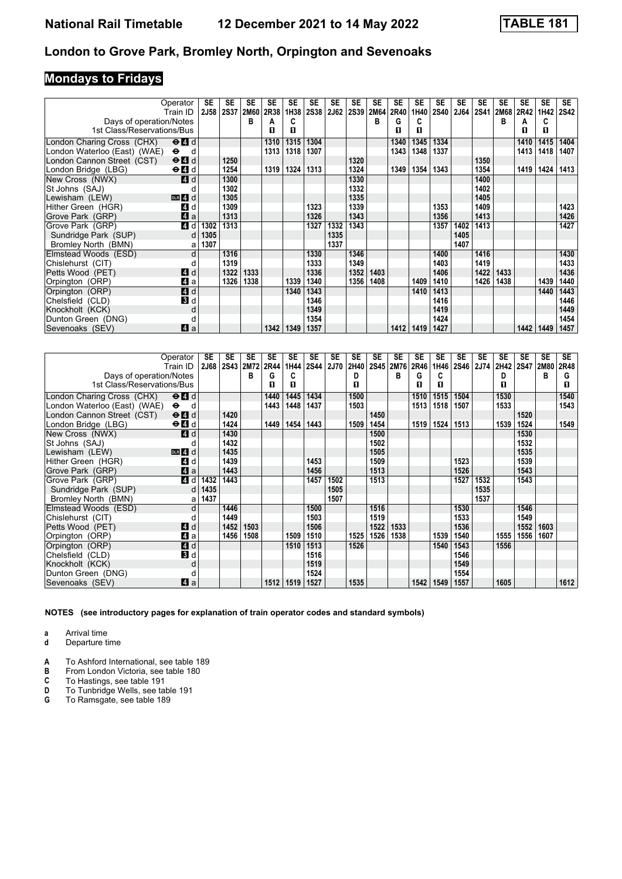# National Rail Timetable 12 December 2021 to 14 May 2022 TABLE 181

## London to Grove Park, Bromley North, Orpington and Sevenoaks

## Mondays to Fridays

| Operator | | SE | SE | SE | SE | SE | SE | SE | SE | SE | SE | SE | SE | SE | SE | SE | SE | SE | SE |
|---|---|---|---|---|---|---|---|---|---|---|---|---|---|---|---|---|---|---|---|
| Train ID | | 2J58 | 2S37 | 2M60 | 2R38 | 1H38 | 2S38 | 2J62 | 2S39 | 2M64 | 2R40 | 1H40 | 2S40 | 2J64 | 2S41 | 2M68 | 2R42 | 1H42 | 2S42 |
| Days of operation/Notes | | | | B | A | C | | | | B | G | C | | | | B | A | C | |
| 1st Class/Reservations/Bus | | | | | ▮ | ▮ | | | | | ▮ | ▮ | | | | | ▮ | ▮ | |
| London Charing Cross (CHX) | ⊖4 d | | | | 1310 | 1315 | 1304 | | | | 1340 | 1345 | 1334 | | | | 1410 | 1415 | 1404 |
| London Waterloo (East) (WAE) | ⊖ d | | | | 1313 | 1318 | 1307 | | | | 1343 | 1348 | 1337 | | | | 1413 | 1418 | 1407 |
| London Cannon Street (CST) | ⊖4 d | | 1250 | | | | | | 1320 | | | | | | 1350 | | | | |
| London Bridge (LBG) | ⊖4 d | | 1254 | | 1319 | 1324 | 1313 | | 1324 | | 1349 | 1354 | 1343 | | 1354 | | 1419 | 1424 | 1413 |
| New Cross (NWX) | 4 d | | 1300 | | | | | | 1330 | | | | | | 1400 | | | | |
| St Johns (SAJ) | d | | 1302 | | | | | | 1332 | | | | | | 1402 | | | | |
| Lewisham (LEW) | DLR 4 d | | 1305 | | | | | | 1335 | | | | | | 1405 | | | | |
| Hither Green (HGR) | 4 d | | 1309 | | | | 1323 | | 1339 | | | | 1353 | | 1409 | | | | 1423 |
| Grove Park (GRP) | 4 a | | 1313 | | | | 1326 | | 1343 | | | | 1356 | | 1413 | | | | 1426 |
| Grove Park (GRP) | 4 d | 1302 | 1313 | | | | 1327 | 1332 | 1343 | | | | 1357 | 1402 | 1413 | | | | 1427 |
| Sundridge Park (SUP) | d | 1305 | | | | | | 1335 | | | | | | 1405 | | | | | |
| Bromley North (BMN) | a | 1307 | | | | | | 1337 | | | | | | 1407 | | | | | |
| Elmstead Woods (ESD) | d | | 1316 | | | | 1330 | | 1346 | | | | 1400 | | 1416 | | | | 1430 |
| Chislehurst (CIT) | d | | 1319 | | | | 1333 | | 1349 | | | | 1403 | | 1419 | | | | 1433 |
| Petts Wood (PET) | 4 d | | 1322 | 1333 | | | 1336 | | 1352 | 1403 | | | 1406 | | 1422 | 1433 | | | 1436 |
| Orpington (ORP) | 4 a | | 1326 | 1338 | | 1339 | 1340 | | 1356 | 1408 | | 1409 | 1410 | | 1426 | 1438 | | 1439 | 1440 |
| Orpington (ORP) | 4 d | | | | | 1340 | 1343 | | | | | 1410 | 1413 | | | | | 1440 | 1443 |
| Chelsfield (CLD) | 3 d | | | | | | 1346 | | | | | | 1416 | | | | | | 1446 |
| Knockholt (KCK) | d | | | | | | 1349 | | | | | | 1419 | | | | | | 1449 |
| Dunton Green (DNG) | d | | | | | | 1354 | | | | | | 1424 | | | | | | 1454 |
| Sevenoaks (SEV) | 4 a | | | | 1342 | 1349 | 1357 | | | | 1412 | 1419 | 1427 | | | | 1442 | 1449 | 1457 |

| Operator | | SE | SE | SE | SE | SE | SE | SE | SE | SE | SE | SE | SE | SE | SE | SE | SE | SE | SE |
|---|---|---|---|---|---|---|---|---|---|---|---|---|---|---|---|---|---|---|---|
| Train ID | | 2J68 | 2S43 | 2M72 | 2R44 | 1H44 | 2S44 | 2J70 | 2H40 | 2S45 | 2M76 | 2R46 | 1H46 | 2S46 | 2J74 | 2H42 | 2S47 | 2M80 | 2R48 |
| Days of operation/Notes | | | | B | G | C | | | D | | B | G | C | | | D | | B | G |
| 1st Class/Reservations/Bus | | | | | ▮ | ▮ | | | ▮ | | | ▮ | ▮ | | | ▮ | | | ▮ |
| London Charing Cross (CHX) | ⊖4 d | | | | 1440 | 1445 | 1434 | | 1500 | | | 1510 | 1515 | 1504 | | 1530 | | | 1540 |
| London Waterloo (East) (WAE) | ⊖ d | | | | 1443 | 1448 | 1437 | | 1503 | | | 1513 | 1518 | 1507 | | 1533 | | | 1543 |
| London Cannon Street (CST) | ⊖4 d | | 1420 | | | | | | | 1450 | | | | | | | 1520 | | |
| London Bridge (LBG) | ⊖4 d | | 1424 | | 1449 | 1454 | 1443 | | 1509 | 1454 | | 1519 | 1524 | 1513 | | 1539 | 1524 | | 1549 |
| New Cross (NWX) | 4 d | | 1430 | | | | | | | 1500 | | | | | | | 1530 | | |
| St Johns (SAJ) | d | | 1432 | | | | | | | 1502 | | | | | | | 1532 | | |
| Lewisham (LEW) | DLR 4 d | | 1435 | | | | | | | 1505 | | | | | | | 1535 | | |
| Hither Green (HGR) | 4 d | | 1439 | | | | 1453 | | | 1509 | | | | 1523 | | | 1539 | | |
| Grove Park (GRP) | 4 a | | 1443 | | | | 1456 | | | 1513 | | | | 1526 | | | 1543 | | |
| Grove Park (GRP) | 4 d | 1432 | 1443 | | | | 1457 | 1502 | | 1513 | | | | 1527 | 1532 | | 1543 | | |
| Sundridge Park (SUP) | d | 1435 | | | | | | 1505 | | | | | | | 1535 | | | | |
| Bromley North (BMN) | a | 1437 | | | | | | 1507 | | | | | | | 1537 | | | | |
| Elmstead Woods (ESD) | d | | 1446 | | | | 1500 | | | 1516 | | | | 1530 | | | 1546 | | |
| Chislehurst (CIT) | d | | 1449 | | | | 1503 | | | 1519 | | | | 1533 | | | 1549 | | |
| Petts Wood (PET) | 4 d | | 1452 | 1503 | | | 1506 | | | 1522 | 1533 | | | 1536 | | | 1552 | 1603 | |
| Orpington (ORP) | 4 a | | 1456 | 1508 | | 1509 | 1510 | | 1525 | 1526 | 1538 | | 1539 | 1540 | | 1555 | 1556 | 1607 | |
| Orpington (ORP) | 4 d | | | | | 1510 | 1513 | | 1526 | | | | 1540 | 1543 | | 1556 | | | |
| Chelsfield (CLD) | 3 d | | | | | | 1516 | | | | | | | 1546 | | | | | |
| Knockholt (KCK) | d | | | | | | 1519 | | | | | | | 1549 | | | | | |
| Dunton Green (DNG) | d | | | | | | 1524 | | | | | | | 1554 | | | | | |
| Sevenoaks (SEV) | 4 a | | | | 1512 | 1519 | 1527 | | 1535 | | | 1542 | 1549 | 1557 | | 1605 | | | 1612 |

**NOTES (see introductory pages for explanation of train operator codes and standard symbols)**

- **a** Arrival time
- **d** Departure time

- **A** To Ashford International, see table 189
- **B** From London Victoria, see table 180
- **C** To Hastings, see table 191
- **D** To Tunbridge Wells, see table 191
- **G** To Ramsgate, see table 189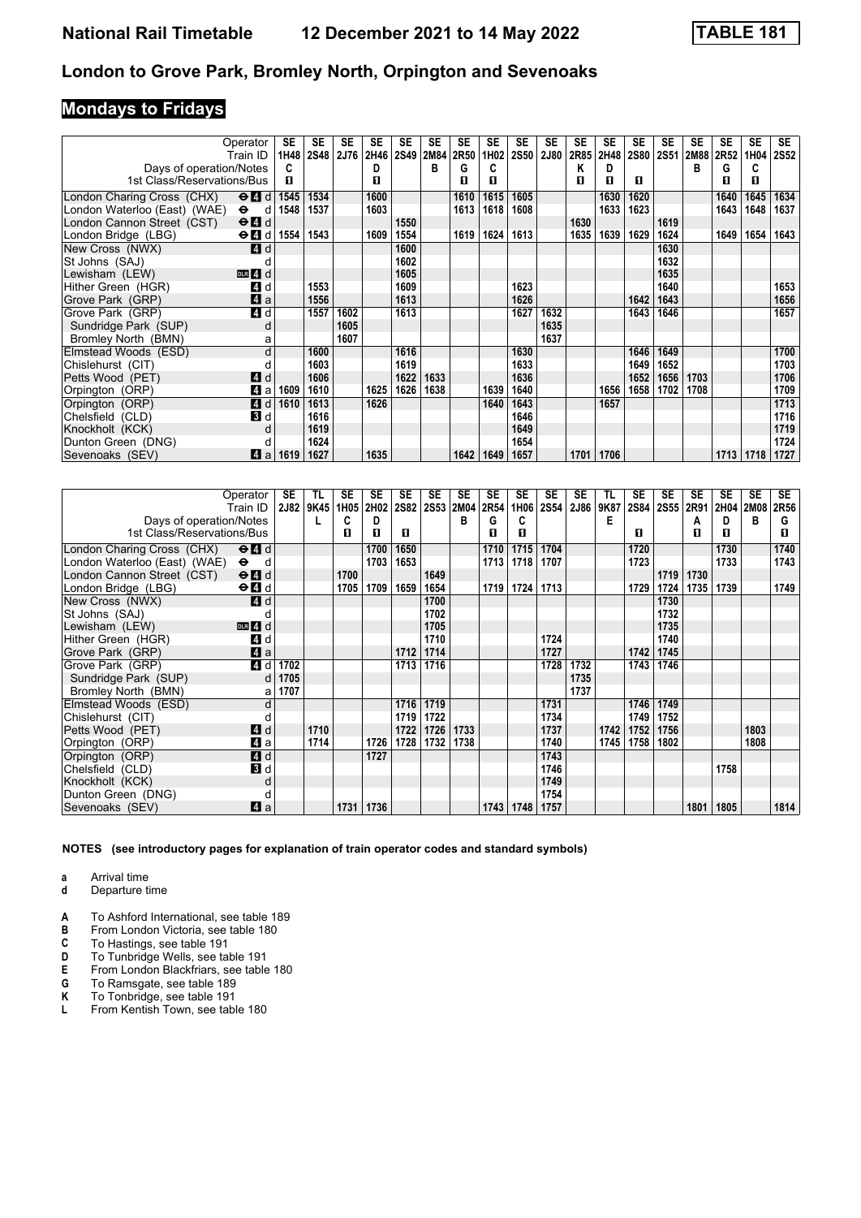# London to Grove Park, Bromley North, Orpington and Sevenoaks

## Mondays to Fridays

| Operator | | SE | SE | SE | SE | SE | SE | SE | SE | SE | SE | SE | SE | SE | SE | SE | SE | SE | SE |
|---|---|---|---|---|---|---|---|---|---|---|---|---|---|---|---|---|---|---|---|
| Train ID | | 1H48 | 2S48 | 2J76 | 2H46 | 2S49 | 2M84 | 2R50 | 1H02 | 2S50 | 2J80 | 2R85 | 2H48 | 2S80 | 2S51 | 2M88 | 2R52 | 1H04 | 2S52 |
| Days of operation/Notes | | C | | | D | | B | G | C | | | K | D | | | B | G | C | |
| 1st Class/Reservations/Bus | | ■ | | | ■ | | | ■ | ■ | | | ■ | ■ | ■ | | | ■ | ■ | |
| London Charing Cross (CHX) | ⊖ 4 d | 1545 | 1534 | | 1600 | | | 1610 | 1615 | 1605 | | | 1630 | 1620 | | | 1640 | 1645 | 1634 |
| London Waterloo (East) (WAE) | ⊖ d | 1548 | 1537 | | 1603 | | | 1613 | 1618 | 1608 | | | 1633 | 1623 | | | 1643 | 1648 | 1637 |
| London Cannon Street (CST) | ⊖ 4 d | | | | | 1550 | | | | | | 1630 | | | 1619 | | | | |
| London Bridge (LBG) | ⊖ 4 d | 1554 | 1543 | | 1609 | 1554 | | 1619 | 1624 | 1613 | | 1635 | 1639 | 1629 | 1624 | | 1649 | 1654 | 1643 |
| New Cross (NWX) | 4 d | | | | | 1600 | | | | | | | | | 1630 | | | | |
| St Johns (SAJ) | d | | | | | 1602 | | | | | | | | | 1632 | | | | |
| Lewisham (LEW) | DLR 4 d | | | | | 1605 | | | | | | | | | 1635 | | | | |
| Hither Green (HGR) | 4 d | | 1553 | | | 1609 | | | | 1623 | | | | | 1640 | | | | 1653 |
| Grove Park (GRP) | 4 a | | 1556 | | | 1613 | | | | 1626 | | | | 1642 | 1643 | | | | 1656 |
| Grove Park (GRP) | 4 d | | 1557 | 1602 | | 1613 | | | | 1627 | 1632 | | | 1643 | 1646 | | | | 1657 |
| Sundridge Park (SUP) | d | | | 1605 | | | | | | | 1635 | | | | | | | | |
| Bromley North (BMN) | a | | | 1607 | | | | | | | 1637 | | | | | | | | |
| Elmstead Woods (ESD) | d | | 1600 | | | 1616 | | | | 1630 | | | | 1646 | 1649 | | | | 1700 |
| Chislehurst (CIT) | d | | 1603 | | | 1619 | | | | 1633 | | | | 1649 | 1652 | | | | 1703 |
| Petts Wood (PET) | 4 d | | 1606 | | | 1622 | 1633 | | | 1636 | | | | 1652 | 1656 | 1703 | | | 1706 |
| Orpington (ORP) | 4 a | 1609 | 1610 | | 1625 | 1626 | 1638 | | 1639 | 1640 | | | 1656 | 1658 | 1702 | 1708 | | | 1709 |
| Orpington (ORP) | 4 d | 1610 | 1613 | | 1626 | | | | 1640 | 1643 | | | 1657 | | | | | | 1713 |
| Chelsfield (CLD) | 3 d | | 1616 | | | | | | | 1646 | | | | | | | | | 1716 |
| Knockholt (KCK) | d | | 1619 | | | | | | | 1649 | | | | | | | | | 1719 |
| Dunton Green (DNG) | d | | 1624 | | | | | | | 1654 | | | | | | | | | 1724 |
| Sevenoaks (SEV) | 4 a | 1619 | 1627 | | 1635 | | | 1642 | 1649 | 1657 | | 1701 | 1706 | | | | 1713 | 1718 | 1727 |

| Operator | | SE | TL | SE | SE | SE | SE | SE | SE | SE | SE | SE | TL | SE | SE | SE | SE | SE | SE |
|---|---|---|---|---|---|---|---|---|---|---|---|---|---|---|---|---|---|---|---|
| Train ID | | 2J82 | 9K45 | 1H05 | 2H02 | 2S82 | 2S53 | 2M04 | 2R54 | 1H06 | 2S54 | 2J86 | 9K87 | 2S84 | 2S55 | 2R91 | 2H04 | 2M08 | 2R56 |
| Days of operation/Notes | | | L | C | D | | | B | G | C | | | E | | | A | D | B | G |
| 1st Class/Reservations/Bus | | | | ■ | ■ | ■ | | | ■ | ■ | | | | ■ | | ■ | ■ | | ■ |
| London Charing Cross (CHX) | ⊖ 4 d | | | | 1700 | 1650 | | | 1710 | 1715 | 1704 | | | 1720 | | | 1730 | | 1740 |
| London Waterloo (East) (WAE) | ⊖ d | | | | 1703 | 1653 | | | 1713 | 1718 | 1707 | | | 1723 | | | 1733 | | 1743 |
| London Cannon Street (CST) | ⊖ 4 d | | | 1700 | | | 1649 | | | | | | | | 1719 | 1730 | | | |
| London Bridge (LBG) | ⊖ 4 d | | | 1705 | 1709 | 1659 | 1654 | | 1719 | 1724 | 1713 | | | 1729 | 1724 | 1735 | 1739 | | 1749 |
| New Cross (NWX) | 4 d | | | | | | 1700 | | | | | | | | 1730 | | | | |
| St Johns (SAJ) | d | | | | | | 1702 | | | | | | | | 1732 | | | | |
| Lewisham (LEW) | DLR 4 d | | | | | | 1705 | | | | | | | | 1735 | | | | |
| Hither Green (HGR) | 4 d | | | | | | 1710 | | | | 1724 | | | | 1740 | | | | |
| Grove Park (GRP) | 4 a | | | | | 1712 | 1714 | | | | 1727 | | | 1742 | 1745 | | | | |
| Grove Park (GRP) | 4 d | 1702 | | | | 1713 | 1716 | | | | 1728 | 1732 | | 1743 | 1746 | | | | |
| Sundridge Park (SUP) | d | 1705 | | | | | | | | | | 1735 | | | | | | | |
| Bromley North (BMN) | a | 1707 | | | | | | | | | | 1737 | | | | | | | |
| Elmstead Woods (ESD) | d | | | | | 1716 | 1719 | | | | 1731 | | | 1746 | 1749 | | | | |
| Chislehurst (CIT) | d | | | | | 1719 | 1722 | | | | 1734 | | | 1749 | 1752 | | | | |
| Petts Wood (PET) | 4 d | | 1710 | | | 1722 | 1726 | 1733 | | | 1737 | | 1742 | 1752 | 1756 | | | 1803 | |
| Orpington (ORP) | 4 a | | 1714 | | 1726 | 1728 | 1732 | 1738 | | | 1740 | | 1745 | 1758 | 1802 | | | 1808 | |
| Orpington (ORP) | 4 d | | | | 1727 | | | | | | 1743 | | | | | | | | |
| Chelsfield (CLD) | 3 d | | | | | | | | | | 1746 | | | | | | 1758 | | |
| Knockholt (KCK) | d | | | | | | | | | | 1749 | | | | | | | | |
| Dunton Green (DNG) | d | | | | | | | | | | 1754 | | | | | | | | |
| Sevenoaks (SEV) | 4 a | | | 1731 | 1736 | | | | 1743 | 1748 | 1757 | | | | | 1801 | 1805 | | 1814 |

**NOTES (see introductory pages for explanation of train operator codes and standard symbols)**

- **a** Arrival time
- **d** Departure time

- **A** To Ashford International, see table 189
- **B** From London Victoria, see table 180
- **C** To Hastings, see table 191
- **D** To Tunbridge Wells, see table 191
- **E** From London Blackfriars, see table 180
- **G** To Ramsgate, see table 189
- **K** To Tonbridge, see table 191
- **L** From Kentish Town, see table 180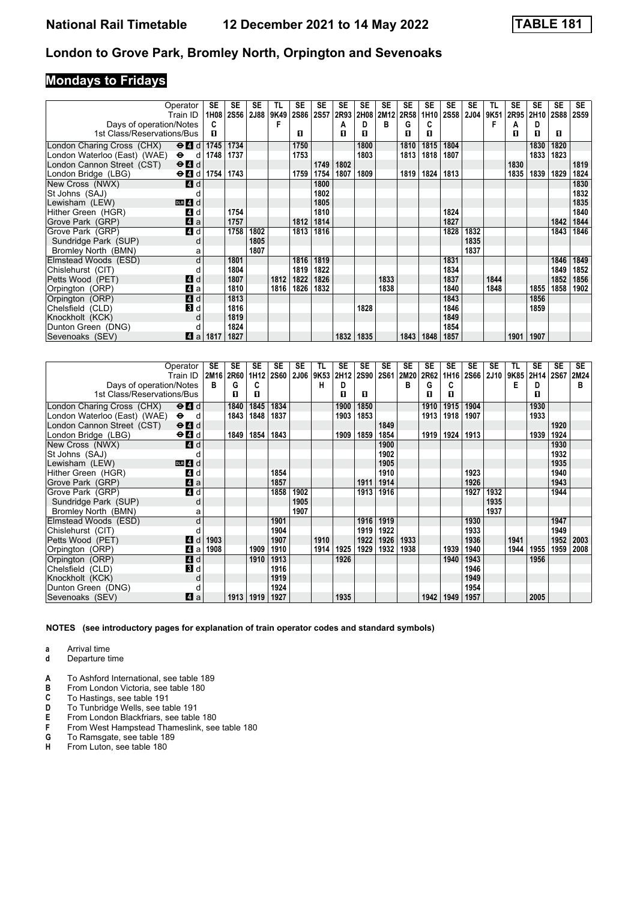# National Rail Timetable 12 December 2021 to 14 May 2022 — TABLE 181

## London to Grove Park, Bromley North, Orpington and Sevenoaks

### Mondays to Fridays

| Operator | | SE | SE | SE | TL | SE | SE | SE | SE | SE | SE | SE | SE | SE | TL | SE | SE | SE | SE |
|---|---|---|---|---|---|---|---|---|---|---|---|---|---|---|---|---|---|---|---|
| Train ID | | 1H08 | 2S56 | 2J88 | 9K49 | 2S86 | 2S57 | 2R93 | 2H08 | 2M12 | 2R58 | 1H10 | 2S58 | 2J04 | 9K51 | 2R95 | 2H10 | 2S88 | 2S59 |
| Days of operation/Notes | | C | | | F | | | A | D | B | G | C | | | F | A | D | | |
| 1st Class/Reservations/Bus | | ■ | | | | ■ | | ■ | ■ | | ■ | ■ | | | | ■ | ■ | ■ | |
| London Charing Cross (CHX) | ⊖ 4 d | 1745 | 1734 | | | 1750 | | | 1800 | | 1810 | 1815 | 1804 | | | | 1830 | 1820 | |
| London Waterloo (East) (WAE) | ⊖ d | 1748 | 1737 | | | 1753 | | | 1803 | | 1813 | 1818 | 1807 | | | | 1833 | 1823 | |
| London Cannon Street (CST) | ⊖ 4 d | | | | | | 1749 | 1802 | | | | | | | | 1830 | | | 1819 |
| London Bridge (LBG) | ⊖ 4 d | 1754 | 1743 | | | 1759 | 1754 | 1807 | 1809 | | 1819 | 1824 | 1813 | | | 1835 | 1839 | 1829 | 1824 |
| New Cross (NWX) | 4 d | | | | | | 1800 | | | | | | | | | | | | 1830 |
| St Johns (SAJ) | d | | | | | | 1802 | | | | | | | | | | | | 1832 |
| Lewisham (LEW) | DLR 4 d | | | | | | 1805 | | | | | | | | | | | | 1835 |
| Hither Green (HGR) | 4 d | | 1754 | | | | 1810 | | | | | | 1824 | | | | | | 1840 |
| Grove Park (GRP) | 4 a | | 1757 | | | 1812 | 1814 | | | | | | 1827 | | | | | 1842 | 1844 |
| Grove Park (GRP) | 4 d | | 1758 | 1802 | | 1813 | 1816 | | | | | | 1828 | 1832 | | | | 1843 | 1846 |
| Sundridge Park (SUP) | d | | | 1805 | | | | | | | | | | 1835 | | | | | |
| Bromley North (BMN) | a | | | 1807 | | | | | | | | | | 1837 | | | | | |
| Elmstead Woods (ESD) | d | | 1801 | | | 1816 | 1819 | | | | | | 1831 | | | | | 1846 | 1849 |
| Chislehurst (CIT) | d | | 1804 | | | 1819 | 1822 | | | | | | 1834 | | | | | 1849 | 1852 |
| Petts Wood (PET) | 4 d | | 1807 | | 1812 | 1822 | 1826 | | | 1833 | | | 1837 | | 1844 | | | 1852 | 1856 |
| Orpington (ORP) | 4 a | | 1810 | | 1816 | 1826 | 1832 | | | 1838 | | | 1840 | | 1848 | | 1855 | 1858 | 1902 |
| Orpington (ORP) | 4 d | | 1813 | | | | | | | | | | 1843 | | | | 1856 | | |
| Chelsfield (CLD) | 3 d | | 1816 | | | | | | 1828 | | | | 1846 | | | | 1859 | | |
| Knockholt (KCK) | d | | 1819 | | | | | | | | | | 1849 | | | | | | |
| Dunton Green (DNG) | d | | 1824 | | | | | | | | | | 1854 | | | | | | |
| Sevenoaks (SEV) | 4 a | 1817 | 1827 | | | | | 1832 | 1835 | | 1843 | 1848 | 1857 | | | 1901 | 1907 | | |

| Operator | | SE | SE | SE | SE | SE | TL | SE | SE | SE | SE | SE | SE | SE | SE | TL | SE | SE | SE |
|---|---|---|---|---|---|---|---|---|---|---|---|---|---|---|---|---|---|---|---|
| Train ID | | 2M16 | 2R60 | 1H12 | 2S60 | 2J06 | 9K53 | 2H12 | 2S90 | 2S61 | 2M20 | 2R62 | 1H16 | 2S66 | 2J10 | 9K85 | 2H14 | 2S67 | 2M24 |
| Days of operation/Notes | | B | G | C | | | H | D | | | B | G | C | | | E | D | | B |
| 1st Class/Reservations/Bus | | | ■ | ■ | | | | ■ | ■ | | | ■ | ■ | | | | ■ | | |
| London Charing Cross (CHX) | ⊖ 4 d | | 1840 | 1845 | 1834 | | | 1900 | 1850 | | | 1910 | 1915 | 1904 | | | 1930 | | |
| London Waterloo (East) (WAE) | ⊖ d | | 1843 | 1848 | 1837 | | | 1903 | 1853 | | | 1913 | 1918 | 1907 | | | 1933 | | |
| London Cannon Street (CST) | ⊖ 4 d | | | | | | | | | 1849 | | | | | | | | 1920 | |
| London Bridge (LBG) | ⊖ 4 d | | 1849 | 1854 | 1843 | | | 1909 | 1859 | 1854 | | 1919 | 1924 | 1913 | | | 1939 | 1924 | |
| New Cross (NWX) | 4 d | | | | | | | | | 1900 | | | | | | | | 1930 | |
| St Johns (SAJ) | d | | | | | | | | | 1902 | | | | | | | | 1932 | |
| Lewisham (LEW) | DLR 4 d | | | | | | | | | 1905 | | | | | | | | 1935 | |
| Hither Green (HGR) | 4 d | | | | 1854 | | | | | 1910 | | | | 1923 | | | | 1940 | |
| Grove Park (GRP) | 4 a | | | | 1857 | | | | 1911 | 1914 | | | | 1926 | | | | 1943 | |
| Grove Park (GRP) | 4 d | | | | 1858 | 1902 | | | 1913 | 1916 | | | | 1927 | 1932 | | | 1944 | |
| Sundridge Park (SUP) | d | | | | | 1905 | | | | | | | | | 1935 | | | | |
| Bromley North (BMN) | a | | | | | 1907 | | | | | | | | | 1937 | | | | |
| Elmstead Woods (ESD) | d | | | | 1901 | | | | 1916 | 1919 | | | | 1930 | | | | 1947 | |
| Chislehurst (CIT) | d | | | | 1904 | | | | 1919 | 1922 | | | | 1933 | | | | 1949 | |
| Petts Wood (PET) | 4 d | 1903 | | | 1907 | | 1910 | | 1922 | 1926 | 1933 | | | 1936 | | 1941 | | 1952 | 2003 |
| Orpington (ORP) | 4 a | 1908 | | 1909 | 1910 | | 1914 | 1925 | 1929 | 1932 | 1938 | | 1939 | 1940 | | 1944 | 1955 | 1959 | 2008 |
| Orpington (ORP) | 4 d | | | 1910 | 1913 | | | 1926 | | | | | 1940 | 1943 | | | 1956 | | |
| Chelsfield (CLD) | 3 d | | | | 1916 | | | | | | | | | 1946 | | | | | |
| Knockholt (KCK) | d | | | | 1919 | | | | | | | | | 1949 | | | | | |
| Dunton Green (DNG) | d | | | | 1924 | | | | | | | | | 1954 | | | | | |
| Sevenoaks (SEV) | 4 a | | 1913 | 1919 | 1927 | | | 1935 | | | | 1942 | 1949 | 1957 | | | 2005 | | |

**NOTES (see introductory pages for explanation of train operator codes and standard symbols)**

- **a** Arrival time
- **d** Departure time

- **A** To Ashford International, see table 189
- **B** From London Victoria, see table 180
- **C** To Hastings, see table 191
- **D** To Tunbridge Wells, see table 191
- **E** From London Blackfriars, see table 180
- **F** From West Hampstead Thameslink, see table 180
- **G** To Ramsgate, see table 189
- **H** From Luton, see table 180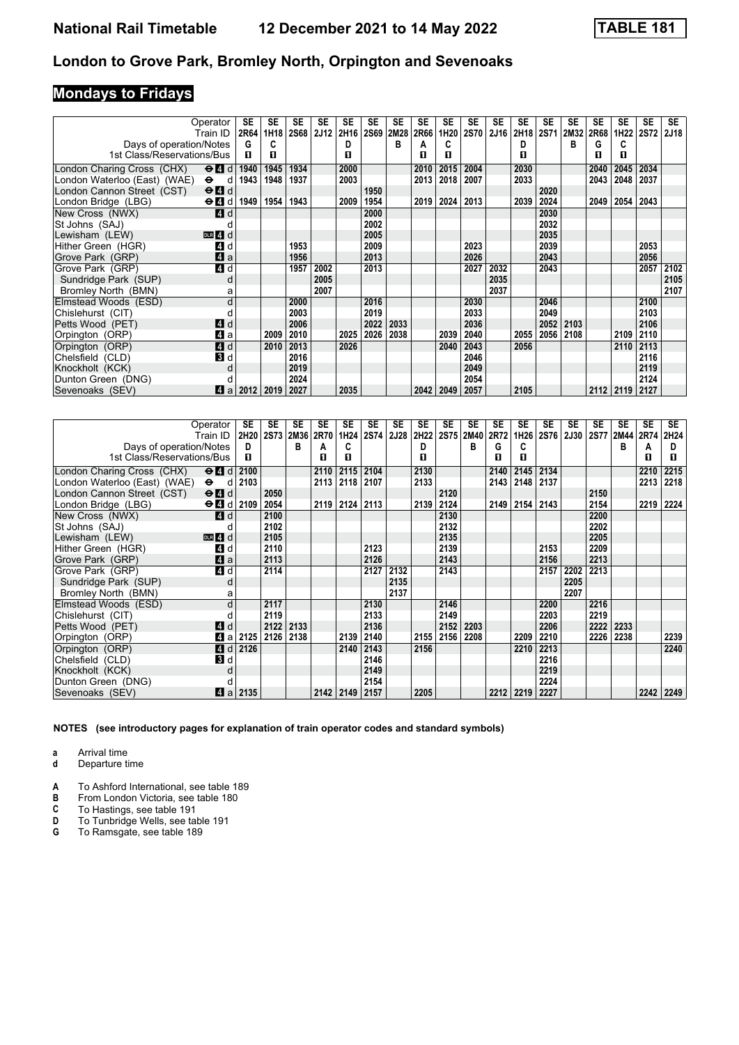# National Rail Timetable 12 December 2021 to 14 May 2022 TABLE 181

## London to Grove Park, Bromley North, Orpington and Sevenoaks

### Mondays to Fridays

| Operator | | SE | SE | SE | SE | SE | SE | SE | SE | SE | SE | SE | SE | SE | SE | SE | SE | SE | SE |
|---|---|---|---|---|---|---|---|---|---|---|---|---|---|---|---|---|---|---|---|
| Train ID | | 2R64 | 1H18 | 2S68 | 2J12 | 2H16 | 2S69 | 2M28 | 2R66 | 1H20 | 2S70 | 2J16 | 2H18 | 2S71 | 2M32 | 2R68 | 1H22 | 2S72 | 2J18 |
| Days of operation/Notes | | G | C | | | D | | B | A | C | | | D | | B | G | C | | |
| 1st Class/Reservations/Bus | | ■ | ■ | | | ■ | | | ■ | ■ | | | ■ | | | ■ | ■ | | |
| London Charing Cross (CHX) | ⊖ 4 d | 1940 | 1945 | 1934 | | 2000 | | | 2010 | 2015 | 2004 | | 2030 | | | 2040 | 2045 | 2034 | |
| London Waterloo (East) (WAE) | ⊖ d | 1943 | 1948 | 1937 | | 2003 | | | 2013 | 2018 | 2007 | | 2033 | | | 2043 | 2048 | 2037 | |
| London Cannon Street (CST) | ⊖ 4 d | | | | | | 1950 | | | | | | | 2020 | | | | | |
| London Bridge (LBG) | ⊖ 4 d | 1949 | 1954 | 1943 | | 2009 | 1954 | | 2019 | 2024 | 2013 | | 2039 | 2024 | | 2049 | 2054 | 2043 | |
| New Cross (NWX) | 4 d | | | | | | 2000 | | | | | | | 2030 | | | | | |
| St Johns (SAJ) | d | | | | | | 2002 | | | | | | | 2032 | | | | | |
| Lewisham (LEW) | DLR 4 d | | | | | | 2005 | | | | | | | 2035 | | | | | |
| Hither Green (HGR) | 4 d | | | 1953 | | | 2009 | | | | 2023 | | | 2039 | | | | 2053 | |
| Grove Park (GRP) | 4 a | | | 1956 | | | 2013 | | | | 2026 | | | 2043 | | | | 2056 | |
| Grove Park (GRP) | 4 d | | | 1957 | 2002 | | 2013 | | | | 2027 | 2032 | | 2043 | | | | 2057 | 2102 |
| Sundridge Park (SUP) | d | | | | 2005 | | | | | | | 2035 | | | | | | | 2105 |
| Bromley North (BMN) | a | | | | 2007 | | | | | | | 2037 | | | | | | | 2107 |
| Elmstead Woods (ESD) | d | | | 2000 | | | 2016 | | | | 2030 | | | 2046 | | | | 2100 | |
| Chislehurst (CIT) | d | | | 2003 | | | 2019 | | | | 2033 | | | 2049 | | | | 2103 | |
| Petts Wood (PET) | 4 d | | | 2006 | | | 2022 | 2033 | | | 2036 | | | 2052 | 2103 | | | 2106 | |
| Orpington (ORP) | 4 a | | 2009 | 2010 | | 2025 | 2026 | 2038 | | 2039 | 2040 | | 2055 | 2056 | 2108 | | 2109 | 2110 | |
| Orpington (ORP) | 4 d | | 2010 | 2013 | | 2026 | | | | 2040 | 2043 | | 2056 | | | | 2110 | 2113 | |
| Chelsfield (CLD) | 3 d | | | 2016 | | | | | | | 2046 | | | | | | | 2116 | |
| Knockholt (KCK) | d | | | 2019 | | | | | | | 2049 | | | | | | | 2119 | |
| Dunton Green (DNG) | d | | | 2024 | | | | | | | 2054 | | | | | | | 2124 | |
| Sevenoaks (SEV) | 4 a | 2012 | 2019 | 2027 | | 2035 | | | 2042 | 2049 | 2057 | | 2105 | | | 2112 | 2119 | 2127 | |

| Operator | | SE | SE | SE | SE | SE | SE | SE | SE | SE | SE | SE | SE | SE | SE | SE | SE | SE | SE |
|---|---|---|---|---|---|---|---|---|---|---|---|---|---|---|---|---|---|---|---|
| Train ID | | 2H20 | 2S73 | 2M36 | 2R70 | 1H24 | 2S74 | 2J28 | 2H22 | 2S75 | 2M40 | 2R72 | 1H26 | 2S76 | 2J30 | 2S77 | 2M44 | 2R74 | 2H24 |
| Days of operation/Notes | | D | | B | A | C | | | D | | B | G | C | | | | B | A | D |
| 1st Class/Reservations/Bus | | ■ | | | ■ | ■ | | | ■ | | | ■ | ■ | | | | | ■ | ■ |
| London Charing Cross (CHX) | ⊖ 4 d | 2100 | | | 2110 | 2115 | 2104 | | 2130 | | | 2140 | 2145 | 2134 | | | | 2210 | 2215 |
| London Waterloo (East) (WAE) | ⊖ d | 2103 | | | 2113 | 2118 | 2107 | | 2133 | | | 2143 | 2148 | 2137 | | | | 2213 | 2218 |
| London Cannon Street (CST) | ⊖ 4 d | | 2050 | | | | | | | 2120 | | | | | | 2150 | | | |
| London Bridge (LBG) | ⊖ 4 d | 2109 | 2054 | | 2119 | 2124 | 2113 | | 2139 | 2124 | | 2149 | 2154 | 2143 | | 2154 | | 2219 | 2224 |
| New Cross (NWX) | 4 d | | 2100 | | | | | | | 2130 | | | | | | 2200 | | | |
| St Johns (SAJ) | d | | 2102 | | | | | | | 2132 | | | | | | 2202 | | | |
| Lewisham (LEW) | DLR 4 d | | 2105 | | | | | | | 2135 | | | | | | 2205 | | | |
| Hither Green (HGR) | 4 d | | 2110 | | | | 2123 | | | 2139 | | | | 2153 | | 2209 | | | |
| Grove Park (GRP) | 4 a | | 2113 | | | | 2126 | | | 2143 | | | | 2156 | | 2213 | | | |
| Grove Park (GRP) | 4 d | | 2114 | | | | 2127 | 2132 | | 2143 | | | | 2157 | 2202 | 2213 | | | |
| Sundridge Park (SUP) | d | | | | | | | 2135 | | | | | | | 2205 | | | | |
| Bromley North (BMN) | a | | | | | | | 2137 | | | | | | | 2207 | | | | |
| Elmstead Woods (ESD) | d | | 2117 | | | | 2130 | | | 2146 | | | | 2200 | | 2216 | | | |
| Chislehurst (CIT) | d | | 2119 | | | | 2133 | | | 2149 | | | | 2203 | | 2219 | | | |
| Petts Wood (PET) | 4 d | | 2122 | 2133 | | | 2136 | | | 2152 | 2203 | | | 2206 | | 2222 | 2233 | | |
| Orpington (ORP) | 4 a | 2125 | 2126 | 2138 | | 2139 | 2140 | | 2155 | 2156 | 2208 | | 2209 | 2210 | | 2226 | 2238 | | 2239 |
| Orpington (ORP) | 4 d | 2126 | | | | 2140 | 2143 | | 2156 | | | | 2210 | 2213 | | | | | 2240 |
| Chelsfield (CLD) | 3 d | | | | | | 2146 | | | | | | | 2216 | | | | | |
| Knockholt (KCK) | d | | | | | | 2149 | | | | | | | 2219 | | | | | |
| Dunton Green (DNG) | d | | | | | | 2154 | | | | | | | 2224 | | | | | |
| Sevenoaks (SEV) | 4 a | 2135 | | | 2142 | 2149 | 2157 | | 2205 | | | 2212 | 2219 | 2227 | | | | 2242 | 2249 |

**NOTES (see introductory pages for explanation of train operator codes and standard symbols)**

- **a** Arrival time
- **d** Departure time

- **A** To Ashford International, see table 189
- **B** From London Victoria, see table 180
- **C** To Hastings, see table 191
- **D** To Tunbridge Wells, see table 191
- **G** To Ramsgate, see table 189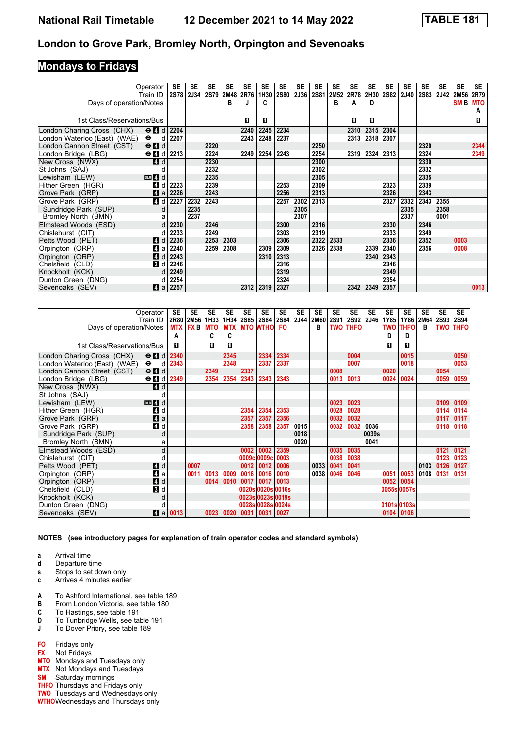# London to Grove Park, Bromley North, Orpington and Sevenoaks

## Mondays to Fridays

| Operator | SE | SE | SE | SE | SE | SE | SE | SE | SE | SE | SE | SE | SE | SE | SE | SE | SE | SE |
|---|---|---|---|---|---|---|---|---|---|---|---|---|---|---|---|---|---|---|
| Train ID | 2S78 | 2J34 | 2S79 | 2M48 | 2R76 | 1H30 | 2S80 | 2J36 | 2S81 | 2M52 | 2R78 | 2H30 | 2S82 | 2J40 | 2S83 | 2J42 | 2M56 | 2R79 |
| Days of operation/Notes | | | | B | J | C | | | | B | A | D | | | | | SM B | MTO A |
| 1st Class/Reservations/Bus | | | | | 1 | 1 | | | | | 1 | 1 | | | | | | 1 |
| London Charing Cross (CHX) ⊖ 4 d | 2204 | | | | 2240 | 2245 | 2234 | | | | 2310 | 2315 | 2304 | | | | | |
| London Waterloo (East) (WAE) ⊖ d | 2207 | | | | 2243 | 2248 | 2237 | | | | 2313 | 2318 | 2307 | | | | | |
| London Cannon Street (CST) ⊖ 4 d | | | 2220 | | | | | | 2250 | | | | | | 2320 | | | 2344 |
| London Bridge (LBG) ⊖ 4 d | 2213 | | 2224 | | 2249 | 2254 | 2243 | | 2254 | | 2319 | 2324 | 2313 | | 2324 | | | 2349 |
| New Cross (NWX) 4 d | | | 2230 | | | | | | 2300 | | | | | | 2330 | | | |
| St Johns (SAJ) d | | | 2232 | | | | | | 2302 | | | | | | 2332 | | | |
| Lewisham (LEW) DLR 4 d | | | 2235 | | | | | | 2305 | | | | | | 2335 | | | |
| Hither Green (HGR) 4 d | 2223 | | 2239 | | | | 2253 | | 2309 | | | | 2323 | | 2339 | | | |
| Grove Park (GRP) 4 a | 2226 | | 2243 | | | | 2256 | | 2313 | | | | 2326 | | 2343 | | | |
| Grove Park (GRP) 4 d | 2227 | 2232 | 2243 | | | | 2257 | 2302 | 2313 | | | | 2327 | 2332 | 2343 | 2355 | | |
| Sundridge Park (SUP) d | | 2235 | | | | | | 2305 | | | | | | 2335 | | 2358 | | |
| Bromley North (BMN) a | | 2237 | | | | | | 2307 | | | | | | 2337 | | 0001 | | |
| Elmstead Woods (ESD) d | 2230 | | 2246 | | | | 2300 | | 2316 | | | | 2330 | | 2346 | | | |
| Chislehurst (CIT) d | 2233 | | 2249 | | | | 2303 | | 2319 | | | | 2333 | | 2349 | | | |
| Petts Wood (PET) 4 d | 2236 | | 2253 | 2303 | | | 2306 | | 2322 | 2333 | | | 2336 | | 2352 | | 0003 | |
| Orpington (ORP) 4 a | 2240 | | 2259 | 2308 | | 2309 | 2309 | | 2326 | 2338 | | 2339 | 2340 | | 2356 | | 0008 | |
| Orpington (ORP) 4 d | 2243 | | | | | 2310 | 2313 | | | | | 2340 | 2343 | | | | | |
| Chelsfield (CLD) 3 d | 2246 | | | | | | 2316 | | | | | | 2346 | | | | | |
| Knockholt (KCK) d | 2249 | | | | | | 2319 | | | | | | 2349 | | | | | |
| Dunton Green (DNG) d | 2254 | | | | | | 2324 | | | | | | 2354 | | | | | |
| Sevenoaks (SEV) 4 a | 2257 | | | | 2312 | 2319 | 2327 | | | | 2342 | 2349 | 2357 | | | | | 0013 |

| Operator | SE | SE | SE | SE | SE | SE | SE | SE | SE | SE | SE | SE | SE | SE | SE | SE | SE |
|---|---|---|---|---|---|---|---|---|---|---|---|---|---|---|---|---|---|
| Train ID | 2R80 | 2M56 | 1H33 | 1H34 | 2S85 | 2S84 | 2S84 | 2J44 | 2M60 | 2S91 | 2S92 | 2J46 | 1Y85 | 1Y86 | 2M64 | 2S93 | 2S94 |
| Days of operation/Notes | MTX A | FX B | MTO C | MTX C | MTO | WTHO | FO | | B | TWO | THFO | | TWO D | THFO D | B | TWO | THFO |
| 1st Class/Reservations/Bus | 1 | | 1 | 1 | | | | | | | | | 1 | 1 | | | |
| London Charing Cross (CHX) ⊖ 4 d | 2340 | | | 2345 | | 2334 | 2334 | | | | 0004 | | | 0015 | | | 0050 |
| London Waterloo (East) (WAE) ⊖ d | 2343 | | | 2348 | | 2337 | 2337 | | | | 0007 | | | 0018 | | | 0053 |
| London Cannon Street (CST) ⊖ 4 d | | | 2349 | | 2337 | | | | | 0008 | | | 0020 | | | 0054 | |
| London Bridge (LBG) ⊖ 4 d | 2349 | | 2354 | 2354 | 2343 | 2343 | 2343 | | | 0013 | 0013 | | 0024 | 0024 | | 0059 | 0059 |
| New Cross (NWX) 4 d | | | | | | | | | | | | | | | | | |
| St Johns (SAJ) d | | | | | | | | | | | | | | | | | |
| Lewisham (LEW) DLR 4 d | | | | | | | | | | 0023 | 0023 | | | | | 0109 | 0109 |
| Hither Green (HGR) 4 d | | | | | 2354 | 2354 | 2353 | | | 0028 | 0028 | | | | | 0114 | 0114 |
| Grove Park (GRP) 4 a | | | | | 2357 | 2357 | 2356 | | | 0032 | 0032 | | | | | 0117 | 0117 |
| Grove Park (GRP) 4 d | | | | | 2358 | 2358 | 2357 | 0015 | | 0032 | 0032 | 0036 | | | | 0118 | 0118 |
| Sundridge Park (SUP) d | | | | | | | | 0018 | | | | 0039s | | | | | |
| Bromley North (BMN) a | | | | | | | | 0020 | | | | 0041 | | | | | |
| Elmstead Woods (ESD) d | | | | | 0002 | 0002 | 2359 | | | 0035 | 0035 | | | | | 0121 | 0121 |
| Chislehurst (CIT) d | | | | | 0009c | 0009c | 0003 | | | 0038 | 0038 | | | | | 0123 | 0123 |
| Petts Wood (PET) 4 d | | 0007 | | | 0012 | 0012 | 0006 | | 0033 | 0041 | 0041 | | | | 0103 | 0126 | 0127 |
| Orpington (ORP) 4 a | | 0011 | 0013 | 0009 | 0016 | 0016 | 0010 | | 0038 | 0046 | 0046 | | 0051 | 0053 | 0108 | 0131 | 0131 |
| Orpington (ORP) 4 d | | | 0014 | 0010 | 0017 | 0017 | 0013 | | | | | | 0052 | 0054 | | | |
| Chelsfield (CLD) 3 d | | | | | 0020s | 0020s | 0016s | | | | | | 0055s | 0057s | | | |
| Knockholt (KCK) d | | | | | 0023s | 0023s | 0019s | | | | | | | | | | |
| Dunton Green (DNG) d | | | | | 0028s | 0028s | 0024s | | | | | | 0101s | 0103s | | | |
| Sevenoaks (SEV) 4 a | 0013 | | 0023 | 0020 | 0031 | 0031 | 0027 | | | | | | 0104 | 0106 | | | |

**NOTES (see introductory pages for explanation of train operator codes and standard symbols)**

- **a** Arrival time
- **d** Departure time
- **s** Stops to set down only
- **c** Arrives 4 minutes earlier

- **A** To Ashford International, see table 189
- **B** From London Victoria, see table 180
- **C** To Hastings, see table 191
- **D** To Tunbridge Wells, see table 191
- **J** To Dover Priory, see table 189

- **FO** Fridays only
- **FX** Not Fridays
- **MTO** Mondays and Tuesdays only
- **MTX** Not Mondays and Tuesdays
- **SM** Saturday mornings
- **THFO** Thursdays and Fridays only
- **TWO** Tuesdays and Wednesdays only
- **WTHO** Wednesdays and Thursdays only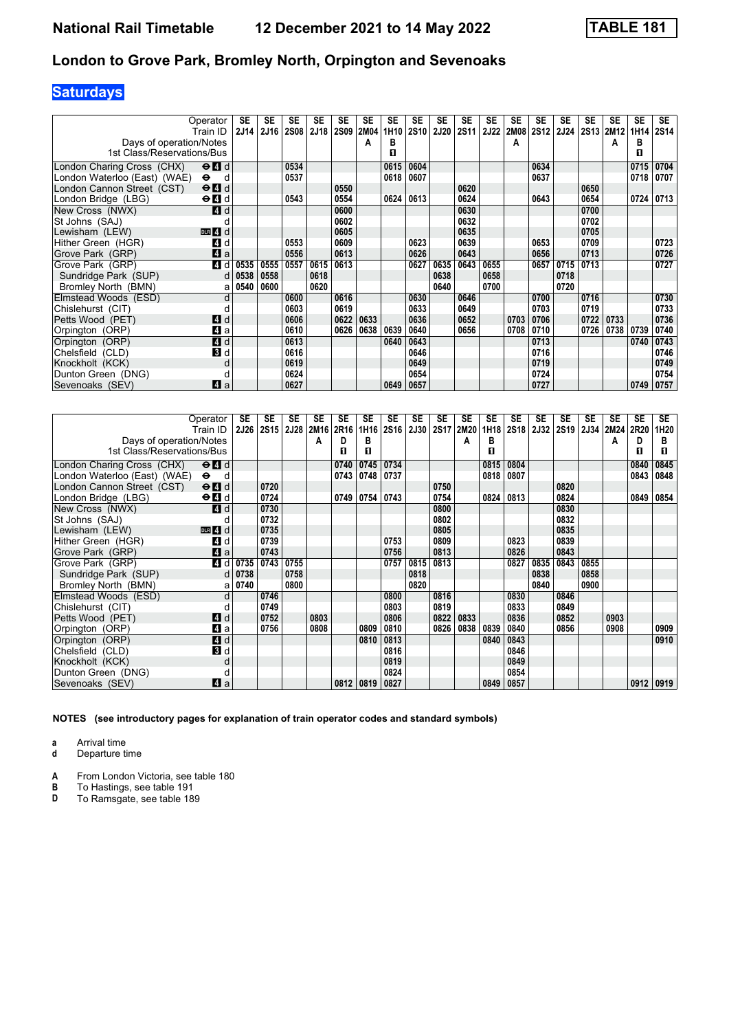# National Rail Timetable 12 December 2021 to 14 May 2022 TABLE 181

## London to Grove Park, Bromley North, Orpington and Sevenoaks

**Saturdays**

| Operator | SE | SE | SE | SE | SE | SE | SE | SE | SE | SE | SE | SE | SE | SE | SE | SE | SE | SE |
|---|---|---|---|---|---|---|---|---|---|---|---|---|---|---|---|---|---|---|
| Train ID | 2J14 | 2J16 | 2S08 | 2J18 | 2S09 | 2M04 | 1H10 | 2S10 | 2J20 | 2S11 | 2J22 | 2M08 | 2S12 | 2J24 | 2S13 | 2M12 | 1H14 | 2S14 |
| Days of operation/Notes | | | | | | A | B | | | | | A | | | | A | B | |
| 1st Class/Reservations/Bus | | | | | | | Ⅱ | | | | | | | | | | Ⅱ | |
| London Charing Cross (CHX) ⊖ 4 d | | | 0534 | | | | 0615 | 0604 | | | | | 0634 | | | | 0715 | 0704 |
| London Waterloo (East) (WAE) ⊖ d | | | 0537 | | | | 0618 | 0607 | | | | | 0637 | | | | 0718 | 0707 |
| London Cannon Street (CST) ⊖ 4 d | | | | | 0550 | | | | | 0620 | | | | | 0650 | | | |
| London Bridge (LBG) ⊖ 4 d | | | 0543 | | 0554 | | 0624 | 0613 | | 0624 | | | 0643 | | 0654 | | 0724 | 0713 |
| New Cross (NWX) 4 d | | | | | 0600 | | | | | 0630 | | | | | 0700 | | | |
| St Johns (SAJ) d | | | | | 0602 | | | | | 0632 | | | | | 0702 | | | |
| Lewisham (LEW) DLR 4 d | | | | | 0605 | | | | | 0635 | | | | | 0705 | | | |
| Hither Green (HGR) 4 d | | | 0553 | | 0609 | | | 0623 | | 0639 | | | 0653 | | 0709 | | | 0723 |
| Grove Park (GRP) 4 a | | | 0556 | | 0613 | | | 0626 | | 0643 | | | 0656 | | 0713 | | | 0726 |
| Grove Park (GRP) 4 d | 0535 | 0555 | 0557 | 0615 | 0613 | | | 0627 | 0635 | 0643 | 0655 | | 0657 | 0715 | 0713 | | | 0727 |
| Sundridge Park (SUP) d | 0538 | 0558 | | 0618 | | | | | 0638 | | 0658 | | | 0718 | | | | |
| Bromley North (BMN) a | 0540 | 0600 | | 0620 | | | | | 0640 | | 0700 | | | 0720 | | | | |
| Elmstead Woods (ESD) d | | | 0600 | | 0616 | | | 0630 | | 0646 | | | 0700 | | 0716 | | | 0730 |
| Chislehurst (CIT) d | | | 0603 | | 0619 | | | 0633 | | 0649 | | | 0703 | | 0719 | | | 0733 |
| Petts Wood (PET) 4 d | | | 0606 | | 0622 | 0633 | | 0636 | | 0652 | | 0703 | 0706 | | 0722 | 0733 | | 0736 |
| Orpington (ORP) 4 a | | | 0610 | | 0626 | 0638 | 0639 | 0640 | | 0656 | | 0708 | 0710 | | 0726 | 0738 | 0739 | 0740 |
| Orpington (ORP) 4 d | | | 0613 | | | | 0640 | 0643 | | | | | 0713 | | | | 0740 | 0743 |
| Chelsfield (CLD) 3 d | | | 0616 | | | | | 0646 | | | | | 0716 | | | | | 0746 |
| Knockholt (KCK) d | | | 0619 | | | | | 0649 | | | | | 0719 | | | | | 0749 |
| Dunton Green (DNG) d | | | 0624 | | | | | 0654 | | | | | 0724 | | | | | 0754 |
| Sevenoaks (SEV) 4 a | | | 0627 | | | | 0649 | 0657 | | | | | 0727 | | | | 0749 | 0757 |

| Operator | SE | SE | SE | SE | SE | SE | SE | SE | SE | SE | SE | SE | SE | SE | SE | SE | SE | SE |
|---|---|---|---|---|---|---|---|---|---|---|---|---|---|---|---|---|---|---|
| Train ID | 2J26 | 2S15 | 2J28 | 2M16 | 2R16 | 1H16 | 2S16 | 2J30 | 2S17 | 2M20 | 1H18 | 2S18 | 2J32 | 2S19 | 2J34 | 2M24 | 2R20 | 1H20 |
| Days of operation/Notes | | | | A | D | B | | | | A | B | | | | | A | D | B |
| 1st Class/Reservations/Bus | | | | | Ⅱ | Ⅱ | | | | | Ⅱ | | | | | | Ⅱ | Ⅱ |
| London Charing Cross (CHX) ⊖ 4 d | | | | | 0740 | 0745 | 0734 | | | | 0815 | 0804 | | | | | 0840 | 0845 |
| London Waterloo (East) (WAE) ⊖ d | | | | | 0743 | 0748 | 0737 | | | | 0818 | 0807 | | | | | 0843 | 0848 |
| London Cannon Street (CST) ⊖ 4 d | | 0720 | | | | | | | 0750 | | | | | 0820 | | | | |
| London Bridge (LBG) ⊖ 4 d | | 0724 | | | 0749 | 0754 | 0743 | | 0754 | | 0824 | 0813 | | 0824 | | | 0849 | 0854 |
| New Cross (NWX) 4 d | | 0730 | | | | | | | 0800 | | | | | 0830 | | | | |
| St Johns (SAJ) d | | 0732 | | | | | | | 0802 | | | | | 0832 | | | | |
| Lewisham (LEW) DLR 4 d | | 0735 | | | | | | | 0805 | | | | | 0835 | | | | |
| Hither Green (HGR) 4 d | | 0739 | | | | | 0753 | | 0809 | | | 0823 | | 0839 | | | | |
| Grove Park (GRP) 4 a | | 0743 | | | | | 0756 | | 0813 | | | 0826 | | 0843 | | | | |
| Grove Park (GRP) 4 d | 0735 | 0743 | 0755 | | | | 0757 | 0815 | 0813 | | | 0827 | 0835 | 0843 | 0855 | | | |
| Sundridge Park (SUP) d | 0738 | | 0758 | | | | | 0818 | | | | | 0838 | | 0858 | | | |
| Bromley North (BMN) a | 0740 | | 0800 | | | | | 0820 | | | | | 0840 | | 0900 | | | |
| Elmstead Woods (ESD) d | | 0746 | | | | | 0800 | | 0816 | | | 0830 | | 0846 | | | | |
| Chislehurst (CIT) d | | 0749 | | | | | 0803 | | 0819 | | | 0833 | | 0849 | | | | |
| Petts Wood (PET) 4 d | | 0752 | | 0803 | | | 0806 | | 0822 | 0833 | | 0836 | | 0852 | | 0903 | | |
| Orpington (ORP) 4 a | | 0756 | | 0808 | | 0809 | 0810 | | 0826 | 0838 | 0839 | 0840 | | 0856 | | 0908 | | 0909 |
| Orpington (ORP) 4 d | | | | | | 0810 | 0813 | | | | 0840 | 0843 | | | | | | 0910 |
| Chelsfield (CLD) 3 d | | | | | | | 0816 | | | | | 0846 | | | | | | |
| Knockholt (KCK) d | | | | | | | 0819 | | | | | 0849 | | | | | | |
| Dunton Green (DNG) d | | | | | | | 0824 | | | | | 0854 | | | | | | |
| Sevenoaks (SEV) 4 a | | | | | 0812 | 0819 | 0827 | | | | 0849 | 0857 | | | | | 0912 | 0919 |

**NOTES (see introductory pages for explanation of train operator codes and standard symbols)**

- **a** Arrival time
- **d** Departure time

- **A** From London Victoria, see table 180
- **B** To Hastings, see table 191
- **D** To Ramsgate, see table 189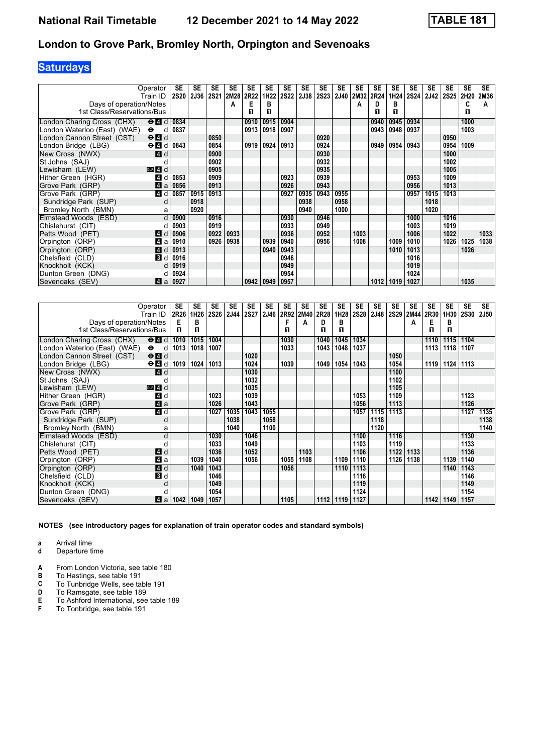# National Rail Timetable 12 December 2021 to 14 May 2022 TABLE 181

## London to Grove Park, Bromley North, Orpington and Sevenoaks

### Saturdays

| Operator | | SE | SE | SE | SE | SE | SE | SE | SE | SE | SE | SE | SE | SE | SE | SE | SE | SE | SE |
|---|---|---|---|---|---|---|---|---|---|---|---|---|---|---|---|---|---|---|---|
| Train ID | | 2S20 | 2J36 | 2S21 | 2M28 | 2R22 | 1H22 | 2S22 | 2J38 | 2S23 | 2J40 | 2M32 | 2R24 | 1H24 | 2S24 | 2J42 | 2S25 | 2H20 | 2M36 |
| Days of operation/Notes | | | | | A | E | B | | | | | A | D | B | | | | C | A |
| 1st Class/Reservations/Bus | | | | | | 1 | 1 | | | | | | 1 | 1 | | | | 1 | |
| London Charing Cross (CHX) | ⊖ 4 d | 0834 | | | | 0910 | 0915 | 0904 | | | | | 0940 | 0945 | 0934 | | | 1000 | |
| London Waterloo (East) (WAE) | ⊖ d | 0837 | | | | 0913 | 0918 | 0907 | | | | | 0943 | 0948 | 0937 | | | 1003 | |
| London Cannon Street (CST) | ⊖ 4 d | | | 0850 | | | | | | 0920 | | | | | | | 0950 | | |
| London Bridge (LBG) | ⊖ 4 d | 0843 | | 0854 | | 0919 | 0924 | 0913 | | 0924 | | | 0949 | 0954 | 0943 | | 0954 | 1009 | |
| New Cross (NWX) | 4 d | | | 0900 | | | | | | 0930 | | | | | | | 1000 | | |
| St Johns (SAJ) | d | | | 0902 | | | | | | 0932 | | | | | | | 1002 | | |
| Lewisham (LEW) | DLR 4 d | | | 0905 | | | | | | 0935 | | | | | | | 1005 | | |
| Hither Green (HGR) | 4 d | 0853 | | 0909 | | | | 0923 | | 0939 | | | | | 0953 | | 1009 | | |
| Grove Park (GRP) | 4 a | 0856 | | 0913 | | | | 0926 | | 0943 | | | | | 0956 | | 1013 | | |
| Grove Park (GRP) | 4 d | 0857 | 0915 | 0913 | | | | 0927 | 0935 | 0943 | 0955 | | | | 0957 | 1015 | 1013 | | |
| Sundridge Park (SUP) | d | | 0918 | | | | | | 0938 | | 0958 | | | | | 1018 | | | |
| Bromley North (BMN) | a | | 0920 | | | | | | 0940 | | 1000 | | | | | 1020 | | | |
| Elmstead Woods (ESD) | d | 0900 | | 0916 | | | | 0930 | | 0946 | | | | | 1000 | | 1016 | | |
| Chislehurst (CIT) | d | 0903 | | 0919 | | | | 0933 | | 0949 | | | | | 1003 | | 1019 | | |
| Petts Wood (PET) | 4 d | 0906 | | 0922 | 0933 | | | 0936 | | 0952 | | 1003 | | | 1006 | | 1022 | | 1033 |
| Orpington (ORP) | 4 a | 0910 | | 0926 | 0938 | | 0939 | 0940 | | 0956 | | 1008 | | 1009 | 1010 | | 1026 | 1025 | 1038 |
| Orpington (ORP) | 4 d | 0913 | | | | | 0940 | 0943 | | | | | | 1010 | 1013 | | | 1026 | |
| Chelsfield (CLD) | 3 d | 0916 | | | | | | 0946 | | | | | | | 1016 | | | | |
| Knockholt (KCK) | d | 0919 | | | | | | 0949 | | | | | | | 1019 | | | | |
| Dunton Green (DNG) | d | 0924 | | | | | | 0954 | | | | | | | 1024 | | | | |
| Sevenoaks (SEV) | 4 a | 0927 | | | | 0942 | 0949 | 0957 | | | | | 1012 | 1019 | 1027 | | | 1035 | |

| Operator | | SE | SE | SE | SE | SE | SE | SE | SE | SE | SE | SE | SE | SE | SE | SE | SE | SE | SE |
|---|---|---|---|---|---|---|---|---|---|---|---|---|---|---|---|---|---|---|---|
| Train ID | | 2R26 | 1H26 | 2S26 | 2J44 | 2S27 | 2J46 | 2R92 | 2M40 | 2R28 | 1H28 | 2S28 | 2J48 | 2S29 | 2M44 | 2R30 | 1H30 | 2S30 | 2J50 |
| Days of operation/Notes | | E | B | | | | | F | A | D | B | | | | A | E | B | | |
| 1st Class/Reservations/Bus | | 1 | 1 | | | | | 1 | | 1 | 1 | | | | | 1 | 1 | | |
| London Charing Cross (CHX) | ⊖ 4 d | 1010 | 1015 | 1004 | | | | 1030 | | 1040 | 1045 | 1034 | | | | 1110 | 1115 | 1104 | |
| London Waterloo (East) (WAE) | ⊖ d | 1013 | 1018 | 1007 | | | | 1033 | | 1043 | 1048 | 1037 | | | | 1113 | 1118 | 1107 | |
| London Cannon Street (CST) | ⊖ 4 d | | | | | 1020 | | | | | | | | 1050 | | | | | |
| London Bridge (LBG) | ⊖ 4 d | 1019 | 1024 | 1013 | | 1024 | | 1039 | | 1049 | 1054 | 1043 | | 1054 | | 1119 | 1124 | 1113 | |
| New Cross (NWX) | 4 d | | | | | 1030 | | | | | | | | 1100 | | | | | |
| St Johns (SAJ) | d | | | | | 1032 | | | | | | | | 1102 | | | | | |
| Lewisham (LEW) | DLR 4 d | | | | | 1035 | | | | | | | | 1105 | | | | | |
| Hither Green (HGR) | 4 d | | | 1023 | | 1039 | | | | | | 1053 | | 1109 | | | | 1123 | |
| Grove Park (GRP) | 4 a | | | 1026 | | 1043 | | | | | | 1056 | | 1113 | | | | 1126 | |
| Grove Park (GRP) | 4 d | | | 1027 | 1035 | 1043 | 1055 | | | | | 1057 | 1115 | 1113 | | | | 1127 | 1135 |
| Sundridge Park (SUP) | d | | | | 1038 | | 1058 | | | | | | 1118 | | | | | | 1138 |
| Bromley North (BMN) | a | | | | 1040 | | 1100 | | | | | | 1120 | | | | | | 1140 |
| Elmstead Woods (ESD) | d | | | 1030 | | 1046 | | | | | | 1100 | | 1116 | | | | 1130 | |
| Chislehurst (CIT) | d | | | 1033 | | 1049 | | | | | | 1103 | | 1119 | | | | 1133 | |
| Petts Wood (PET) | 4 d | | | 1036 | | 1052 | | | 1103 | | | 1106 | | 1122 | 1133 | | | 1136 | |
| Orpington (ORP) | 4 a | | 1039 | 1040 | | 1056 | | 1055 | 1108 | | 1109 | 1110 | | 1126 | 1138 | | 1139 | 1140 | |
| Orpington (ORP) | 4 d | | 1040 | 1043 | | | | 1056 | | | 1110 | 1113 | | | | | 1140 | 1143 | |
| Chelsfield (CLD) | 3 d | | | 1046 | | | | | | | | 1116 | | | | | | 1146 | |
| Knockholt (KCK) | d | | | 1049 | | | | | | | | 1119 | | | | | | 1149 | |
| Dunton Green (DNG) | d | | | 1054 | | | | | | | | 1124 | | | | | | 1154 | |
| Sevenoaks (SEV) | 4 a | 1042 | 1049 | 1057 | | | | 1105 | | 1112 | 1119 | 1127 | | | | 1142 | 1149 | 1157 | |

**NOTES (see introductory pages for explanation of train operator codes and standard symbols)**

- **a** Arrival time
- **d** Departure time

- **A** From London Victoria, see table 180
- **B** To Hastings, see table 191
- **C** To Tunbridge Wells, see table 191
- **D** To Ramsgate, see table 189
- **E** To Ashford International, see table 189
- **F** To Tonbridge, see table 191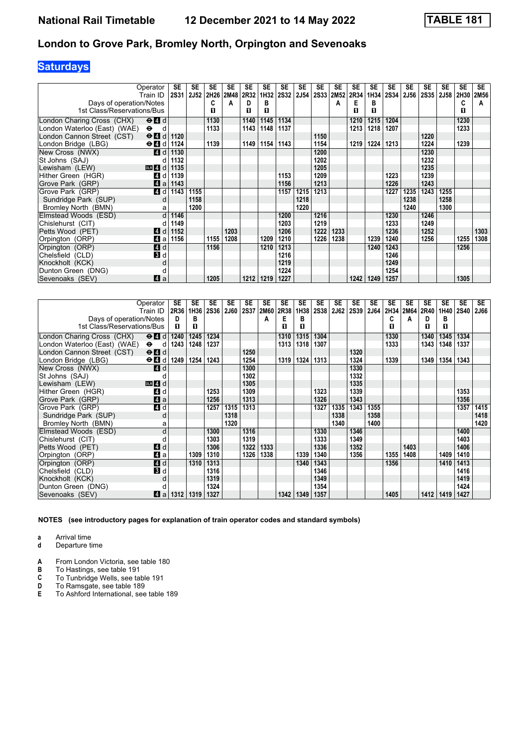# National Rail Timetable 12 December 2021 to 14 May 2022 TABLE 181

## London to Grove Park, Bromley North, Orpington and Sevenoaks

**Saturdays**

| Operator | | SE | SE | SE | SE | SE | SE | SE | SE | SE | SE | SE | SE | SE | SE | SE | SE | SE | SE |
|---|---|---|---|---|---|---|---|---|---|---|---|---|---|---|---|---|---|---|---|
| Train ID | | 2S31 | 2J52 | 2H26 | 2M48 | 2R32 | 1H32 | 2S32 | 2J54 | 2S33 | 2M52 | 2R34 | 1H34 | 2S34 | 2J56 | 2S35 | 2J58 | 2H30 | 2M56 |
| Days of operation/Notes | | | | C | A | D | B | | | | A | E | B | | | | | C | A |
| 1st Class/Reservations/Bus | | | | 1 | | 1 | 1 | | | | | 1 | 1 | | | | | 1 | |
| London Charing Cross (CHX) ⊖4 | d | | | 1130 | | 1140 | 1145 | 1134 | | | | 1210 | 1215 | 1204 | | | | 1230 | |
| London Waterloo (East) (WAE) ⊖ | d | | | 1133 | | 1143 | 1148 | 1137 | | | | 1213 | 1218 | 1207 | | | | 1233 | |
| London Cannon Street (CST) ⊖4 | d | 1120 | | | | | | | | 1150 | | | | | | 1220 | | | |
| London Bridge (LBG) ⊖4 | d | 1124 | | 1139 | | 1149 | 1154 | 1143 | | 1154 | | 1219 | 1224 | 1213 | | 1224 | | 1239 | |
| New Cross (NWX) 4 | d | 1130 | | | | | | | | 1200 | | | | | | 1230 | | | |
| St Johns (SAJ) | d | 1132 | | | | | | | | 1202 | | | | | | 1232 | | | |
| Lewisham (LEW) DLR 4 | d | 1135 | | | | | | | | 1205 | | | | | | 1235 | | | |
| Hither Green (HGR) 4 | d | 1139 | | | | | | 1153 | | 1209 | | | | 1223 | | 1239 | | | |
| Grove Park (GRP) 4 | a | 1143 | | | | | | 1156 | | 1213 | | | | 1226 | | 1243 | | | |
| Grove Park (GRP) 4 | d | 1143 | 1155 | | | | | 1157 | 1215 | 1213 | | | | 1227 | 1235 | 1243 | 1255 | | |
| Sundridge Park (SUP) | d | | 1158 | | | | | | 1218 | | | | | | 1238 | | 1258 | | |
| Bromley North (BMN) | a | | 1200 | | | | | | 1220 | | | | | | 1240 | | 1300 | | |
| Elmstead Woods (ESD) | d | 1146 | | | | | | 1200 | | 1216 | | | | 1230 | | 1246 | | | |
| Chislehurst (CIT) | d | 1149 | | | | | | 1203 | | 1219 | | | | 1233 | | 1249 | | | |
| Petts Wood (PET) 4 | d | 1152 | | | 1203 | | | 1206 | | 1222 | 1233 | | | 1236 | | 1252 | | | 1303 |
| Orpington (ORP) 4 | a | 1156 | | 1155 | 1208 | | 1209 | 1210 | | 1226 | 1238 | | 1239 | 1240 | | 1256 | | 1255 | 1308 |
| Orpington (ORP) 4 | d | | | 1156 | | | 1210 | 1213 | | | | | 1240 | 1243 | | | | 1256 | |
| Chelsfield (CLD) 3 | d | | | | | | | 1216 | | | | | | 1246 | | | | | |
| Knockholt (KCK) | d | | | | | | | 1219 | | | | | | 1249 | | | | | |
| Dunton Green (DNG) | d | | | | | | | 1224 | | | | | | 1254 | | | | | |
| Sevenoaks (SEV) 4 | a | | | 1205 | | 1212 | 1219 | 1227 | | | | 1242 | 1249 | 1257 | | | | 1305 | |

| Operator | | SE | SE | SE | SE | SE | SE | SE | SE | SE | SE | SE | SE | SE | SE | SE | SE | SE | SE |
|---|---|---|---|---|---|---|---|---|---|---|---|---|---|---|---|---|---|---|---|
| Train ID | | 2R36 | 1H36 | 2S36 | 2J60 | 2S37 | 2M60 | 2R38 | 1H38 | 2S38 | 2J62 | 2S39 | 2J64 | 2H34 | 2M64 | 2R40 | 1H40 | 2S40 | 2J66 |
| Days of operation/Notes | | D | B | | | | A | E | B | | | | | C | A | D | B | | |
| 1st Class/Reservations/Bus | | 1 | 1 | | | | | 1 | 1 | | | | | 1 | | 1 | 1 | | |
| London Charing Cross (CHX) ⊖4 | d | 1240 | 1245 | 1234 | | | | 1310 | 1315 | 1304 | | | | 1330 | | 1340 | 1345 | 1334 | |
| London Waterloo (East) (WAE) ⊖ | d | 1243 | 1248 | 1237 | | | | 1313 | 1318 | 1307 | | | | 1333 | | 1343 | 1348 | 1337 | |
| London Cannon Street (CST) ⊖4 | d | | | | | 1250 | | | | | | 1320 | | | | | | | |
| London Bridge (LBG) ⊖4 | d | 1249 | 1254 | 1243 | | 1254 | | 1319 | 1324 | 1313 | | 1324 | | 1339 | | 1349 | 1354 | 1343 | |
| New Cross (NWX) 4 | d | | | | | 1300 | | | | | | 1330 | | | | | | | |
| St Johns (SAJ) | d | | | | | 1302 | | | | | | 1332 | | | | | | | |
| Lewisham (LEW) DLR 4 | d | | | | | 1305 | | | | | | 1335 | | | | | | | |
| Hither Green (HGR) 4 | d | | | 1253 | | 1309 | | | | 1323 | | 1339 | | | | | | 1353 | |
| Grove Park (GRP) 4 | a | | | 1256 | | 1313 | | | | 1326 | | 1343 | | | | | | 1356 | |
| Grove Park (GRP) 4 | d | | | 1257 | 1315 | 1313 | | | | 1327 | 1335 | 1343 | 1355 | | | | | 1357 | 1415 |
| Sundridge Park (SUP) | d | | | | 1318 | | | | | | 1338 | | 1358 | | | | | | 1418 |
| Bromley North (BMN) | a | | | | 1320 | | | | | | 1340 | | 1400 | | | | | | 1420 |
| Elmstead Woods (ESD) | d | | | 1300 | | 1316 | | | | 1330 | | 1346 | | | | | | 1400 | |
| Chislehurst (CIT) | d | | | 1303 | | 1319 | | | | 1333 | | 1349 | | | | | | 1403 | |
| Petts Wood (PET) 4 | d | | | 1306 | | 1322 | 1333 | | | 1336 | | 1352 | | | 1403 | | | 1406 | |
| Orpington (ORP) 4 | a | | 1309 | 1310 | | 1326 | 1338 | | 1339 | 1340 | | 1356 | | 1355 | 1408 | | 1409 | 1410 | |
| Orpington (ORP) 4 | d | | 1310 | 1313 | | | | | 1340 | 1343 | | | | 1356 | | | 1410 | 1413 | |
| Chelsfield (CLD) 3 | d | | | 1316 | | | | | | 1346 | | | | | | | | 1416 | |
| Knockholt (KCK) | d | | | 1319 | | | | | | 1349 | | | | | | | | 1419 | |
| Dunton Green (DNG) | d | | | 1324 | | | | | | 1354 | | | | | | | | 1424 | |
| Sevenoaks (SEV) 4 | a | 1312 | 1319 | 1327 | | | | 1342 | 1349 | 1357 | | | | 1405 | | 1412 | 1419 | 1427 | |

**NOTES (see introductory pages for explanation of train operator codes and standard symbols)**

**a** Arrival time
**d** Departure time

**A** From London Victoria, see table 180
**B** To Hastings, see table 191
**C** To Tunbridge Wells, see table 191
**D** To Ramsgate, see table 189
**E** To Ashford International, see table 189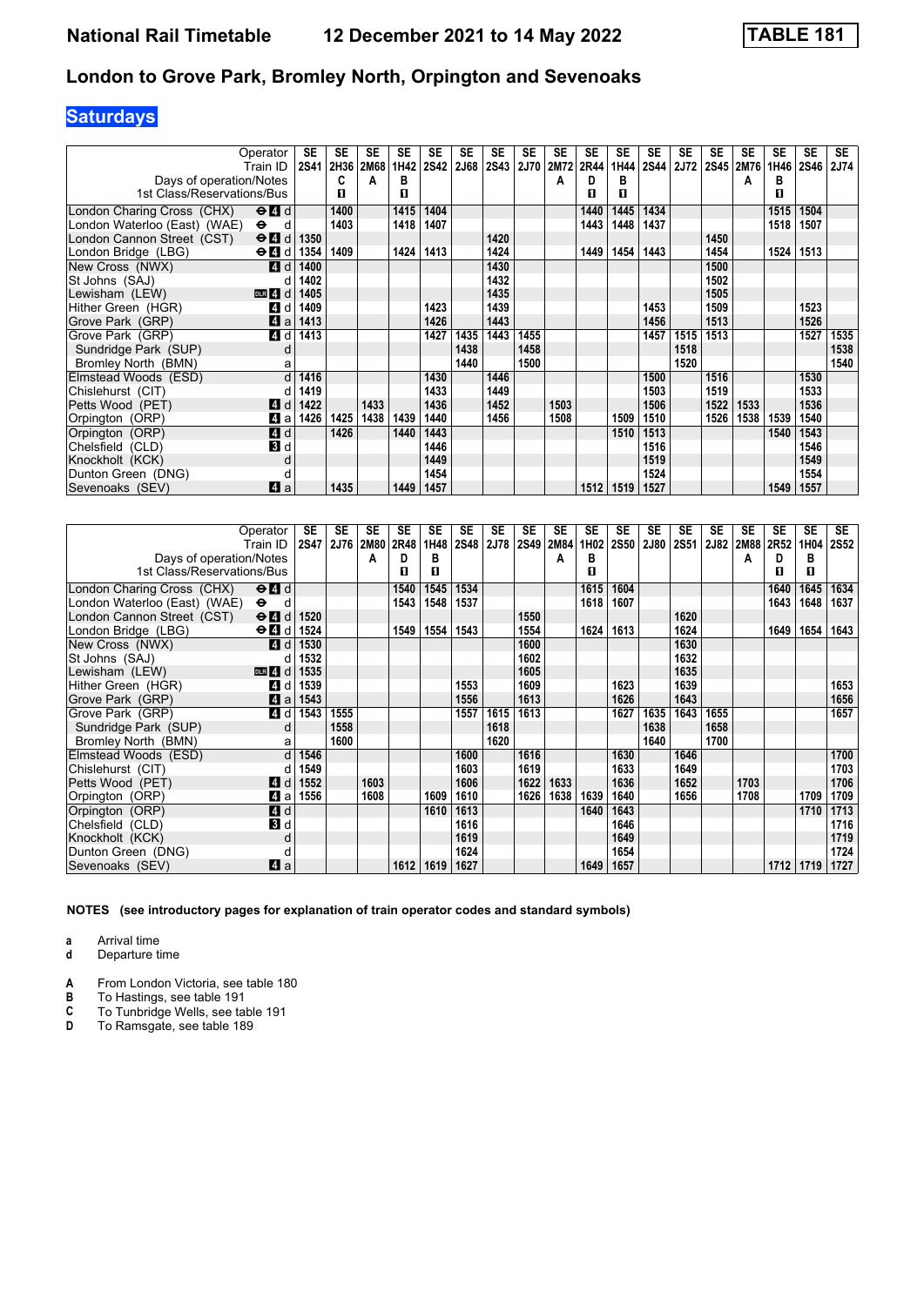# National Rail Timetable — 12 December 2021 to 14 May 2022 — TABLE 181

## London to Grove Park, Bromley North, Orpington and Sevenoaks

### Saturdays

| Operator | SE | SE | SE | SE | SE | SE | SE | SE | SE | SE | SE | SE | SE | SE | SE | SE | SE | SE |
|---|---|---|---|---|---|---|---|---|---|---|---|---|---|---|---|---|---|---|
| Train ID | 2S41 | 2H36 | 2M68 | 1H42 | 2S42 | 2J68 | 2S43 | 2J70 | 2M72 | 2R44 | 1H44 | 2S44 | 2J72 | 2S45 | 2M76 | 1H46 | 2S46 | 2J74 |
| Days of operation/Notes | | C | A | B | | | | | A | D | B | | | | A | B | | |
| 1st Class/Reservations/Bus | | ■ | | ■ | | | | | | ■ | ■ | | | | | ■ | | |
| London Charing Cross (CHX) d | | 1400 | | 1415 | 1404 | | | | | 1440 | 1445 | 1434 | | | | 1515 | 1504 | |
| London Waterloo (East) (WAE) d | | 1403 | | 1418 | 1407 | | | | | 1443 | 1448 | 1437 | | | | 1518 | 1507 | |
| London Cannon Street (CST) d | 1350 | | | | | | 1420 | | | | | | | 1450 | | | | |
| London Bridge (LBG) d | 1354 | 1409 | | 1424 | 1413 | | 1424 | | | 1449 | 1454 | 1443 | | 1454 | | 1524 | 1513 | |
| New Cross (NWX) d | 1400 | | | | | | 1430 | | | | | | | 1500 | | | | |
| St Johns (SAJ) d | 1402 | | | | | | 1432 | | | | | | | 1502 | | | | |
| Lewisham (LEW) d | 1405 | | | | | | 1435 | | | | | | | 1505 | | | | |
| Hither Green (HGR) d | 1409 | | | | 1423 | | 1439 | | | | | 1453 | | 1509 | | | 1523 | |
| Grove Park (GRP) a | 1413 | | | | 1426 | | 1443 | | | | | 1456 | | 1513 | | | 1526 | |
| Grove Park (GRP) d | 1413 | | | | 1427 | 1435 | 1443 | 1455 | | | | 1457 | 1515 | 1513 | | | 1527 | 1535 |
| Sundridge Park (SUP) d | | | | | | 1438 | | 1458 | | | | | 1518 | | | | | 1538 |
| Bromley North (BMN) a | | | | | | 1440 | | 1500 | | | | | 1520 | | | | | 1540 |
| Elmstead Woods (ESD) d | 1416 | | | | 1430 | | 1446 | | | | | 1500 | | 1516 | | | 1530 | |
| Chislehurst (CIT) d | 1419 | | | | 1433 | | 1449 | | | | | 1503 | | 1519 | | | 1533 | |
| Petts Wood (PET) d | 1422 | | 1433 | | 1436 | | 1452 | | 1503 | | | 1506 | | 1522 | 1533 | | 1536 | |
| Orpington (ORP) a | 1426 | 1425 | 1438 | 1439 | 1440 | | 1456 | | 1508 | | 1509 | 1510 | | 1526 | 1538 | 1539 | 1540 | |
| Orpington (ORP) d | | 1426 | | 1440 | 1443 | | | | | | 1510 | 1513 | | | | 1540 | 1543 | |
| Chelsfield (CLD) d | | | | | 1446 | | | | | | | 1516 | | | | | 1546 | |
| Knockholt (KCK) d | | | | | 1449 | | | | | | | 1519 | | | | | 1549 | |
| Dunton Green (DNG) d | | | | | 1454 | | | | | | | 1524 | | | | | 1554 | |
| Sevenoaks (SEV) a | | 1435 | | 1449 | 1457 | | | | | 1512 | 1519 | 1527 | | | | 1549 | 1557 | |

| Operator | SE | SE | SE | SE | SE | SE | SE | SE | SE | SE | SE | SE | SE | SE | SE | SE | SE | SE |
|---|---|---|---|---|---|---|---|---|---|---|---|---|---|---|---|---|---|---|
| Train ID | 2S47 | 2J76 | 2M80 | 2R48 | 1H48 | 2S48 | 2J78 | 2S49 | 2M84 | 1H02 | 2S50 | 2J80 | 2S51 | 2J82 | 2M88 | 2R52 | 1H04 | 2S52 |
| Days of operation/Notes | | | A | D | B | | | | A | B | | | | | A | D | B | |
| 1st Class/Reservations/Bus | | | | ■ | ■ | | | | | ■ | | | | | | ■ | ■ | |
| London Charing Cross (CHX) d | | | | 1540 | 1545 | 1534 | | | | 1615 | 1604 | | | | | 1640 | 1645 | 1634 |
| London Waterloo (East) (WAE) d | | | | 1543 | 1548 | 1537 | | | | 1618 | 1607 | | | | | 1643 | 1648 | 1637 |
| London Cannon Street (CST) d | 1520 | | | | | | | 1550 | | | | | 1620 | | | | | |
| London Bridge (LBG) d | 1524 | | | 1549 | 1554 | 1543 | | 1554 | | 1624 | 1613 | | 1624 | | | 1649 | 1654 | 1643 |
| New Cross (NWX) d | 1530 | | | | | | | 1600 | | | | | 1630 | | | | | |
| St Johns (SAJ) d | 1532 | | | | | | | 1602 | | | | | 1632 | | | | | |
| Lewisham (LEW) d | 1535 | | | | | | | 1605 | | | | | 1635 | | | | | |
| Hither Green (HGR) d | 1539 | | | | | 1553 | | 1609 | | | 1623 | | 1639 | | | | | 1653 |
| Grove Park (GRP) a | 1543 | | | | | 1556 | | 1613 | | | 1626 | | 1643 | | | | | 1656 |
| Grove Park (GRP) d | 1543 | 1555 | | | | 1557 | 1615 | 1613 | | | 1627 | 1635 | 1643 | 1655 | | | | 1657 |
| Sundridge Park (SUP) d | | 1558 | | | | | 1618 | | | | | 1638 | | 1658 | | | | |
| Bromley North (BMN) a | | 1600 | | | | | 1620 | | | | | 1640 | | 1700 | | | | |
| Elmstead Woods (ESD) d | 1546 | | | | | 1600 | | 1616 | | | 1630 | | 1646 | | | | | 1700 |
| Chislehurst (CIT) d | 1549 | | | | | 1603 | | 1619 | | | 1633 | | 1649 | | | | | 1703 |
| Petts Wood (PET) d | 1552 | | 1603 | | | 1606 | | 1622 | 1633 | | 1636 | | 1652 | | 1703 | | | 1706 |
| Orpington (ORP) a | 1556 | | 1608 | | 1609 | 1610 | | 1626 | 1638 | 1639 | 1640 | | 1656 | | 1708 | | 1709 | 1709 |
| Orpington (ORP) d | | | | | 1610 | 1613 | | | | 1640 | 1643 | | | | | | 1710 | 1713 |
| Chelsfield (CLD) d | | | | | | 1616 | | | | | 1646 | | | | | | | 1716 |
| Knockholt (KCK) d | | | | | | 1619 | | | | | 1649 | | | | | | | 1719 |
| Dunton Green (DNG) d | | | | | | 1624 | | | | | 1654 | | | | | | | 1724 |
| Sevenoaks (SEV) a | | | | 1612 | 1619 | 1627 | | | | 1649 | 1657 | | | | | 1712 | 1719 | 1727 |

**NOTES (see introductory pages for explanation of train operator codes and standard symbols)**

- **a** Arrival time
- **d** Departure time

- **A** From London Victoria, see table 180
- **B** To Hastings, see table 191
- **C** To Tunbridge Wells, see table 191
- **D** To Ramsgate, see table 189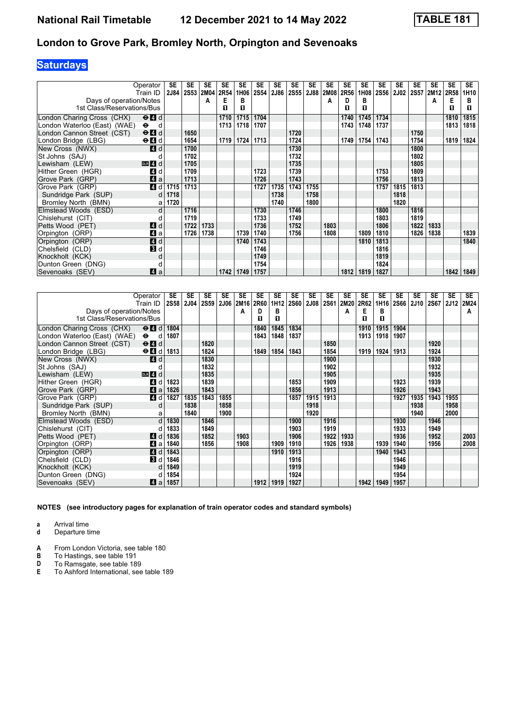# National Rail Timetable 12 December 2021 to 14 May 2022 TABLE 181

## London to Grove Park, Bromley North, Orpington and Sevenoaks

**Saturdays**

| Operator | | SE | SE | SE | SE | SE | SE | SE | SE | SE | SE | SE | SE | SE | SE | SE | SE | SE | SE |
|---|---|---|---|---|---|---|---|---|---|---|---|---|---|---|---|---|---|---|---|
| Train ID | | 2J84 | 2S53 | 2M04 | 2R54 | 1H06 | 2S54 | 2J86 | 2S55 | 2J88 | 2M08 | 2R56 | 1H08 | 2S56 | 2J02 | 2S57 | 2M12 | 2R58 | 1H10 |
| Days of operation/Notes | | | | A | E | B | | | | | A | D | B | | | | A | E | B |
| 1st Class/Reservations/Bus | | | | | ■ | ■ | | | | | | ■ | ■ | | | | | ■ | ■ |
| London Charing Cross (CHX) | ⊖4 d | | | | 1710 | 1715 | 1704 | | | | | 1740 | 1745 | 1734 | | | | 1810 | 1815 |
| London Waterloo (East) (WAE) | ⊖ d | | | | 1713 | 1718 | 1707 | | | | | 1743 | 1748 | 1737 | | | | 1813 | 1818 |
| London Cannon Street (CST) | ⊖4 d | | 1650 | | | | | | 1720 | | | | | | | 1750 | | | |
| London Bridge (LBG) | ⊖4 d | | 1654 | | 1719 | 1724 | 1713 | | 1724 | | | 1749 | 1754 | 1743 | | 1754 | | 1819 | 1824 |
| New Cross (NWX) | 4 d | | 1700 | | | | | | 1730 | | | | | | | 1800 | | | |
| St Johns (SAJ) | d | | 1702 | | | | | | 1732 | | | | | | | 1802 | | | |
| Lewisham (LEW) | DLR 4 d | | 1705 | | | | | | 1735 | | | | | | | 1805 | | | |
| Hither Green (HGR) | 4 d | | 1709 | | | | 1723 | | 1739 | | | | | 1753 | | 1809 | | | |
| Grove Park (GRP) | 4 a | | 1713 | | | | 1726 | | 1743 | | | | | 1756 | | 1813 | | | |
| Grove Park (GRP) | 4 d | 1715 | 1713 | | | | 1727 | 1735 | 1743 | 1755 | | | | 1757 | 1815 | 1813 | | | |
| Sundridge Park (SUP) | d | 1718 | | | | | | 1738 | | 1758 | | | | | 1818 | | | | |
| Bromley North (BMN) | a | 1720 | | | | | | 1740 | | 1800 | | | | | 1820 | | | | |
| Elmstead Woods (ESD) | d | | 1716 | | | | 1730 | | 1746 | | | | | 1800 | | 1816 | | | |
| Chislehurst (CIT) | d | | 1719 | | | | 1733 | | 1749 | | | | | 1803 | | 1819 | | | |
| Petts Wood (PET) | 4 d | | 1722 | 1733 | | | 1736 | | 1752 | | 1803 | | | 1806 | | 1822 | 1833 | | |
| Orpington (ORP) | 4 a | | 1726 | 1738 | | 1739 | 1740 | | 1756 | | 1808 | | 1809 | 1810 | | 1826 | 1838 | | 1839 |
| Orpington (ORP) | 4 d | | | | | 1740 | 1743 | | | | | | 1810 | 1813 | | | | | 1840 |
| Chelsfield (CLD) | 3 d | | | | | | 1746 | | | | | | | 1816 | | | | | |
| Knockholt (KCK) | d | | | | | | 1749 | | | | | | | 1819 | | | | | |
| Dunton Green (DNG) | d | | | | | | 1754 | | | | | | | 1824 | | | | | |
| Sevenoaks (SEV) | 4 a | | | | 1742 | 1749 | 1757 | | | | | 1812 | 1819 | 1827 | | | | 1842 | 1849 |

| Operator | | SE | SE | SE | SE | SE | SE | SE | SE | SE | SE | SE | SE | SE | SE | SE | SE | SE | SE |
|---|---|---|---|---|---|---|---|---|---|---|---|---|---|---|---|---|---|---|---|
| Train ID | | 2S58 | 2J04 | 2S59 | 2J06 | 2M16 | 2R60 | 1H12 | 2S60 | 2J08 | 2S61 | 2M20 | 2R62 | 1H16 | 2S66 | 2J10 | 2S67 | 2J12 | 2M24 |
| Days of operation/Notes | | | | | | A | D | B | | | | A | E | B | | | | | A |
| 1st Class/Reservations/Bus | | | | | | | ■ | ■ | | | | | ■ | ■ | | | | | |
| London Charing Cross (CHX) | ⊖4 d | 1804 | | | | | 1840 | 1845 | 1834 | | | | 1910 | 1915 | 1904 | | | | |
| London Waterloo (East) (WAE) | ⊖ d | 1807 | | | | | 1843 | 1848 | 1837 | | | | 1913 | 1918 | 1907 | | | | |
| London Cannon Street (CST) | ⊖4 d | | | 1820 | | | | | | | 1850 | | | | | | 1920 | | |
| London Bridge (LBG) | ⊖4 d | 1813 | | 1824 | | | 1849 | 1854 | 1843 | | 1854 | | 1919 | 1924 | 1913 | | 1924 | | |
| New Cross (NWX) | 4 d | | | 1830 | | | | | | | 1900 | | | | | | 1930 | | |
| St Johns (SAJ) | d | | | 1832 | | | | | | | 1902 | | | | | | 1932 | | |
| Lewisham (LEW) | DLR 4 d | | | 1835 | | | | | | | 1905 | | | | | | 1935 | | |
| Hither Green (HGR) | 4 d | 1823 | | 1839 | | | | | 1853 | | 1909 | | | | 1923 | | 1939 | | |
| Grove Park (GRP) | 4 a | 1826 | | 1843 | | | | | 1856 | | 1913 | | | | 1926 | | 1943 | | |
| Grove Park (GRP) | 4 d | 1827 | 1835 | 1843 | 1855 | | | | 1857 | 1915 | 1913 | | | | 1927 | 1935 | 1943 | 1955 | |
| Sundridge Park (SUP) | d | | 1838 | | 1858 | | | | | 1918 | | | | | | 1938 | | 1958 | |
| Bromley North (BMN) | a | | 1840 | | 1900 | | | | | 1920 | | | | | | 1940 | | 2000 | |
| Elmstead Woods (ESD) | d | 1830 | | 1846 | | | | | 1900 | | 1916 | | | | 1930 | | 1946 | | |
| Chislehurst (CIT) | d | 1833 | | 1849 | | | | | 1903 | | 1919 | | | | 1933 | | 1949 | | |
| Petts Wood (PET) | 4 d | 1836 | | 1852 | | 1903 | | | 1906 | | 1922 | 1933 | | | 1936 | | 1952 | | 2003 |
| Orpington (ORP) | 4 a | 1840 | | 1856 | | 1908 | | 1909 | 1910 | | 1926 | 1938 | | 1939 | 1940 | | 1956 | | 2008 |
| Orpington (ORP) | 4 d | 1843 | | | | | | 1910 | 1913 | | | | | 1940 | 1943 | | | | |
| Chelsfield (CLD) | 3 d | 1846 | | | | | | | 1916 | | | | | | 1946 | | | | |
| Knockholt (KCK) | d | 1849 | | | | | | | 1919 | | | | | | 1949 | | | | |
| Dunton Green (DNG) | d | 1854 | | | | | | | 1924 | | | | | | 1954 | | | | |
| Sevenoaks (SEV) | 4 a | 1857 | | | | | 1912 | 1919 | 1927 | | | | 1942 | 1949 | 1957 | | | | |

**NOTES (see introductory pages for explanation of train operator codes and standard symbols)**

**a** Arrival time
**d** Departure time

**A** From London Victoria, see table 180
**B** To Hastings, see table 191
**D** To Ramsgate, see table 189
**E** To Ashford International, see table 189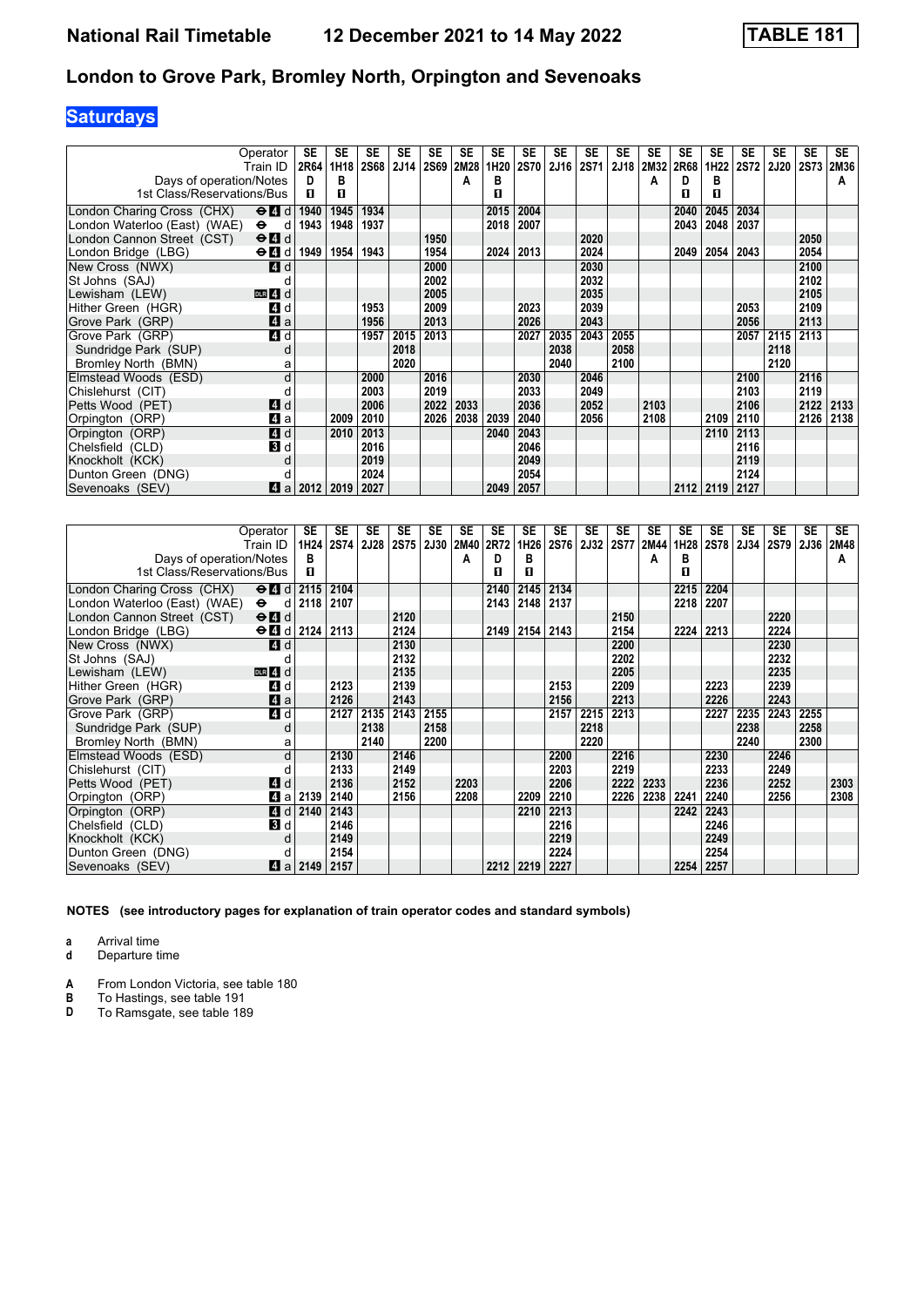# National Rail Timetable 12 December 2021 to 14 May 2022 TABLE 181

## London to Grove Park, Bromley North, Orpington and Sevenoaks

### Saturdays

| Operator | | SE | SE | SE | SE | SE | SE | SE | SE | SE | SE | SE | SE | SE | SE | SE | SE | SE | SE |
|---|---|---|---|---|---|---|---|---|---|---|---|---|---|---|---|---|---|---|---|
| Train ID | | 2R64 | 1H18 | 2S68 | 2J14 | 2S69 | 2M28 | 1H20 | 2S70 | 2J16 | 2S71 | 2J18 | 2M32 | 2R68 | 1H22 | 2S72 | 2J20 | 2S73 | 2M36 |
| Days of operation/Notes | | D | B | | | | A | B | | | | | A | D | B | | | | A |
| 1st Class/Reservations/Bus | | 1 | 1 | | | | | 1 | | | | | | 1 | 1 | | | | |
| London Charing Cross (CHX) | ⊖ 4 d | 1940 | 1945 | 1934 | | | | 2015 | 2004 | | | | | 2040 | 2045 | 2034 | | | |
| London Waterloo (East) (WAE) | ⊖ d | 1943 | 1948 | 1937 | | | | 2018 | 2007 | | | | | 2043 | 2048 | 2037 | | | |
| London Cannon Street (CST) | ⊖ 4 d | | | | | 1950 | | | | | 2020 | | | | | | | 2050 | |
| London Bridge (LBG) | ⊖ 4 d | 1949 | 1954 | 1943 | | 1954 | | 2024 | 2013 | | 2024 | | | 2049 | 2054 | 2043 | | 2054 | |
| New Cross (NWX) | 4 d | | | | | 2000 | | | | | 2030 | | | | | | | 2100 | |
| St Johns (SAJ) | d | | | | | 2002 | | | | | 2032 | | | | | | | 2102 | |
| Lewisham (LEW) | DLR 4 d | | | | | 2005 | | | | | 2035 | | | | | | | 2105 | |
| Hither Green (HGR) | 4 d | | | 1953 | | 2009 | | | 2023 | | 2039 | | | | | 2053 | | 2109 | |
| Grove Park (GRP) | 4 a | | | 1956 | | 2013 | | | 2026 | | 2043 | | | | | 2056 | | 2113 | |
| Grove Park (GRP) | 4 d | | | 1957 | 2015 | 2013 | | | 2027 | 2035 | 2043 | 2055 | | | | 2057 | 2115 | 2113 | |
| Sundridge Park (SUP) | d | | | | 2018 | | | | | 2038 | | 2058 | | | | | 2118 | | |
| Bromley North (BMN) | a | | | | 2020 | | | | | 2040 | | 2100 | | | | | 2120 | | |
| Elmstead Woods (ESD) | d | | | 2000 | | 2016 | | | 2030 | | 2046 | | | | | 2100 | | 2116 | |
| Chislehurst (CIT) | d | | | 2003 | | 2019 | | | 2033 | | 2049 | | | | | 2103 | | 2119 | |
| Petts Wood (PET) | 4 d | | | 2006 | | 2022 | 2033 | | 2036 | | 2052 | | 2103 | | | 2106 | | 2122 | 2133 |
| Orpington (ORP) | 4 a | | 2009 | 2010 | | 2026 | 2038 | 2039 | 2040 | | 2056 | | 2108 | | 2109 | 2110 | | 2126 | 2138 |
| Orpington (ORP) | 4 d | | 2010 | 2013 | | | | 2040 | 2043 | | | | | | 2110 | 2113 | | | |
| Chelsfield (CLD) | 3 d | | | 2016 | | | | | 2046 | | | | | | | 2116 | | | |
| Knockholt (KCK) | d | | | 2019 | | | | | 2049 | | | | | | | 2119 | | | |
| Dunton Green (DNG) | d | | | 2024 | | | | | 2054 | | | | | | | 2124 | | | |
| Sevenoaks (SEV) | 4 a | 2012 | 2019 | 2027 | | | | 2049 | 2057 | | | | | 2112 | 2119 | 2127 | | | |

| Operator | | SE | SE | SE | SE | SE | SE | SE | SE | SE | SE | SE | SE | SE | SE | SE | SE | SE | SE |
|---|---|---|---|---|---|---|---|---|---|---|---|---|---|---|---|---|---|---|---|
| Train ID | | 1H24 | 2S74 | 2J28 | 2S75 | 2J30 | 2M40 | 2R72 | 1H26 | 2S76 | 2J32 | 2S77 | 2M44 | 1H28 | 2S78 | 2J34 | 2S79 | 2J36 | 2M48 |
| Days of operation/Notes | | B | | | | | A | D | B | | | | A | B | | | | | A |
| 1st Class/Reservations/Bus | | 1 | | | | | | 1 | 1 | | | | | 1 | | | | | |
| London Charing Cross (CHX) | ⊖ 4 d | 2115 | 2104 | | | | | 2140 | 2145 | 2134 | | | | 2215 | 2204 | | | | |
| London Waterloo (East) (WAE) | ⊖ d | 2118 | 2107 | | | | | 2143 | 2148 | 2137 | | | | 2218 | 2207 | | | | |
| London Cannon Street (CST) | ⊖ 4 d | | | | 2120 | | | | | | | 2150 | | | | | 2220 | | |
| London Bridge (LBG) | ⊖ 4 d | 2124 | 2113 | | 2124 | | | 2149 | 2154 | 2143 | | 2154 | | 2224 | 2213 | | 2224 | | |
| New Cross (NWX) | 4 d | | | | 2130 | | | | | | | 2200 | | | | | 2230 | | |
| St Johns (SAJ) | d | | | | 2132 | | | | | | | 2202 | | | | | 2232 | | |
| Lewisham (LEW) | DLR 4 d | | | | 2135 | | | | | | | 2205 | | | | | 2235 | | |
| Hither Green (HGR) | 4 d | | 2123 | | 2139 | | | | | 2153 | | 2209 | | | 2223 | | 2239 | | |
| Grove Park (GRP) | 4 a | | 2126 | | 2143 | | | | | 2156 | | 2213 | | | 2226 | | 2243 | | |
| Grove Park (GRP) | 4 d | | 2127 | 2135 | 2143 | 2155 | | | | 2157 | 2215 | 2213 | | | 2227 | 2235 | 2243 | 2255 | |
| Sundridge Park (SUP) | d | | | 2138 | | 2158 | | | | | 2218 | | | | | 2238 | | 2258 | |
| Bromley North (BMN) | a | | | 2140 | | 2200 | | | | | 2220 | | | | | 2240 | | 2300 | |
| Elmstead Woods (ESD) | d | | 2130 | | 2146 | | | | | 2200 | | 2216 | | | 2230 | | 2246 | | |
| Chislehurst (CIT) | d | | 2133 | | 2149 | | | | | 2203 | | 2219 | | | 2233 | | 2249 | | |
| Petts Wood (PET) | 4 d | | 2136 | | 2152 | | 2203 | | | 2206 | | 2222 | 2233 | | 2236 | | 2252 | | 2303 |
| Orpington (ORP) | 4 a | 2139 | 2140 | | 2156 | | 2208 | | 2209 | 2210 | | 2226 | 2238 | 2241 | 2240 | | 2256 | | 2308 |
| Orpington (ORP) | 4 d | 2140 | 2143 | | | | | | 2210 | 2213 | | | | 2242 | 2243 | | | | |
| Chelsfield (CLD) | 3 d | | 2146 | | | | | | | 2216 | | | | | 2246 | | | | |
| Knockholt (KCK) | d | | 2149 | | | | | | | 2219 | | | | | 2249 | | | | |
| Dunton Green (DNG) | d | | 2154 | | | | | | | 2224 | | | | | 2254 | | | | |
| Sevenoaks (SEV) | 4 a | 2149 | 2157 | | | | | 2212 | 2219 | 2227 | | | | 2254 | 2257 | | | | |

**NOTES (see introductory pages for explanation of train operator codes and standard symbols)**

**a** Arrival time
**d** Departure time

**A** From London Victoria, see table 180
**B** To Hastings, see table 191
**D** To Ramsgate, see table 189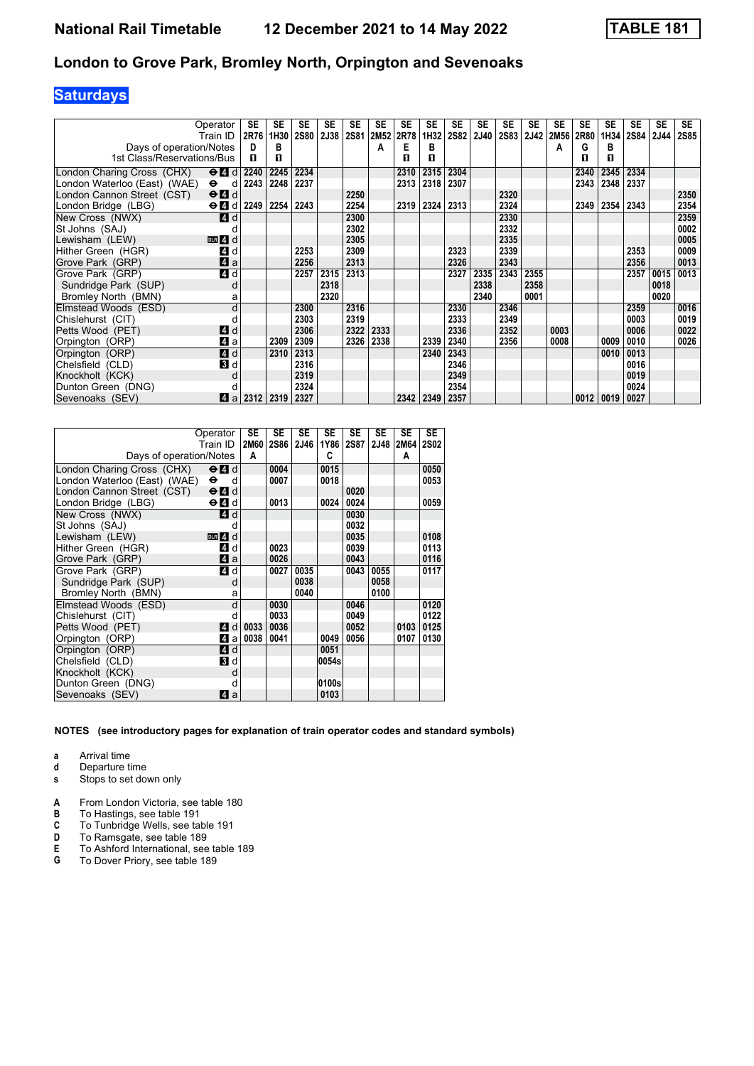# National Rail Timetable 12 December 2021 to 14 May 2022 TABLE 181

## London to Grove Park, Bromley North, Orpington and Sevenoaks

## Saturdays

| Operator | | SE | SE | SE | SE | SE | SE | SE | SE | SE | SE | SE | SE | SE | SE | SE | SE | SE | SE |
|---|---|---|---|---|---|---|---|---|---|---|---|---|---|---|---|---|---|---|---|
| Train ID | | 2R76 | 1H30 | 2S80 | 2J38 | 2S81 | 2M52 | 2R78 | 1H32 | 2S82 | 2J40 | 2S83 | 2J42 | 2M56 | 2R80 | 1H34 | 2S84 | 2J44 | 2S85 |
| Days of operation/Notes | | D | B | | | | A | E | B | | | | | A | G | B | | | |
| 1st Class/Reservations/Bus | | 1 | 1 | | | | | 1 | 1 | | | | | | 1 | 1 | | | |
| London Charing Cross (CHX) | ⊖ 4 d | 2240 | 2245 | 2234 | | | | 2310 | 2315 | 2304 | | | | | 2340 | 2345 | 2334 | | |
| London Waterloo (East) (WAE) | ⊖ d | 2243 | 2248 | 2237 | | | | 2313 | 2318 | 2307 | | | | | 2343 | 2348 | 2337 | | |
| London Cannon Street (CST) | ⊖ 4 d | | | | | 2250 | | | | | | 2320 | | | | | | | 2350 |
| London Bridge (LBG) | ⊖ 4 d | 2249 | 2254 | 2243 | | 2254 | | 2319 | 2324 | 2313 | | 2324 | | | 2349 | 2354 | 2343 | | 2354 |
| New Cross (NWX) | 4 d | | | | | 2300 | | | | | | 2330 | | | | | | | 2359 |
| St Johns (SAJ) | d | | | | | 2302 | | | | | | 2332 | | | | | | | 0002 |
| Lewisham (LEW) | DLR 4 d | | | | | 2305 | | | | | | 2335 | | | | | | | 0005 |
| Hither Green (HGR) | 4 d | | | 2253 | | 2309 | | | | 2323 | | 2339 | | | | | 2353 | | 0009 |
| Grove Park (GRP) | 4 a | | | 2256 | | 2313 | | | | 2326 | | 2343 | | | | | 2356 | | 0013 |
| Grove Park (GRP) | 4 d | | | 2257 | 2315 | 2313 | | | | 2327 | 2335 | 2343 | 2355 | | | | 2357 | 0015 | 0013 |
| Sundridge Park (SUP) | d | | | | 2318 | | | | | | 2338 | | 2358 | | | | | 0018 | |
| Bromley North (BMN) | a | | | | 2320 | | | | | | 2340 | | 0001 | | | | | 0020 | |
| Elmstead Woods (ESD) | d | | | 2300 | | 2316 | | | | 2330 | | 2346 | | | | | 2359 | | 0016 |
| Chislehurst (CIT) | d | | | 2303 | | 2319 | | | | 2333 | | 2349 | | | | | 0003 | | 0019 |
| Petts Wood (PET) | 4 d | | | 2306 | | 2322 | 2333 | | | 2336 | | 2352 | | 0003 | | | 0006 | | 0022 |
| Orpington (ORP) | 4 a | | 2309 | 2309 | | 2326 | 2338 | | 2339 | 2340 | | 2356 | | 0008 | | 0009 | 0010 | | 0026 |
| Orpington (ORP) | 4 d | | 2310 | 2313 | | | | | 2340 | 2343 | | | | | | 0010 | 0013 | | |
| Chelsfield (CLD) | 3 d | | | 2316 | | | | | | 2346 | | | | | | | 0016 | | |
| Knockholt (KCK) | d | | | 2319 | | | | | | 2349 | | | | | | | 0019 | | |
| Dunton Green (DNG) | d | | | 2324 | | | | | | 2354 | | | | | | | 0024 | | |
| Sevenoaks (SEV) | 4 a | 2312 | 2319 | 2327 | | | | 2342 | 2349 | 2357 | | | | | 0012 | 0019 | 0027 | | |

| Operator | | SE | SE | SE | SE | SE | SE | SE | SE |
|---|---|---|---|---|---|---|---|---|---|
| Train ID | | 2M60 | 2S86 | 2J46 | 1Y86 | 2S87 | 2J48 | 2M64 | 2S02 |
| Days of operation/Notes | | A | | | C | | | A | |
| London Charing Cross (CHX) | ⊖ 4 d | | 0004 | | 0015 | | | | 0050 |
| London Waterloo (East) (WAE) | ⊖ d | | 0007 | | 0018 | | | | 0053 |
| London Cannon Street (CST) | ⊖ 4 d | | | | | 0020 | | | |
| London Bridge (LBG) | ⊖ 4 d | | 0013 | | 0024 | 0024 | | | 0059 |
| New Cross (NWX) | 4 d | | | | | 0030 | | | |
| St Johns (SAJ) | d | | | | | 0032 | | | |
| Lewisham (LEW) | DLR 4 d | | | | | 0035 | | | 0108 |
| Hither Green (HGR) | 4 d | | 0023 | | | 0039 | | | 0113 |
| Grove Park (GRP) | 4 a | | 0026 | | | 0043 | | | 0116 |
| Grove Park (GRP) | 4 d | | 0027 | 0035 | | 0043 | 0055 | | 0117 |
| Sundridge Park (SUP) | d | | | 0038 | | | 0058 | | |
| Bromley North (BMN) | a | | | 0040 | | | 0100 | | |
| Elmstead Woods (ESD) | d | | 0030 | | | 0046 | | | 0120 |
| Chislehurst (CIT) | d | | 0033 | | | 0049 | | | 0122 |
| Petts Wood (PET) | 4 d | 0033 | 0036 | | | 0052 | | 0103 | 0125 |
| Orpington (ORP) | 4 a | 0038 | 0041 | | 0049 | 0056 | | 0107 | 0130 |
| Orpington (ORP) | 4 d | | | | 0051 | | | | |
| Chelsfield (CLD) | 3 d | | | | 0054s | | | | |
| Knockholt (KCK) | d | | | | | | | | |
| Dunton Green (DNG) | d | | | | 0100s | | | | |
| Sevenoaks (SEV) | 4 a | | | | 0103 | | | | |

**NOTES (see introductory pages for explanation of train operator codes and standard symbols)**

- **a** Arrival time
- **d** Departure time
- **s** Stops to set down only

- **A** From London Victoria, see table 180
- **B** To Hastings, see table 191
- **C** To Tunbridge Wells, see table 191
- **D** To Ramsgate, see table 189
- **E** To Ashford International, see table 189
- **G** To Dover Priory, see table 189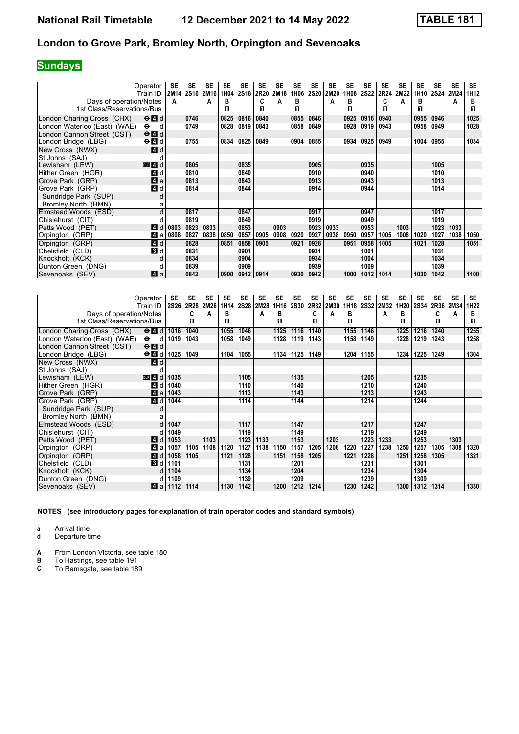# National Rail Timetable — 12 December 2021 to 14 May 2022 — TABLE 181

## London to Grove Park, Bromley North, Orpington and Sevenoaks

### Sundays

| Operator | | SE | SE | SE | SE | SE | SE | SE | SE | SE | SE | SE | SE | SE | SE | SE | SE | SE | SE |
|---|---|---|---|---|---|---|---|---|---|---|---|---|---|---|---|---|---|---|---|
| Train ID | | 2M14 | 2S16 | 2M16 | 1H04 | 2S18 | 2R20 | 2M18 | 1H06 | 2S20 | 2M20 | 1H08 | 2S22 | 2R24 | 2M22 | 1H10 | 2S24 | 2M24 | 1H12 |
| Days of operation/Notes | | A | | A | B | | C | A | B | | A | B | | C | A | B | | A | B |
| 1st Class/Reservations/Bus | | | | | Π | | Π | | Π | | | Π | | Π | | Π | | | Π |
| London Charing Cross (CHX) | ⊖ 4 d | | 0746 | | 0825 | 0816 | 0840 | | 0855 | 0846 | | 0925 | 0916 | 0940 | | 0955 | 0946 | | 1025 |
| London Waterloo (East) (WAE) | ⊖ d | | 0749 | | 0828 | 0819 | 0843 | | 0858 | 0849 | | 0928 | 0919 | 0943 | | 0958 | 0949 | | 1028 |
| London Cannon Street (CST) | ⊖ 4 d | | | | | | | | | | | | | | | | | | |
| London Bridge (LBG) | ⊖ 4 d | | 0755 | | 0834 | 0825 | 0849 | | 0904 | 0855 | | 0934 | 0925 | 0949 | | 1004 | 0955 | | 1034 |
| New Cross (NWX) | 4 d | | | | | | | | | | | | | | | | | | |
| St Johns (SAJ) | d | | | | | | | | | | | | | | | | | | |
| Lewisham (LEW) | DLR 4 d | | 0805 | | | 0835 | | | | 0905 | | | 0935 | | | | 1005 | | |
| Hither Green (HGR) | 4 d | | 0810 | | | 0840 | | | | 0910 | | | 0940 | | | | 1010 | | |
| Grove Park (GRP) | 4 a | | 0813 | | | 0843 | | | | 0913 | | | 0943 | | | | 1013 | | |
| Grove Park (GRP) | 4 d | | 0814 | | | 0844 | | | | 0914 | | | 0944 | | | | 1014 | | |
| Sundridge Park (SUP) | d | | | | | | | | | | | | | | | | | | |
| Bromley North (BMN) | a | | | | | | | | | | | | | | | | | | |
| Elmstead Woods (ESD) | d | | 0817 | | | 0847 | | | | 0917 | | | 0947 | | | | 1017 | | |
| Chislehurst (CIT) | d | | 0819 | | | 0849 | | | | 0919 | | | 0949 | | | | 1019 | | |
| Petts Wood (PET) | 4 d | 0803 | 0823 | 0833 | | 0853 | | 0903 | | 0923 | 0933 | | 0953 | | 1003 | | 1023 | 1033 | |
| Orpington (ORP) | 4 a | 0808 | 0827 | 0838 | 0850 | 0857 | 0905 | 0908 | 0920 | 0927 | 0938 | 0950 | 0957 | 1005 | 1008 | 1020 | 1027 | 1038 | 1050 |
| Orpington (ORP) | 4 d | | 0828 | | 0851 | 0858 | 0905 | | 0921 | 0928 | | 0951 | 0958 | 1005 | | 1021 | 1028 | | 1051 |
| Chelsfield (CLD) | 3 d | | 0831 | | | 0901 | | | | 0931 | | | 1001 | | | | 1031 | | |
| Knockholt (KCK) | d | | 0834 | | | 0904 | | | | 0934 | | | 1004 | | | | 1034 | | |
| Dunton Green (DNG) | d | | 0839 | | | 0909 | | | | 0939 | | | 1009 | | | | 1039 | | |
| Sevenoaks (SEV) | 4 a | | 0842 | | 0900 | 0912 | 0914 | | 0930 | 0942 | | 1000 | 1012 | 1014 | | 1030 | 1042 | | 1100 |

| Operator | | SE | SE | SE | SE | SE | SE | SE | SE | SE | SE | SE | SE | SE | SE | SE | SE | SE | SE |
|---|---|---|---|---|---|---|---|---|---|---|---|---|---|---|---|---|---|---|---|
| Train ID | | 2S26 | 2R28 | 2M26 | 1H14 | 2S28 | 2M28 | 1H16 | 2S30 | 2R32 | 2M30 | 1H18 | 2S32 | 2M32 | 1H20 | 2S34 | 2R36 | 2M34 | 1H22 |
| Days of operation/Notes | | | C | A | B | | A | B | | C | A | B | | A | B | | C | A | B |
| 1st Class/Reservations/Bus | | | Π | | Π | | | Π | | Π | | Π | | | Π | | Π | | Π |
| London Charing Cross (CHX) | ⊖ 4 d | 1016 | 1040 | | 1055 | 1046 | | 1125 | 1116 | 1140 | | 1155 | 1146 | | 1225 | 1216 | 1240 | | 1255 |
| London Waterloo (East) (WAE) | ⊖ d | 1019 | 1043 | | 1058 | 1049 | | 1128 | 1119 | 1143 | | 1158 | 1149 | | 1228 | 1219 | 1243 | | 1258 |
| London Cannon Street (CST) | ⊖ 4 d | | | | | | | | | | | | | | | | | | |
| London Bridge (LBG) | ⊖ 4 d | 1025 | 1049 | | 1104 | 1055 | | 1134 | 1125 | 1149 | | 1204 | 1155 | | 1234 | 1225 | 1249 | | 1304 |
| New Cross (NWX) | 4 d | | | | | | | | | | | | | | | | | | |
| St Johns (SAJ) | d | | | | | | | | | | | | | | | | | | |
| Lewisham (LEW) | DLR 4 d | 1035 | | | | 1105 | | | 1135 | | | | 1205 | | | 1235 | | | |
| Hither Green (HGR) | 4 d | 1040 | | | | 1110 | | | 1140 | | | | 1210 | | | 1240 | | | |
| Grove Park (GRP) | 4 a | 1043 | | | | 1113 | | | 1143 | | | | 1213 | | | 1243 | | | |
| Grove Park (GRP) | 4 d | 1044 | | | | 1114 | | | 1144 | | | | 1214 | | | 1244 | | | |
| Sundridge Park (SUP) | d | | | | | | | | | | | | | | | | | | |
| Bromley North (BMN) | a | | | | | | | | | | | | | | | | | | |
| Elmstead Woods (ESD) | d | 1047 | | | | 1117 | | | 1147 | | | | 1217 | | | 1247 | | | |
| Chislehurst (CIT) | d | 1049 | | | | 1119 | | | 1149 | | | | 1219 | | | 1249 | | | |
| Petts Wood (PET) | 4 d | 1053 | | 1103 | | 1123 | 1133 | | 1153 | | 1203 | | 1223 | 1233 | | 1253 | | 1303 | |
| Orpington (ORP) | 4 a | 1057 | 1105 | 1108 | 1120 | 1127 | 1138 | 1150 | 1157 | 1205 | 1208 | 1220 | 1227 | 1238 | 1250 | 1257 | 1305 | 1308 | 1320 |
| Orpington (ORP) | 4 d | 1058 | 1105 | | 1121 | 1128 | | 1151 | 1158 | 1205 | | 1221 | 1228 | | 1251 | 1258 | 1305 | | 1321 |
| Chelsfield (CLD) | 3 d | 1101 | | | | 1131 | | | 1201 | | | | 1231 | | | 1301 | | | |
| Knockholt (KCK) | d | 1104 | | | | 1134 | | | 1204 | | | | 1234 | | | 1304 | | | |
| Dunton Green (DNG) | d | 1109 | | | | 1139 | | | 1209 | | | | 1239 | | | 1309 | | | |
| Sevenoaks (SEV) | 4 a | 1112 | 1114 | | 1130 | 1142 | | 1200 | 1212 | 1214 | | 1230 | 1242 | | 1300 | 1312 | 1314 | | 1330 |

**NOTES (see introductory pages for explanation of train operator codes and standard symbols)**

**a** Arrival time
**d** Departure time

**A** From London Victoria, see table 180
**B** To Hastings, see table 191
**C** To Ramsgate, see table 189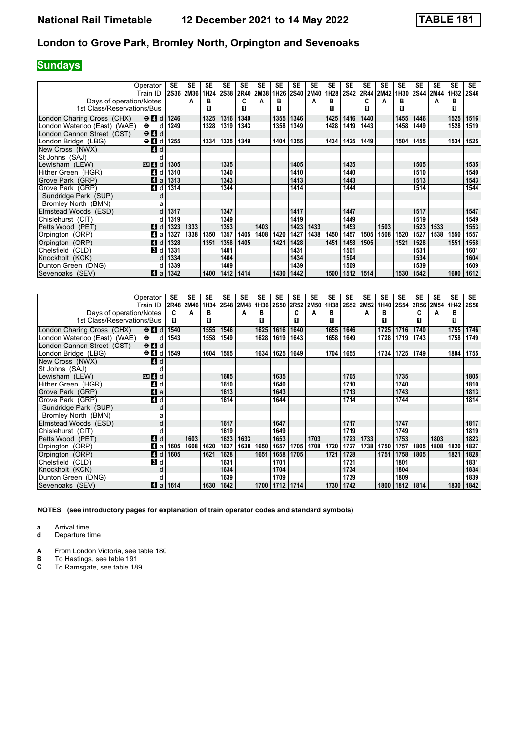# National Rail Timetable — 12 December 2021 to 14 May 2022 — TABLE 181

## London to Grove Park, Bromley North, Orpington and Sevenoaks

**Sundays**

| Operator | SE | SE | SE | SE | SE | SE | SE | SE | SE | SE | SE | SE | SE | SE | SE | SE | SE | SE |
|---|---|---|---|---|---|---|---|---|---|---|---|---|---|---|---|---|---|---|
| Train ID | 2S36 | 2M36 | 1H24 | 2S38 | 2R40 | 2M38 | 1H26 | 2S40 | 2M40 | 1H28 | 2S42 | 2R44 | 2M42 | 1H30 | 2S44 | 2M44 | 1H32 | 2S46 |
| Days of operation/Notes | | A | B | | C | A | B | | A | B | | C | A | B | | A | B | |
| 1st Class/Reservations/Bus | | | 1 | | 1 | | 1 | | | 1 | | 1 | | 1 | | | 1 | |
| London Charing Cross (CHX) ⊖ 4 d | 1246 | | 1325 | 1316 | 1340 | | 1355 | 1346 | | 1425 | 1416 | 1440 | | 1455 | 1446 | | 1525 | 1516 |
| London Waterloo (East) (WAE) ⊖ d | 1249 | | 1328 | 1319 | 1343 | | 1358 | 1349 | | 1428 | 1419 | 1443 | | 1458 | 1449 | | 1528 | 1519 |
| London Cannon Street (CST) ⊖ 4 d | | | | | | | | | | | | | | | | | | |
| London Bridge (LBG) ⊖ 4 d | 1255 | | 1334 | 1325 | 1349 | | 1404 | 1355 | | 1434 | 1425 | 1449 | | 1504 | 1455 | | 1534 | 1525 |
| New Cross (NWX) 4 d | | | | | | | | | | | | | | | | | | |
| St Johns (SAJ) d | | | | | | | | | | | | | | | | | | |
| Lewisham (LEW) DLR 4 d | 1305 | | | 1335 | | | | 1405 | | | 1435 | | | | 1505 | | | 1535 |
| Hither Green (HGR) 4 d | 1310 | | | 1340 | | | | 1410 | | | 1440 | | | | 1510 | | | 1540 |
| Grove Park (GRP) 4 a | 1313 | | | 1343 | | | | 1413 | | | 1443 | | | | 1513 | | | 1543 |
| Grove Park (GRP) 4 d | 1314 | | | 1344 | | | | 1414 | | | 1444 | | | | 1514 | | | 1544 |
| Sundridge Park (SUP) d | | | | | | | | | | | | | | | | | | |
| Bromley North (BMN) a | | | | | | | | | | | | | | | | | | |
| Elmstead Woods (ESD) d | 1317 | | | 1347 | | | | 1417 | | | 1447 | | | | 1517 | | | 1547 |
| Chislehurst (CIT) d | 1319 | | | 1349 | | | | 1419 | | | 1449 | | | | 1519 | | | 1549 |
| Petts Wood (PET) 4 d | 1323 | 1333 | | 1353 | | 1403 | | 1423 | 1433 | | 1453 | | 1503 | | 1523 | 1533 | | 1553 |
| Orpington (ORP) 4 a | 1327 | 1338 | 1350 | 1357 | 1405 | 1408 | 1420 | 1427 | 1438 | 1450 | 1457 | 1505 | 1508 | 1520 | 1527 | 1538 | 1550 | 1557 |
| Orpington (ORP) 4 d | 1328 | | 1351 | 1358 | 1405 | | 1421 | 1428 | | 1451 | 1458 | 1505 | | 1521 | 1528 | | 1551 | 1558 |
| Chelsfield (CLD) 3 d | 1331 | | | 1401 | | | | 1431 | | | 1501 | | | | 1531 | | | 1601 |
| Knockholt (KCK) d | 1334 | | | 1404 | | | | 1434 | | | 1504 | | | | 1534 | | | 1604 |
| Dunton Green (DNG) d | 1339 | | | 1409 | | | | 1439 | | | 1509 | | | | 1539 | | | 1609 |
| Sevenoaks (SEV) 4 a | 1342 | | 1400 | 1412 | 1414 | | 1430 | 1442 | | 1500 | 1512 | 1514 | | 1530 | 1542 | | 1600 | 1612 |

| Operator | SE | SE | SE | SE | SE | SE | SE | SE | SE | SE | SE | SE | SE | SE | SE | SE | SE | SE |
|---|---|---|---|---|---|---|---|---|---|---|---|---|---|---|---|---|---|---|
| Train ID | 2R48 | 2M46 | 1H34 | 2S48 | 2M48 | 1H36 | 2S50 | 2R52 | 2M50 | 1H38 | 2S52 | 2M52 | 1H40 | 2S54 | 2R56 | 2M54 | 1H42 | 2S56 |
| Days of operation/Notes | C | A | B | | A | B | | C | A | B | | A | B | | C | A | B | |
| 1st Class/Reservations/Bus | 1 | | 1 | | | 1 | | 1 | | 1 | | | 1 | | 1 | | 1 | |
| London Charing Cross (CHX) ⊖ 4 d | 1540 | | 1555 | 1546 | | 1625 | 1616 | 1640 | | 1655 | 1646 | | 1725 | 1716 | 1740 | | 1755 | 1746 |
| London Waterloo (East) (WAE) ⊖ d | 1543 | | 1558 | 1549 | | 1628 | 1619 | 1643 | | 1658 | 1649 | | 1728 | 1719 | 1743 | | 1758 | 1749 |
| London Cannon Street (CST) ⊖ 4 d | | | | | | | | | | | | | | | | | | |
| London Bridge (LBG) ⊖ 4 d | 1549 | | 1604 | 1555 | | 1634 | 1625 | 1649 | | 1704 | 1655 | | 1734 | 1725 | 1749 | | 1804 | 1755 |
| New Cross (NWX) 4 d | | | | | | | | | | | | | | | | | | |
| St Johns (SAJ) d | | | | | | | | | | | | | | | | | | |
| Lewisham (LEW) DLR 4 d | | | | 1605 | | | 1635 | | | | 1705 | | | 1735 | | | | 1805 |
| Hither Green (HGR) 4 d | | | | 1610 | | | 1640 | | | | 1710 | | | 1740 | | | | 1810 |
| Grove Park (GRP) 4 a | | | | 1613 | | | 1643 | | | | 1713 | | | 1743 | | | | 1813 |
| Grove Park (GRP) 4 d | | | | 1614 | | | 1644 | | | | 1714 | | | 1744 | | | | 1814 |
| Sundridge Park (SUP) d | | | | | | | | | | | | | | | | | | |
| Bromley North (BMN) a | | | | | | | | | | | | | | | | | | |
| Elmstead Woods (ESD) d | | | | 1617 | | | 1647 | | | | 1717 | | | 1747 | | | | 1817 |
| Chislehurst (CIT) d | | | | 1619 | | | 1649 | | | | 1719 | | | 1749 | | | | 1819 |
| Petts Wood (PET) 4 d | | 1603 | | 1623 | 1633 | | 1653 | | 1703 | | 1723 | 1733 | | 1753 | | 1803 | | 1823 |
| Orpington (ORP) 4 a | 1605 | 1608 | 1620 | 1627 | 1638 | 1650 | 1657 | 1705 | 1708 | 1720 | 1727 | 1738 | 1750 | 1757 | 1805 | 1808 | 1820 | 1827 |
| Orpington (ORP) 4 d | 1605 | | 1621 | 1628 | | 1651 | 1658 | 1705 | | 1721 | 1728 | | 1751 | 1758 | 1805 | | 1821 | 1828 |
| Chelsfield (CLD) 3 d | | | | 1631 | | | 1701 | | | | 1731 | | | 1801 | | | | 1831 |
| Knockholt (KCK) d | | | | 1634 | | | 1704 | | | | 1734 | | | 1804 | | | | 1834 |
| Dunton Green (DNG) d | | | | 1639 | | | 1709 | | | | 1739 | | | 1809 | | | | 1839 |
| Sevenoaks (SEV) 4 a | 1614 | | 1630 | 1642 | | 1700 | 1712 | 1714 | | 1730 | 1742 | | 1800 | 1812 | 1814 | | 1830 | 1842 |

**NOTES (see introductory pages for explanation of train operator codes and standard symbols)**

- **a** Arrival time
- **d** Departure time

- **A** From London Victoria, see table 180
- **B** To Hastings, see table 191
- **C** To Ramsgate, see table 189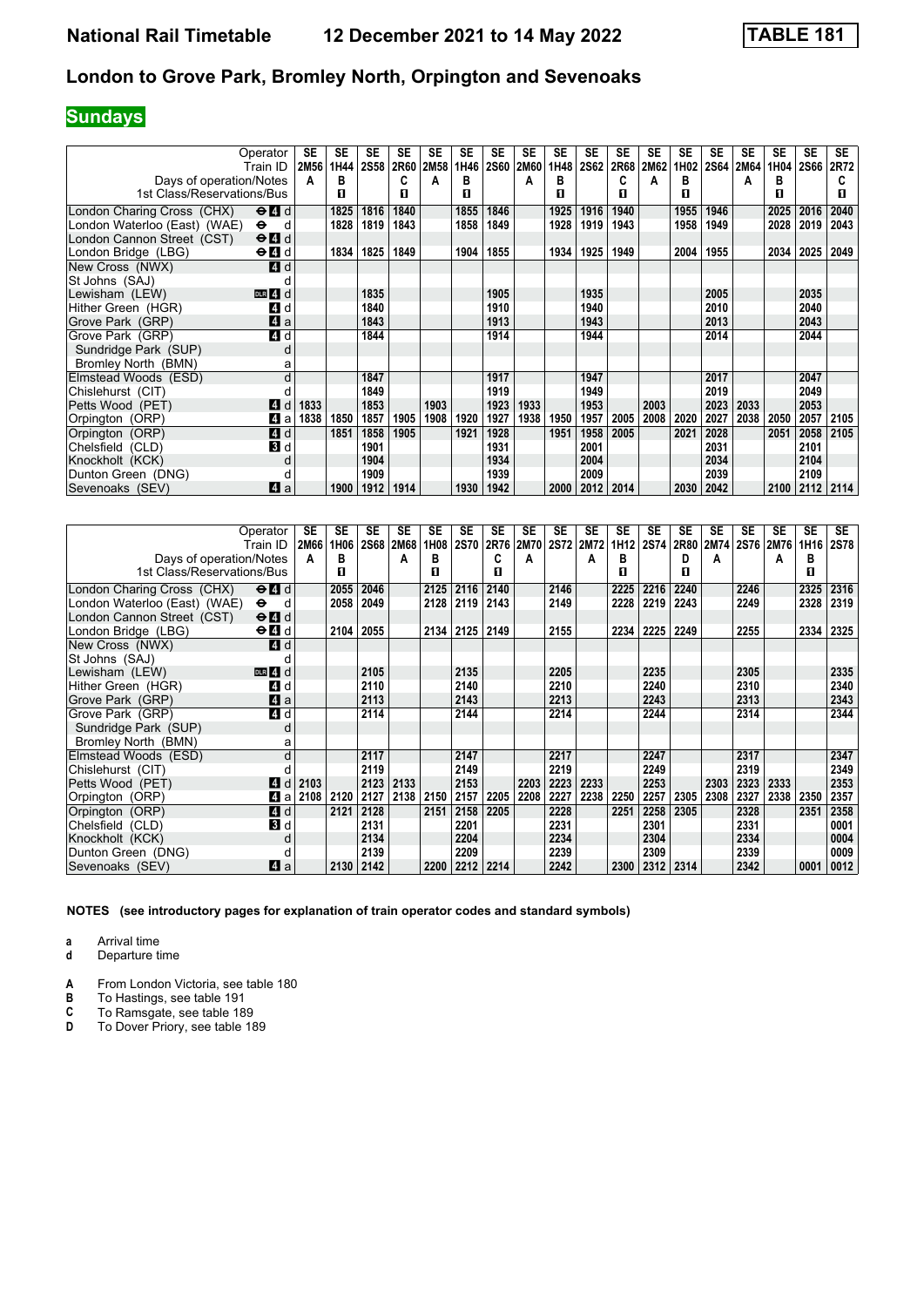# National Rail Timetable 12 December 2021 to 14 May 2022 TABLE 181

## London to Grove Park, Bromley North, Orpington and Sevenoaks

**Sundays**

| Operator | | SE | SE | SE | SE | SE | SE | SE | SE | SE | SE | SE | SE | SE | SE | SE | SE | SE | SE |
|---|---|---|---|---|---|---|---|---|---|---|---|---|---|---|---|---|---|---|---|
| Train ID | | 2M56 | 1H44 | 2S58 | 2R60 | 2M58 | 1H46 | 2S60 | 2M60 | 1H48 | 2S62 | 2R68 | 2M62 | 1H02 | 2S64 | 2M64 | 1H04 | 2S66 | 2R72 |
| Days of operation/Notes | | A | B | | C | A | B | | A | B | | C | A | B | | A | B | | C |
| 1st Class/Reservations/Bus | | | ■ | | ■ | | ■ | | | ■ | | ■ | | ■ | | | ■ | | ■ |
| London Charing Cross (CHX) | ⊖4 d | | 1825 | 1816 | 1840 | | 1855 | 1846 | | 1925 | 1916 | 1940 | | 1955 | 1946 | | 2025 | 2016 | 2040 |
| London Waterloo (East) (WAE) | ⊖ d | | 1828 | 1819 | 1843 | | 1858 | 1849 | | 1928 | 1919 | 1943 | | 1958 | 1949 | | 2028 | 2019 | 2043 |
| London Cannon Street (CST) | ⊖4 d | | | | | | | | | | | | | | | | | | |
| London Bridge (LBG) | ⊖4 d | | 1834 | 1825 | 1849 | | 1904 | 1855 | | 1934 | 1925 | 1949 | | 2004 | 1955 | | 2034 | 2025 | 2049 |
| New Cross (NWX) | 4 d | | | | | | | | | | | | | | | | | | |
| St Johns (SAJ) | d | | | | | | | | | | | | | | | | | | |
| Lewisham (LEW) | DLR 4 d | | | 1835 | | | | 1905 | | | 1935 | | | | 2005 | | | 2035 | |
| Hither Green (HGR) | 4 d | | | 1840 | | | | 1910 | | | 1940 | | | | 2010 | | | 2040 | |
| Grove Park (GRP) | 4 a | | | 1843 | | | | 1913 | | | 1943 | | | | 2013 | | | 2043 | |
| Grove Park (GRP) | 4 d | | | 1844 | | | | 1914 | | | 1944 | | | | 2014 | | | 2044 | |
| Sundridge Park (SUP) | d | | | | | | | | | | | | | | | | | | |
| Bromley North (BMN) | a | | | | | | | | | | | | | | | | | | |
| Elmstead Woods (ESD) | d | | | 1847 | | | | 1917 | | | 1947 | | | | 2017 | | | 2047 | |
| Chislehurst (CIT) | d | | | 1849 | | | | 1919 | | | 1949 | | | | 2019 | | | 2049 | |
| Petts Wood (PET) | 4 d | 1833 | | 1853 | | 1903 | | 1923 | 1933 | | 1953 | | 2003 | | 2023 | 2033 | | 2053 | |
| Orpington (ORP) | 4 a | 1838 | 1850 | 1857 | 1905 | 1908 | 1920 | 1927 | 1938 | 1950 | 1957 | 2005 | 2008 | 2020 | 2027 | 2038 | 2050 | 2057 | 2105 |
| Orpington (ORP) | 4 d | | 1851 | 1858 | 1905 | | 1921 | 1928 | | 1951 | 1958 | 2005 | | 2021 | 2028 | | 2051 | 2058 | 2105 |
| Chelsfield (CLD) | 3 d | | | 1901 | | | | 1931 | | | 2001 | | | | 2031 | | | 2101 | |
| Knockholt (KCK) | d | | | 1904 | | | | 1934 | | | 2004 | | | | 2034 | | | 2104 | |
| Dunton Green (DNG) | d | | | 1909 | | | | 1939 | | | 2009 | | | | 2039 | | | 2109 | |
| Sevenoaks (SEV) | 4 a | | 1900 | 1912 | 1914 | | 1930 | 1942 | | 2000 | 2012 | 2014 | | 2030 | 2042 | | 2100 | 2112 | 2114 |

| Operator | | SE | SE | SE | SE | SE | SE | SE | SE | SE | SE | SE | SE | SE | SE | SE | SE | SE | SE |
|---|---|---|---|---|---|---|---|---|---|---|---|---|---|---|---|---|---|---|---|
| Train ID | | 2M66 | 1H06 | 2S68 | 2M68 | 1H08 | 2S70 | 2R76 | 2M70 | 2S72 | 2M72 | 1H12 | 2S74 | 2R80 | 2M74 | 2S76 | 2M76 | 1H16 | 2S78 |
| Days of operation/Notes | | A | B | | A | B | | C | A | | A | B | | D | A | | A | B | |
| 1st Class/Reservations/Bus | | | ■ | | | ■ | | ■ | | | | ■ | | ■ | | | | ■ | |
| London Charing Cross (CHX) | ⊖4 d | | 2055 | 2046 | | 2125 | 2116 | 2140 | | 2146 | | 2225 | 2216 | 2240 | | 2246 | | 2325 | 2316 |
| London Waterloo (East) (WAE) | ⊖ d | | 2058 | 2049 | | 2128 | 2119 | 2143 | | 2149 | | 2228 | 2219 | 2243 | | 2249 | | 2328 | 2319 |
| London Cannon Street (CST) | ⊖4 d | | | | | | | | | | | | | | | | | | |
| London Bridge (LBG) | ⊖4 d | | 2104 | 2055 | | 2134 | 2125 | 2149 | | 2155 | | 2234 | 2225 | 2249 | | 2255 | | 2334 | 2325 |
| New Cross (NWX) | 4 d | | | | | | | | | | | | | | | | | | |
| St Johns (SAJ) | d | | | | | | | | | | | | | | | | | | |
| Lewisham (LEW) | DLR 4 d | | | 2105 | | | 2135 | | | 2205 | | | 2235 | | | 2305 | | | 2335 |
| Hither Green (HGR) | 4 d | | | 2110 | | | 2140 | | | 2210 | | | 2240 | | | 2310 | | | 2340 |
| Grove Park (GRP) | 4 a | | | 2113 | | | 2143 | | | 2213 | | | 2243 | | | 2313 | | | 2343 |
| Grove Park (GRP) | 4 d | | | 2114 | | | 2144 | | | 2214 | | | 2244 | | | 2314 | | | 2344 |
| Sundridge Park (SUP) | d | | | | | | | | | | | | | | | | | | |
| Bromley North (BMN) | a | | | | | | | | | | | | | | | | | | |
| Elmstead Woods (ESD) | d | | | 2117 | | | 2147 | | | 2217 | | | 2247 | | | 2317 | | | 2347 |
| Chislehurst (CIT) | d | | | 2119 | | | 2149 | | | 2219 | | | 2249 | | | 2319 | | | 2349 |
| Petts Wood (PET) | 4 d | 2103 | | 2123 | 2133 | | 2153 | | 2203 | 2223 | 2233 | | 2253 | | 2303 | 2323 | 2333 | | 2353 |
| Orpington (ORP) | 4 a | 2108 | 2120 | 2127 | 2138 | 2150 | 2157 | 2205 | 2208 | 2227 | 2238 | 2250 | 2257 | 2305 | 2308 | 2327 | 2338 | 2350 | 2357 |
| Orpington (ORP) | 4 d | | 2121 | 2128 | | 2151 | 2158 | 2205 | | 2228 | | 2251 | 2258 | 2305 | | 2328 | | 2351 | 2358 |
| Chelsfield (CLD) | 3 d | | | 2131 | | | 2201 | | | 2231 | | | 2301 | | | 2331 | | | 0001 |
| Knockholt (KCK) | d | | | 2134 | | | 2204 | | | 2234 | | | 2304 | | | 2334 | | | 0004 |
| Dunton Green (DNG) | d | | | 2139 | | | 2209 | | | 2239 | | | 2309 | | | 2339 | | | 0009 |
| Sevenoaks (SEV) | 4 a | | 2130 | 2142 | | 2200 | 2212 | 2214 | | 2242 | | 2300 | 2312 | 2314 | | 2342 | | 0001 | 0012 |

**NOTES (see introductory pages for explanation of train operator codes and standard symbols)**

- **a** Arrival time
- **d** Departure time

- **A** From London Victoria, see table 180
- **B** To Hastings, see table 191
- **C** To Ramsgate, see table 189
- **D** To Dover Priory, see table 189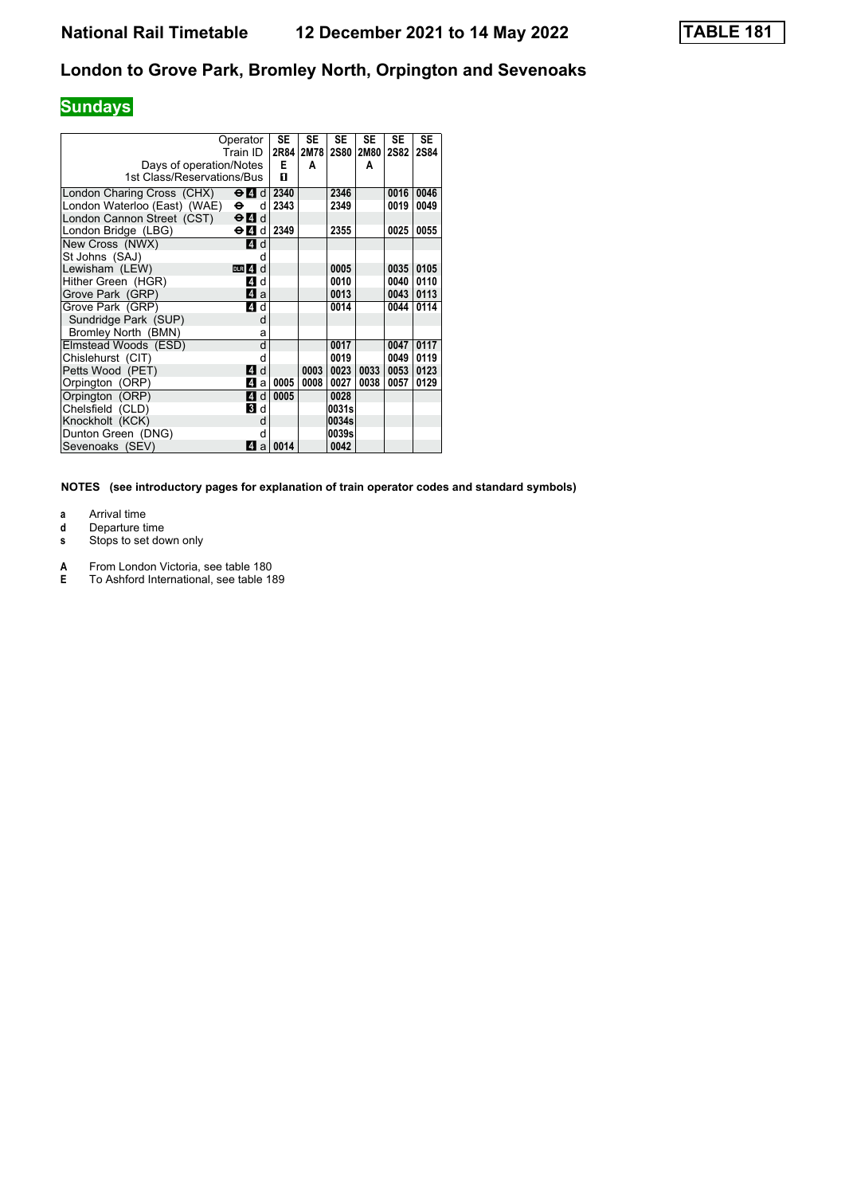# National Rail Timetable    12 December 2021 to 14 May 2022    TABLE 181

## London to Grove Park, Bromley North, Orpington and Sevenoaks

### Sundays

| Operator | | SE | SE | SE | SE | SE | SE |
|---|---|---|---|---|---|---|---|
| Train ID | | 2R84 | 2M78 | 2S80 | 2M80 | 2S82 | 2S84 |
| Days of operation/Notes | | E | A | | A | | |
| 1st Class/Reservations/Bus | | 1 | | | | | |
| London Charing Cross (CHX) | ⊖ 4 d | 2340 | | 2346 | | 0016 | 0046 |
| London Waterloo (East) (WAE) | ⊖ d | 2343 | | 2349 | | 0019 | 0049 |
| London Cannon Street (CST) | ⊖ 4 d | | | | | | |
| London Bridge (LBG) | ⊖ 4 d | 2349 | | 2355 | | 0025 | 0055 |
| New Cross (NWX) | 4 d | | | | | | |
| St Johns (SAJ) | d | | | | | | |
| Lewisham (LEW) | DLR 4 d | | | 0005 | | 0035 | 0105 |
| Hither Green (HGR) | 4 d | | | 0010 | | 0040 | 0110 |
| Grove Park (GRP) | 4 a | | | 0013 | | 0043 | 0113 |
| Grove Park (GRP) | 4 d | | | 0014 | | 0044 | 0114 |
| Sundridge Park (SUP) | d | | | | | | |
| Bromley North (BMN) | a | | | | | | |
| Elmstead Woods (ESD) | d | | | 0017 | | 0047 | 0117 |
| Chislehurst (CIT) | d | | | 0019 | | 0049 | 0119 |
| Petts Wood (PET) | 4 d | | 0003 | 0023 | 0033 | 0053 | 0123 |
| Orpington (ORP) | 4 a | 0005 | 0008 | 0027 | 0038 | 0057 | 0129 |
| Orpington (ORP) | 4 d | 0005 | | 0028 | | | |
| Chelsfield (CLD) | 3 d | | | 0031s | | | |
| Knockholt (KCK) | d | | | 0034s | | | |
| Dunton Green (DNG) | d | | | 0039s | | | |
| Sevenoaks (SEV) | 4 a | 0014 | | 0042 | | | |

**NOTES (see introductory pages for explanation of train operator codes and standard symbols)**

- **a** Arrival time
- **d** Departure time
- **s** Stops to set down only

- **A** From London Victoria, see table 180
- **E** To Ashford International, see table 189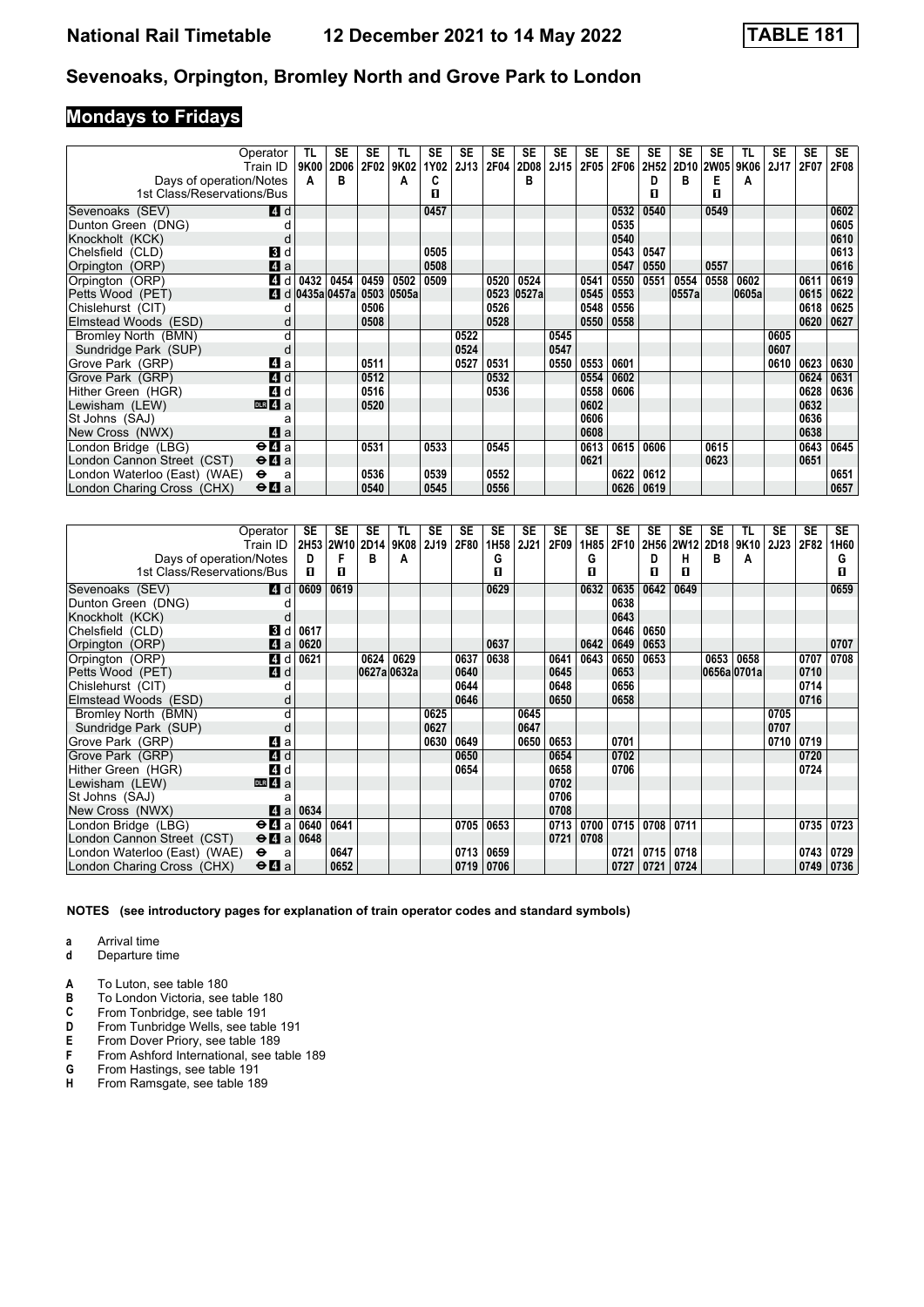# National Rail Timetable — 12 December 2021 to 14 May 2022 — TABLE 181

## Sevenoaks, Orpington, Bromley North and Grove Park to London

### Mondays to Fridays

| Operator | | TL | SE | SE | TL | SE | SE | SE | SE | SE | SE | SE | SE | SE | SE | TL | SE | SE | SE |
|---|---|---|---|---|---|---|---|---|---|---|---|---|---|---|---|---|---|---|---|
| Train ID | | 9K00 | 2D06 | 2F02 | 9K02 | 1Y02 | 2J13 | 2F04 | 2D08 | 2J15 | 2F05 | 2F06 | 2H52 | 2D10 | 2W05 | 9K06 | 2J17 | 2F07 | 2F08 |
| Days of operation/Notes | | A | B | | A | C | | | B | | | | D | B | E | A | | | |
| 1st Class/Reservations/Bus | | | | | | ■ | | | | | | | ■ | | ■ | | | | |
| Sevenoaks (SEV) | 4 d | | | | | 0457 | | | | | | 0532 | 0540 | | 0549 | | | | 0602 |
| Dunton Green (DNG) | d | | | | | | | | | | | 0535 | | | | | | | 0605 |
| Knockholt (KCK) | d | | | | | | | | | | | 0540 | | | | | | | 0610 |
| Chelsfield (CLD) | 3 d | | | | | 0505 | | | | | | 0543 | 0547 | | | | | | 0613 |
| Orpington (ORP) | 4 a | | | | | 0508 | | | | | | 0547 | 0550 | | 0557 | | | | 0616 |
| Orpington (ORP) | 4 d | 0432 | 0454 | 0459 | 0502 | 0509 | | 0520 | 0524 | | 0541 | 0550 | 0551 | 0554 | 0558 | 0602 | | 0611 | 0619 |
| Petts Wood (PET) | 4 d | 0435a | 0457a | 0503 | 0505a | | | 0523 | 0527a | | 0545 | 0553 | | 0557a | | 0605a | | 0615 | 0622 |
| Chislehurst (CIT) | d | | | 0506 | | | | 0526 | | | 0548 | 0556 | | | | | | 0618 | 0625 |
| Elmstead Woods (ESD) | d | | | 0508 | | | | 0528 | | | 0550 | 0558 | | | | | | 0620 | 0627 |
| Bromley North (BMN) | d | | | | | | 0522 | | | 0545 | | | | | | | 0605 | | |
| Sundridge Park (SUP) | d | | | | | | 0524 | | | 0547 | | | | | | | 0607 | | |
| Grove Park (GRP) | 4 a | | | 0511 | | | 0527 | 0531 | | 0550 | 0553 | 0601 | | | | | 0610 | 0623 | 0630 |
| Grove Park (GRP) | 4 d | | | 0512 | | | | 0532 | | | 0554 | 0602 | | | | | | 0624 | 0631 |
| Hither Green (HGR) | 4 d | | | 0516 | | | | 0536 | | | 0558 | 0606 | | | | | | 0628 | 0636 |
| Lewisham (LEW) | DLR 4 a | | | 0520 | | | | | | | 0602 | | | | | | | 0632 | |
| St Johns (SAJ) | a | | | | | | | | | | 0606 | | | | | | | 0636 | |
| New Cross (NWX) | 4 a | | | | | | | | | | 0608 | | | | | | | 0638 | |
| London Bridge (LBG) | ⊖ 4 a | | | 0531 | | 0533 | | 0545 | | | 0613 | 0615 | 0606 | | 0615 | | | 0643 | 0645 |
| London Cannon Street (CST) | ⊖ 4 a | | | | | | | | | | 0621 | | | | 0623 | | | 0651 | |
| London Waterloo (East) (WAE) | ⊖ a | | | 0536 | | 0539 | | 0552 | | | | 0622 | 0612 | | | | | | 0651 |
| London Charing Cross (CHX) | ⊖ 4 a | | | 0540 | | 0545 | | 0556 | | | | 0626 | 0619 | | | | | | 0657 |

| Operator | | SE | SE | SE | TL | SE | SE | SE | SE | SE | SE | SE | SE | SE | SE | TL | SE | SE | SE |
|---|---|---|---|---|---|---|---|---|---|---|---|---|---|---|---|---|---|---|---|
| Train ID | | 2H53 | 2W10 | 2D14 | 9K08 | 2J19 | 2F80 | 1H58 | 2J21 | 2F09 | 1H85 | 2F10 | 2H56 | 2W12 | 2D18 | 9K10 | 2J23 | 2F82 | 1H60 |
| Days of operation/Notes | | D | F | B | A | | | G | | | G | | D | H | B | A | | | G |
| 1st Class/Reservations/Bus | | ■ | ■ | | | | | ■ | | | ■ | | ■ | ■ | | | | | ■ |
| Sevenoaks (SEV) | 4 d | 0609 | 0619 | | | | | 0629 | | | 0632 | 0635 | 0642 | 0649 | | | | | 0659 |
| Dunton Green (DNG) | d | | | | | | | | | | | 0638 | | | | | | | |
| Knockholt (KCK) | d | | | | | | | | | | | 0643 | | | | | | | |
| Chelsfield (CLD) | 3 d | 0617 | | | | | | | | | | 0646 | 0650 | | | | | | |
| Orpington (ORP) | 4 a | 0620 | | | | | | 0637 | | | 0642 | 0649 | 0653 | | | | | | 0707 |
| Orpington (ORP) | 4 d | 0621 | | 0624 | 0629 | | 0637 | 0638 | | 0641 | 0643 | 0650 | 0653 | | 0653 | 0658 | | 0707 | 0708 |
| Petts Wood (PET) | 4 d | | | 0627a | 0632a | | 0640 | | | 0645 | | 0653 | | | 0656a | 0701a | | 0710 | |
| Chislehurst (CIT) | d | | | | | | 0644 | | | 0648 | | 0656 | | | | | | 0714 | |
| Elmstead Woods (ESD) | d | | | | | | 0646 | | | 0650 | | 0658 | | | | | | 0716 | |
| Bromley North (BMN) | d | | | | | 0625 | | | 0645 | | | | | | | | 0705 | | |
| Sundridge Park (SUP) | d | | | | | 0627 | | | 0647 | | | | | | | | 0707 | | |
| Grove Park (GRP) | 4 a | | | | | 0630 | 0649 | | 0650 | 0653 | | 0701 | | | | | 0710 | 0719 | |
| Grove Park (GRP) | 4 d | | | | | | 0650 | | | 0654 | | 0702 | | | | | | 0720 | |
| Hither Green (HGR) | 4 d | | | | | | 0654 | | | 0658 | | 0706 | | | | | | 0724 | |
| Lewisham (LEW) | DLR 4 a | | | | | | | | | 0702 | | | | | | | | | |
| St Johns (SAJ) | a | | | | | | | | | 0706 | | | | | | | | | |
| New Cross (NWX) | 4 a | 0634 | | | | | | | | 0708 | | | | | | | | | |
| London Bridge (LBG) | ⊖ 4 a | 0640 | 0641 | | | | 0705 | 0653 | | 0713 | 0700 | 0715 | 0708 | 0711 | | | | 0735 | 0723 |
| London Cannon Street (CST) | ⊖ 4 a | 0648 | | | | | | | | 0721 | 0708 | | | | | | | | |
| London Waterloo (East) (WAE) | ⊖ a | | 0647 | | | | 0713 | 0659 | | | | 0721 | 0715 | 0718 | | | | 0743 | 0729 |
| London Charing Cross (CHX) | ⊖ 4 a | | 0652 | | | | 0719 | 0706 | | | | 0727 | 0721 | 0724 | | | | 0749 | 0736 |

**NOTES (see introductory pages for explanation of train operator codes and standard symbols)**

- **a** Arrival time
- **d** Departure time

- **A** To Luton, see table 180
- **B** To London Victoria, see table 180
- **C** From Tonbridge, see table 191
- **D** From Tunbridge Wells, see table 191
- **E** From Dover Priory, see table 189
- **F** From Ashford International, see table 189
- **G** From Hastings, see table 191
- **H** From Ramsgate, see table 189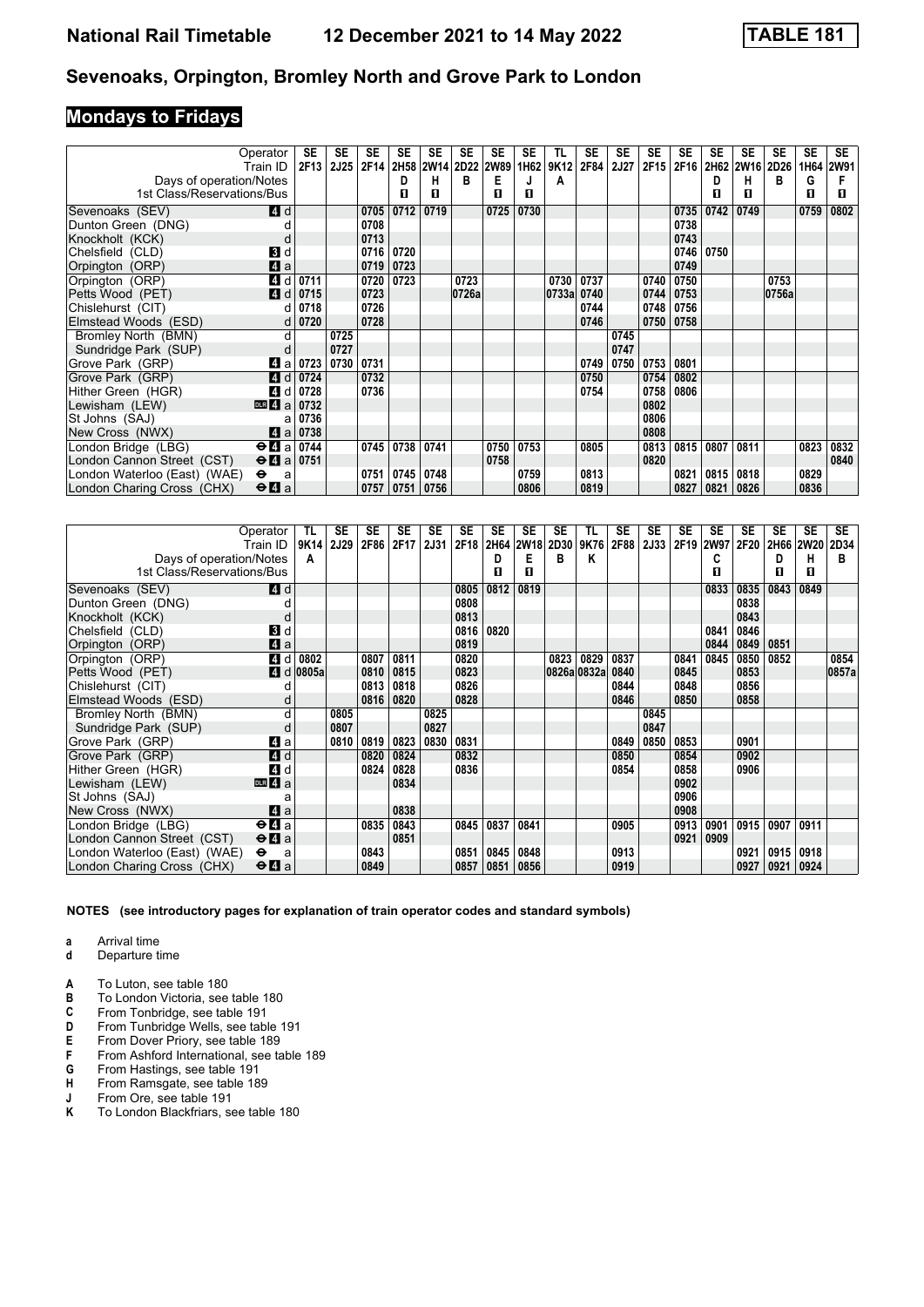# Sevenoaks, Orpington, Bromley North and Grove Park to London

## Mondays to Fridays

| Operator | | SE | SE | SE | SE | SE | SE | SE | SE | TL | SE | SE | SE | SE | SE | SE | SE | SE | SE |
|---|---|---|---|---|---|---|---|---|---|---|---|---|---|---|---|---|---|---|---|
| Train ID | | 2F13 | 2J25 | 2F14 | 2H58 | 2W14 | 2D22 | 2W89 | 1H62 | 9K12 | 2F84 | 2J27 | 2F15 | 2F16 | 2H62 | 2W16 | 2D26 | 1H64 | 2W91 |
| Days of operation/Notes | | | | | D | H | B | E | J | A | | | | | D | H | B | G | F |
| 1st Class/Reservations/Bus | | | | | 1 | 1 | | 1 | 1 | | | | | | 1 | 1 | | 1 | 1 |
| Sevenoaks (SEV) | 4 d | | | 0705 | 0712 | 0719 | | 0725 | 0730 | | | | | 0735 | 0742 | 0749 | | 0759 | 0802 |
| Dunton Green (DNG) | d | | | 0708 | | | | | | | | | | 0738 | | | | | |
| Knockholt (KCK) | d | | | 0713 | | | | | | | | | | 0743 | | | | | |
| Chelsfield (CLD) | 3 d | | | 0716 | 0720 | | | | | | | | | 0746 | 0750 | | | | |
| Orpington (ORP) | 4 a | | | 0719 | 0723 | | | | | | | | | 0749 | | | | | |
| Orpington (ORP) | 4 d | 0711 | | 0720 | 0723 | | 0723 | | | 0730 | 0737 | | 0740 | 0750 | | | 0753 | | |
| Petts Wood (PET) | 4 d | 0715 | | 0723 | | | 0726a | | | 0733a | 0740 | | 0744 | 0753 | | | 0756a | | |
| Chislehurst (CIT) | d | 0718 | | 0726 | | | | | | | 0744 | | 0748 | 0756 | | | | | |
| Elmstead Woods (ESD) | d | 0720 | | 0728 | | | | | | | 0746 | | 0750 | 0758 | | | | | |
| Bromley North (BMN) | d | | 0725 | | | | | | | | | 0745 | | | | | | | |
| Sundridge Park (SUP) | d | | 0727 | | | | | | | | | 0747 | | | | | | | |
| Grove Park (GRP) | 4 a | 0723 | 0730 | 0731 | | | | | | | 0749 | 0750 | 0753 | 0801 | | | | | |
| Grove Park (GRP) | 4 d | 0724 | | 0732 | | | | | | | 0750 | | 0754 | 0802 | | | | | |
| Hither Green (HGR) | 4 d | 0728 | | 0736 | | | | | | | 0754 | | 0758 | 0806 | | | | | |
| Lewisham (LEW) | DLR 4 a | 0732 | | | | | | | | | | | 0802 | | | | | | |
| St Johns (SAJ) | a | 0736 | | | | | | | | | | | 0806 | | | | | | |
| New Cross (NWX) | 4 a | 0738 | | | | | | | | | | | 0808 | | | | | | |
| London Bridge (LBG) | ⊖ 4 a | 0744 | | 0745 | 0738 | 0741 | | 0750 | 0753 | | 0805 | | 0813 | 0815 | 0807 | 0811 | | 0823 | 0832 |
| London Cannon Street (CST) | ⊖ 4 a | 0751 | | | | | | 0758 | | | | | 0820 | | | | | | 0840 |
| London Waterloo (East) (WAE) | ⊖ a | | | 0751 | 0745 | 0748 | | | 0759 | | 0813 | | | 0821 | 0815 | 0818 | | 0829 | |
| London Charing Cross (CHX) | ⊖ 4 a | | | 0757 | 0751 | 0756 | | | 0806 | | 0819 | | | 0827 | 0821 | 0826 | | 0836 | |

| Operator | | TL | SE | SE | SE | SE | SE | SE | SE | SE | TL | SE | SE | SE | SE | SE | SE | SE | SE |
|---|---|---|---|---|---|---|---|---|---|---|---|---|---|---|---|---|---|---|---|
| Train ID | | 9K14 | 2J29 | 2F86 | 2F17 | 2J31 | 2F18 | 2H64 | 2W18 | 2D30 | 9K76 | 2F88 | 2J33 | 2F19 | 2W97 | 2F20 | 2H66 | 2W20 | 2D34 |
| Days of operation/Notes | | A | | | | | | D | E | B | K | | | | C | | D | H | B |
| 1st Class/Reservations/Bus | | | | | | | | 1 | 1 | | | | | | 1 | | 1 | 1 | |
| Sevenoaks (SEV) | 4 d | | | | | | 0805 | 0812 | 0819 | | | | | | 0833 | 0835 | 0843 | 0849 | |
| Dunton Green (DNG) | d | | | | | | 0808 | | | | | | | | | 0838 | | | |
| Knockholt (KCK) | d | | | | | | 0813 | | | | | | | | | 0843 | | | |
| Chelsfield (CLD) | 3 d | | | | | | 0816 | 0820 | | | | | | | 0841 | 0846 | | | |
| Orpington (ORP) | 4 a | | | | | | 0819 | | | | | | | | 0844 | 0849 | 0851 | | |
| Orpington (ORP) | 4 d | 0802 | | 0807 | 0811 | | 0820 | | | 0823 | 0829 | 0837 | | 0841 | 0845 | 0850 | 0852 | | 0854 |
| Petts Wood (PET) | 4 d | 0805a | | 0810 | 0815 | | 0823 | | | 0826a | 0832a | 0840 | | 0845 | | 0853 | | | 0857a |
| Chislehurst (CIT) | d | | | 0813 | 0818 | | 0826 | | | | | 0844 | | 0848 | | 0856 | | | |
| Elmstead Woods (ESD) | d | | | 0816 | 0820 | | 0828 | | | | | 0846 | | 0850 | | 0858 | | | |
| Bromley North (BMN) | d | | 0805 | | | 0825 | | | | | | | 0845 | | | | | | |
| Sundridge Park (SUP) | d | | 0807 | | | 0827 | | | | | | | 0847 | | | | | | |
| Grove Park (GRP) | 4 a | | 0810 | 0819 | 0823 | 0830 | 0831 | | | | | 0849 | 0850 | 0853 | | 0901 | | | |
| Grove Park (GRP) | 4 d | | | 0820 | 0824 | | 0832 | | | | | 0850 | | 0854 | | 0902 | | | |
| Hither Green (HGR) | 4 d | | | 0824 | 0828 | | 0836 | | | | | 0854 | | 0858 | | 0906 | | | |
| Lewisham (LEW) | DLR 4 a | | | | 0834 | | | | | | | | | 0902 | | | | | |
| St Johns (SAJ) | a | | | | | | | | | | | | | 0906 | | | | | |
| New Cross (NWX) | 4 a | | | | 0838 | | | | | | | | | 0908 | | | | | |
| London Bridge (LBG) | ⊖ 4 a | | | 0835 | 0843 | | 0845 | 0837 | 0841 | | | 0905 | | 0913 | 0901 | 0915 | 0907 | 0911 | |
| London Cannon Street (CST) | ⊖ 4 a | | | | 0851 | | | | | | | | | 0921 | 0909 | | | | |
| London Waterloo (East) (WAE) | ⊖ a | | | 0843 | | | 0851 | 0845 | 0848 | | | 0913 | | | | 0921 | 0915 | 0918 | |
| London Charing Cross (CHX) | ⊖ 4 a | | | 0849 | | | 0857 | 0851 | 0856 | | | 0919 | | | | 0927 | 0921 | 0924 | |

**NOTES (see introductory pages for explanation of train operator codes and standard symbols)**

- **a** Arrival time
- **d** Departure time

- **A** To Luton, see table 180
- **B** To London Victoria, see table 180
- **C** From Tonbridge, see table 191
- **D** From Tunbridge Wells, see table 191
- **E** From Dover Priory, see table 189
- **F** From Ashford International, see table 189
- **G** From Hastings, see table 191
- **H** From Ramsgate, see table 189
- **J** From Ore, see table 191
- **K** To London Blackfriars, see table 180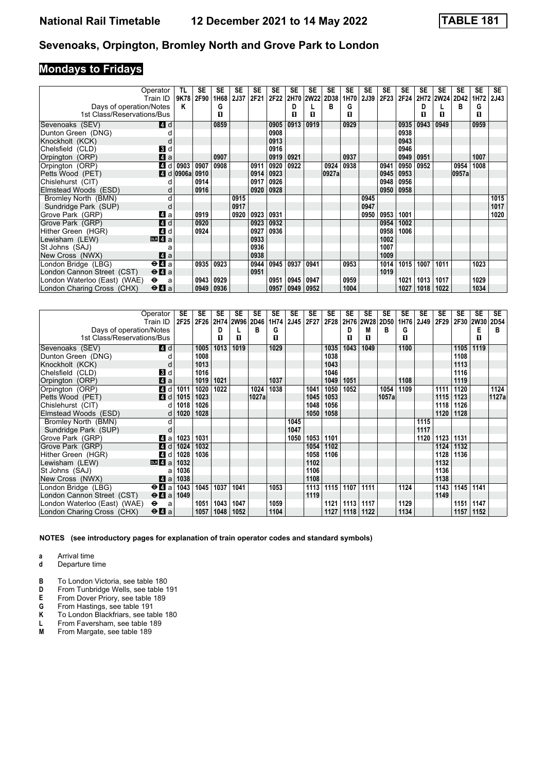# Sevenoaks, Orpington, Bromley North and Grove Park to London

## Mondays to Fridays

| Operator | | TL | SE | SE | SE | SE | SE | SE | SE | SE | SE | SE | SE | SE | SE | SE | SE | SE | SE |
|---|---|---|---|---|---|---|---|---|---|---|---|---|---|---|---|---|---|---|---|
| Train ID | | 9K78 | 2F90 | 1H68 | 2J37 | 2F21 | 2F22 | 2H70 | 2W22 | 2D38 | 1H70 | 2J39 | 2F23 | 2F24 | 2H72 | 2W24 | 2D42 | 1H72 | 2J43 |
| Days of operation/Notes | | K | | G | | | | D | L | B | G | | | | D | L | B | G | |
| 1st Class/Reservations/Bus | | | | ■ | | | | ■ | ■ | | ■ | | | | ■ | ■ | | ■ | |
| Sevenoaks (SEV) | 4 d | | | 0859 | | | 0905 | 0913 | 0919 | | 0929 | | | 0935 | 0943 | 0949 | | 0959 | |
| Dunton Green (DNG) | d | | | | | | 0908 | | | | | | | 0938 | | | | | |
| Knockholt (KCK) | d | | | | | | 0913 | | | | | | | 0943 | | | | | |
| Chelsfield (CLD) | 3 d | | | | | | 0916 | | | | | | | 0946 | | | | | |
| Orpington (ORP) | 4 a | | | 0907 | | | 0919 | 0921 | | | 0937 | | | 0949 | 0951 | | | 1007 | |
| Orpington (ORP) | 4 d | 0903 | 0907 | 0908 | | 0911 | 0920 | 0922 | | 0924 | 0938 | | 0941 | 0950 | 0952 | | 0954 | 1008 | |
| Petts Wood (PET) | 4 d | 0906a | 0910 | | | 0914 | 0923 | | | 0927a | | | 0945 | 0953 | | | 0957a | | |
| Chislehurst (CIT) | d | | 0914 | | | 0917 | 0926 | | | | | | 0948 | 0956 | | | | | |
| Elmstead Woods (ESD) | d | | 0916 | | | 0920 | 0928 | | | | | | 0950 | 0958 | | | | | |
| Bromley North (BMN) | d | | | | 0915 | | | | | | | 0945 | | | | | | | 1015 |
| Sundridge Park (SUP) | d | | | | 0917 | | | | | | | 0947 | | | | | | | 1017 |
| Grove Park (GRP) | 4 a | | 0919 | | 0920 | 0923 | 0931 | | | | | 0950 | 0953 | 1001 | | | | | 1020 |
| Grove Park (GRP) | 4 d | | 0920 | | | 0923 | 0932 | | | | | | 0954 | 1002 | | | | | |
| Hither Green (HGR) | 4 d | | 0924 | | | 0927 | 0936 | | | | | | 0958 | 1006 | | | | | |
| Lewisham (LEW) | DLR 4 a | | | | | 0933 | | | | | | | 1002 | | | | | | |
| St Johns (SAJ) | a | | | | | 0936 | | | | | | | 1007 | | | | | | |
| New Cross (NWX) | 4 a | | | | | 0938 | | | | | | | 1009 | | | | | | |
| London Bridge (LBG) | ⊖ 4 a | | 0935 | 0923 | | 0944 | 0945 | 0937 | 0941 | | 0953 | | 1014 | 1015 | 1007 | 1011 | | 1023 | |
| London Cannon Street (CST) | ⊖ 4 a | | | | | 0951 | | | | | | | 1019 | | | | | | |
| London Waterloo (East) (WAE) | ⊖ a | | 0943 | 0929 | | | 0951 | 0945 | 0947 | | 0959 | | | 1021 | 1013 | 1017 | | 1029 | |
| London Charing Cross (CHX) | ⊖ 4 a | | 0949 | 0936 | | | 0957 | 0949 | 0952 | | 1004 | | | 1027 | 1018 | 1022 | | 1034 | |

| Operator | | SE | SE | SE | SE | SE | SE | SE | SE | SE | SE | SE | SE | SE | SE | SE | SE | SE | SE |
|---|---|---|---|---|---|---|---|---|---|---|---|---|---|---|---|---|---|---|---|
| Train ID | | 2F25 | 2F26 | 2H74 | 2W96 | 2D46 | 1H74 | 2J45 | 2F27 | 2F28 | 2H76 | 2W28 | 2D50 | 1H76 | 2J49 | 2F29 | 2F30 | 2W30 | 2D54 |
| Days of operation/Notes | | | | D | L | B | G | | | | D | M | B | G | | | | E | B |
| 1st Class/Reservations/Bus | | | | ■ | ■ | | ■ | | | | ■ | ■ | | ■ | | | | ■ | |
| Sevenoaks (SEV) | 4 d | | 1005 | 1013 | 1019 | | 1029 | | | 1035 | 1043 | 1049 | | 1100 | | | 1105 | 1119 | |
| Dunton Green (DNG) | d | | 1008 | | | | | | | 1038 | | | | | | | 1108 | | |
| Knockholt (KCK) | d | | 1013 | | | | | | | 1043 | | | | | | | 1113 | | |
| Chelsfield (CLD) | 3 d | | 1016 | | | | | | | 1046 | | | | | | | 1116 | | |
| Orpington (ORP) | 4 a | | 1019 | 1021 | | | 1037 | | | 1049 | 1051 | | | 1108 | | | 1119 | | |
| Orpington (ORP) | 4 d | 1011 | 1020 | 1022 | | 1024 | 1038 | | 1041 | 1050 | 1052 | | 1054 | 1109 | | 1111 | 1120 | | 1124 |
| Petts Wood (PET) | 4 d | 1015 | 1023 | | | 1027a | | | 1045 | 1053 | | | 1057a | | | 1115 | 1123 | | 1127a |
| Chislehurst (CIT) | d | 1018 | 1026 | | | | | | 1048 | 1056 | | | | | | 1118 | 1126 | | |
| Elmstead Woods (ESD) | d | 1020 | 1028 | | | | | | 1050 | 1058 | | | | | | 1120 | 1128 | | |
| Bromley North (BMN) | d | | | | | | | 1045 | | | | | | | 1115 | | | | |
| Sundridge Park (SUP) | d | | | | | | | 1047 | | | | | | | 1117 | | | | |
| Grove Park (GRP) | 4 a | 1023 | 1031 | | | | | 1050 | 1053 | 1101 | | | | | 1120 | 1123 | 1131 | | |
| Grove Park (GRP) | 4 d | 1024 | 1032 | | | | | | 1054 | 1102 | | | | | | 1124 | 1132 | | |
| Hither Green (HGR) | 4 d | 1028 | 1036 | | | | | | 1058 | 1106 | | | | | | 1128 | 1136 | | |
| Lewisham (LEW) | DLR 4 a | 1032 | | | | | | | 1102 | | | | | | | 1132 | | | |
| St Johns (SAJ) | a | 1036 | | | | | | | 1106 | | | | | | | 1136 | | | |
| New Cross (NWX) | 4 a | 1038 | | | | | | | 1108 | | | | | | | 1138 | | | |
| London Bridge (LBG) | ⊖ 4 a | 1043 | 1045 | 1037 | 1041 | | 1053 | | 1113 | 1115 | 1107 | 1111 | | 1124 | | 1143 | 1145 | 1141 | |
| London Cannon Street (CST) | ⊖ 4 a | 1049 | | | | | | | 1119 | | | | | | | 1149 | | | |
| London Waterloo (East) (WAE) | ⊖ a | | 1051 | 1043 | 1047 | | 1059 | | | 1121 | 1113 | 1117 | | 1129 | | | 1151 | 1147 | |
| London Charing Cross (CHX) | ⊖ 4 a | | 1057 | 1048 | 1052 | | 1104 | | | 1127 | 1118 | 1122 | | 1134 | | | 1157 | 1152 | |

**NOTES (see introductory pages for explanation of train operator codes and standard symbols)**

- **a** Arrival time
- **d** Departure time

- **B** To London Victoria, see table 180
- **D** From Tunbridge Wells, see table 191
- **E** From Dover Priory, see table 189
- **G** From Hastings, see table 191
- **K** To London Blackfriars, see table 180
- **L** From Faversham, see table 189
- **M** From Margate, see table 189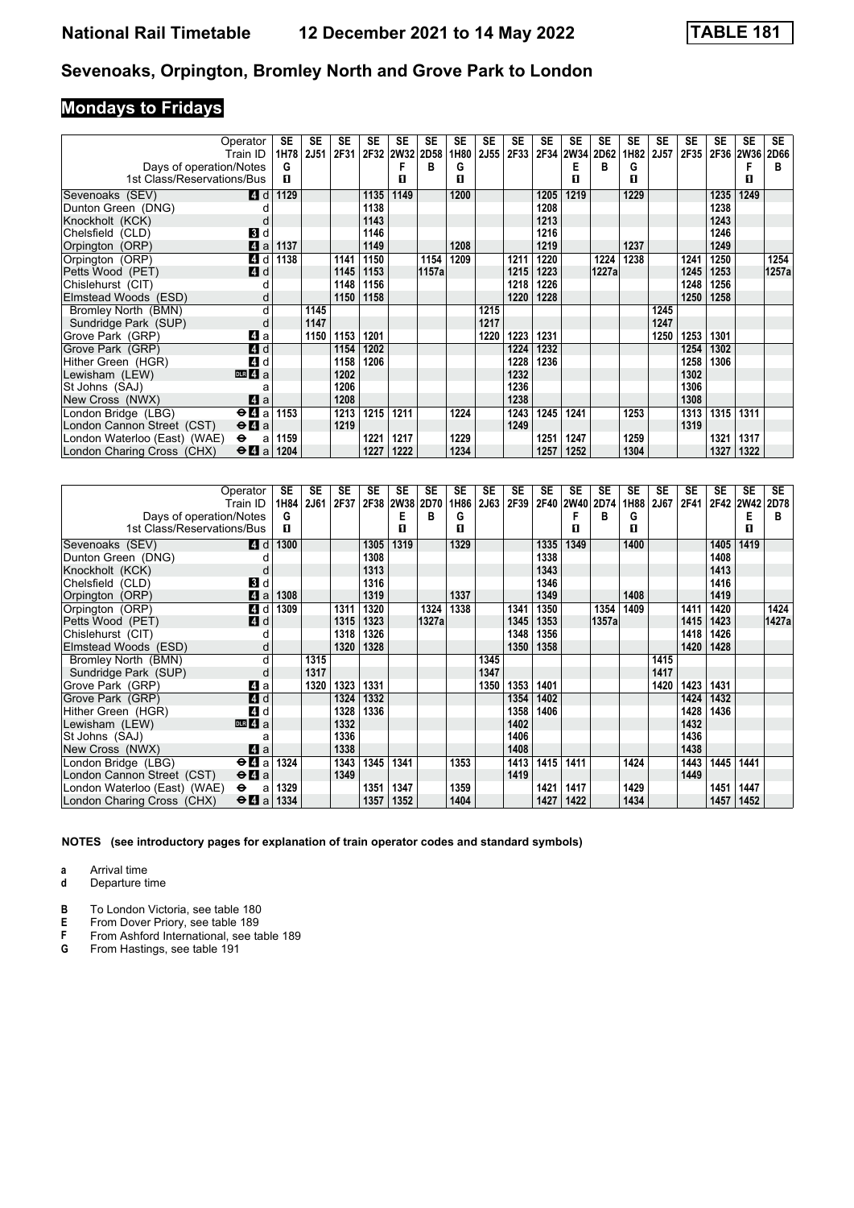# National Rail Timetable 12 December 2021 to 14 May 2022 TABLE 181

## Sevenoaks, Orpington, Bromley North and Grove Park to London

### Mondays to Fridays

| Operator | | SE | SE | SE | SE | SE | SE | SE | SE | SE | SE | SE | SE | SE | SE | SE | SE | SE | SE |
|---|---|---|---|---|---|---|---|---|---|---|---|---|---|---|---|---|---|---|---|
| Train ID | | 1H78 | 2J51 | 2F31 | 2F32 | 2W32 | 2D58 | 1H80 | 2J55 | 2F33 | 2F34 | 2W34 | 2D62 | 1H82 | 2J57 | 2F35 | 2F36 | 2W36 | 2D66 |
| Days of operation/Notes | | G | | | | F | B | G | | | | E | B | G | | | | F | B |
| 1st Class/Reservations/Bus | | 1 | | | | 1 | | 1 | | | | 1 | | 1 | | | | 1 | |
| Sevenoaks (SEV) | 4 d | 1129 | | | 1135 | 1149 | | 1200 | | | 1205 | 1219 | | 1229 | | | 1235 | 1249 | |
| Dunton Green (DNG) | d | | | | 1138 | | | | | | 1208 | | | | | | 1238 | | |
| Knockholt (KCK) | d | | | | 1143 | | | | | | 1213 | | | | | | 1243 | | |
| Chelsfield (CLD) | 3 d | | | | 1146 | | | | | | 1216 | | | | | | 1246 | | |
| Orpington (ORP) | 4 a | 1137 | | | 1149 | | | 1208 | | | 1219 | | | 1237 | | | 1249 | | |
| Orpington (ORP) | 4 d | 1138 | | 1141 | 1150 | | 1154 | 1209 | | 1211 | 1220 | | 1224 | 1238 | | 1241 | 1250 | | 1254 |
| Petts Wood (PET) | 4 d | | | 1145 | 1153 | | 1157a | | | 1215 | 1223 | | 1227a | | | 1245 | 1253 | | 1257a |
| Chislehurst (CIT) | d | | | 1148 | 1156 | | | | | 1218 | 1226 | | | | | 1248 | 1256 | | |
| Elmstead Woods (ESD) | d | | | 1150 | 1158 | | | | | 1220 | 1228 | | | | | 1250 | 1258 | | |
| Bromley North (BMN) | d | | 1145 | | | | | | 1215 | | | | | | 1245 | | | | |
| Sundridge Park (SUP) | d | | 1147 | | | | | | 1217 | | | | | | 1247 | | | | |
| Grove Park (GRP) | 4 a | | 1150 | 1153 | 1201 | | | | 1220 | 1223 | 1231 | | | | 1250 | 1253 | 1301 | | |
| Grove Park (GRP) | 4 d | | | 1154 | 1202 | | | | | 1224 | 1232 | | | | | 1254 | 1302 | | |
| Hither Green (HGR) | 4 d | | | 1158 | 1206 | | | | | 1228 | 1236 | | | | | 1258 | 1306 | | |
| Lewisham (LEW) | DLR 4 a | | | 1202 | | | | | | 1232 | | | | | | 1302 | | | |
| St Johns (SAJ) | a | | | 1206 | | | | | | 1236 | | | | | | 1306 | | | |
| New Cross (NWX) | 4 a | | | 1208 | | | | | | 1238 | | | | | | 1308 | | | |
| London Bridge (LBG) | ⊖ 4 a | 1153 | | 1213 | 1215 | 1211 | | 1224 | | 1243 | 1245 | 1241 | | 1253 | | 1313 | 1315 | 1311 | |
| London Cannon Street (CST) | ⊖ 4 a | | | 1219 | | | | | | 1249 | | | | | | 1319 | | | |
| London Waterloo (East) (WAE) | ⊖ a | 1159 | | | 1221 | 1217 | | 1229 | | | 1251 | 1247 | | 1259 | | | 1321 | 1317 | |
| London Charing Cross (CHX) | ⊖ 4 a | 1204 | | | 1227 | 1222 | | 1234 | | | 1257 | 1252 | | 1304 | | | 1327 | 1322 | |

| Operator | | SE | SE | SE | SE | SE | SE | SE | SE | SE | SE | SE | SE | SE | SE | SE | SE | SE | SE |
|---|---|---|---|---|---|---|---|---|---|---|---|---|---|---|---|---|---|---|---|
| Train ID | | 1H84 | 2J61 | 2F37 | 2F38 | 2W38 | 2D70 | 1H86 | 2J63 | 2F39 | 2F40 | 2W40 | 2D74 | 1H88 | 2J67 | 2F41 | 2F42 | 2W42 | 2D78 |
| Days of operation/Notes | | G | | | | E | B | G | | | | F | B | G | | | | E | B |
| 1st Class/Reservations/Bus | | 1 | | | | 1 | | 1 | | | | 1 | | 1 | | | | 1 | |
| Sevenoaks (SEV) | 4 d | 1300 | | | 1305 | 1319 | | 1329 | | | 1335 | 1349 | | 1400 | | | 1405 | 1419 | |
| Dunton Green (DNG) | d | | | | 1308 | | | | | | 1338 | | | | | | 1408 | | |
| Knockholt (KCK) | d | | | | 1313 | | | | | | 1343 | | | | | | 1413 | | |
| Chelsfield (CLD) | 3 d | | | | 1316 | | | | | | 1346 | | | | | | 1416 | | |
| Orpington (ORP) | 4 a | 1308 | | | 1319 | | | 1337 | | | 1349 | | | 1408 | | | 1419 | | |
| Orpington (ORP) | 4 d | 1309 | | 1311 | 1320 | | 1324 | 1338 | | 1341 | 1350 | | 1354 | 1409 | | 1411 | 1420 | | 1424 |
| Petts Wood (PET) | 4 d | | | 1315 | 1323 | | 1327a | | | 1345 | 1353 | | 1357a | | | 1415 | 1423 | | 1427a |
| Chislehurst (CIT) | d | | | 1318 | 1326 | | | | | 1348 | 1356 | | | | | 1418 | 1426 | | |
| Elmstead Woods (ESD) | d | | | 1320 | 1328 | | | | | 1350 | 1358 | | | | | 1420 | 1428 | | |
| Bromley North (BMN) | d | | 1315 | | | | | | 1345 | | | | | | 1415 | | | | |
| Sundridge Park (SUP) | d | | 1317 | | | | | | 1347 | | | | | | 1417 | | | | |
| Grove Park (GRP) | 4 a | | 1320 | 1323 | 1331 | | | | 1350 | 1353 | 1401 | | | | 1420 | 1423 | 1431 | | |
| Grove Park (GRP) | 4 d | | | 1324 | 1332 | | | | | 1354 | 1402 | | | | | 1424 | 1432 | | |
| Hither Green (HGR) | 4 d | | | 1328 | 1336 | | | | | 1358 | 1406 | | | | | 1428 | 1436 | | |
| Lewisham (LEW) | DLR 4 a | | | 1332 | | | | | | 1402 | | | | | | 1432 | | | |
| St Johns (SAJ) | a | | | 1336 | | | | | | 1406 | | | | | | 1436 | | | |
| New Cross (NWX) | 4 a | | | 1338 | | | | | | 1408 | | | | | | 1438 | | | |
| London Bridge (LBG) | ⊖ 4 a | 1324 | | 1343 | 1345 | 1341 | | 1353 | | 1413 | 1415 | 1411 | | 1424 | | 1443 | 1445 | 1441 | |
| London Cannon Street (CST) | ⊖ 4 a | | | 1349 | | | | | | 1419 | | | | | | 1449 | | | |
| London Waterloo (East) (WAE) | ⊖ a | 1329 | | | 1351 | 1347 | | 1359 | | | 1421 | 1417 | | 1429 | | | 1451 | 1447 | |
| London Charing Cross (CHX) | ⊖ 4 a | 1334 | | | 1357 | 1352 | | 1404 | | | 1427 | 1422 | | 1434 | | | 1457 | 1452 | |

**NOTES (see introductory pages for explanation of train operator codes and standard symbols)**

- **a** Arrival time
- **d** Departure time

- **B** To London Victoria, see table 180
- **E** From Dover Priory, see table 189
- **F** From Ashford International, see table 189
- **G** From Hastings, see table 191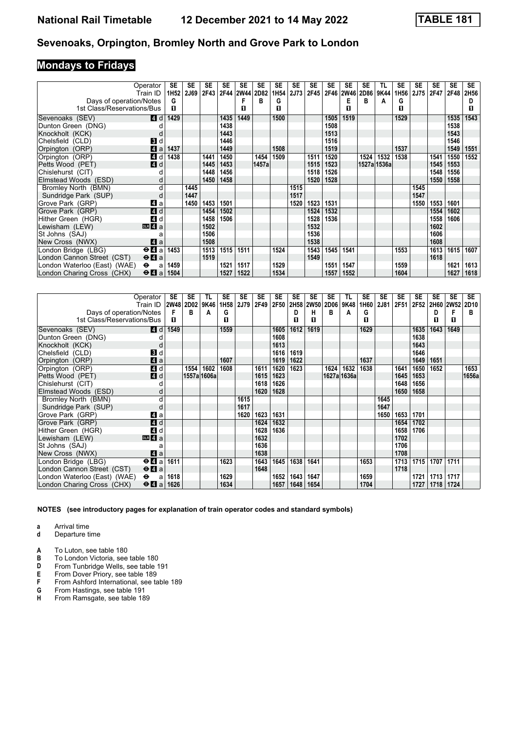# TABLE 181

## Sevenoaks, Orpington, Bromley North and Grove Park to London

### Mondays to Fridays

| Operator | | SE | SE | SE | SE | SE | SE | SE | SE | SE | SE | SE | SE | TL | SE | SE | SE | SE | SE |
|---|---|---|---|---|---|---|---|---|---|---|---|---|---|---|---|---|---|---|---|
| Train ID | | 1H52 | 2J69 | 2F43 | 2F44 | 2W44 | 2D82 | 1H54 | 2J73 | 2F45 | 2F46 | 2W46 | 2D86 | 9K44 | 1H56 | 2J75 | 2F47 | 2F48 | 2H56 |
| Days of operation/Notes | | G | | | | F | B | G | | | | E | B | A | G | | | | D |
| 1st Class/Reservations/Bus | | ■ | | | | ■ | | ■ | | | | ■ | | | ■ | | | | ■ |
| Sevenoaks (SEV) | 4 d | 1429 | | | 1435 | 1449 | | 1500 | | | 1505 | 1519 | | | 1529 | | | 1535 | 1543 |
| Dunton Green (DNG) | d | | | | 1438 | | | | | | 1508 | | | | | | | 1538 | |
| Knockholt (KCK) | d | | | | 1443 | | | | | | 1513 | | | | | | | 1543 | |
| Chelsfield (CLD) | 3 d | | | | 1446 | | | | | | 1516 | | | | | | | 1546 | |
| Orpington (ORP) | 4 a | 1437 | | | 1449 | | | 1508 | | | 1519 | | | | 1537 | | | 1549 | 1551 |
| Orpington (ORP) | 4 d | 1438 | | 1441 | 1450 | | 1454 | 1509 | | 1511 | 1520 | | 1524 | 1532 | 1538 | | 1541 | 1550 | 1552 |
| Petts Wood (PET) | 4 d | | | 1445 | 1453 | | 1457a | | | 1515 | 1523 | | 1527a | 1536a | | | 1545 | 1553 | |
| Chislehurst (CIT) | d | | | 1448 | 1456 | | | | | 1518 | 1526 | | | | | | 1548 | 1556 | |
| Elmstead Woods (ESD) | d | | | 1450 | 1458 | | | | | 1520 | 1528 | | | | | | 1550 | 1558 | |
| Bromley North (BMN) | d | | 1445 | | | | | | 1515 | | | | | | | 1545 | | | |
| Sundridge Park (SUP) | d | | 1447 | | | | | | 1517 | | | | | | | 1547 | | | |
| Grove Park (GRP) | 4 a | | 1450 | 1453 | 1501 | | | | 1520 | 1523 | 1531 | | | | | 1550 | 1553 | 1601 | |
| Grove Park (GRP) | 4 d | | | 1454 | 1502 | | | | | 1524 | 1532 | | | | | | 1554 | 1602 | |
| Hither Green (HGR) | 4 d | | | 1458 | 1506 | | | | | 1528 | 1536 | | | | | | 1558 | 1606 | |
| Lewisham (LEW) | DLR 4 a | | | 1502 | | | | | | 1532 | | | | | | | 1602 | | |
| St Johns (SAJ) | a | | | 1506 | | | | | | 1536 | | | | | | | 1606 | | |
| New Cross (NWX) | 4 a | | | 1508 | | | | | | 1538 | | | | | | | 1608 | | |
| London Bridge (LBG) | ⊖ 4 a | 1453 | | 1513 | 1515 | 1511 | | 1524 | | 1543 | 1545 | 1541 | | | 1553 | | 1613 | 1615 | 1607 |
| London Cannon Street (CST) | ⊖ 4 a | | | 1519 | | | | | | 1549 | | | | | | | 1618 | | |
| London Waterloo (East) (WAE) | ⊖ a | 1459 | | | 1521 | 1517 | | 1529 | | | 1551 | 1547 | | | 1559 | | | 1621 | 1613 |
| London Charing Cross (CHX) | ⊖ 4 a | 1504 | | | 1527 | 1522 | | 1534 | | | 1557 | 1552 | | | 1604 | | | 1627 | 1618 |

| Operator | | SE | SE | TL | SE | SE | SE | SE | SE | SE | SE | TL | SE | SE | SE | SE | SE | SE | SE |
|---|---|---|---|---|---|---|---|---|---|---|---|---|---|---|---|---|---|---|---|
| Train ID | | 2W48 | 2D02 | 9K46 | 1H58 | 2J79 | 2F49 | 2F50 | 2H58 | 2W50 | 2D06 | 9K48 | 1H60 | 2J81 | 2F51 | 2F52 | 2H60 | 2W52 | 2D10 |
| Days of operation/Notes | | F | B | A | G | | | | D | H | B | A | G | | | | D | F | B |
| 1st Class/Reservations/Bus | | ■ | | | ■ | | | | ■ | ■ | | | ■ | | | | ■ | ■ | |
| Sevenoaks (SEV) | 4 d | 1549 | | | 1559 | | | 1605 | 1612 | 1619 | | | 1629 | | | 1635 | 1643 | 1649 | |
| Dunton Green (DNG) | d | | | | | | | 1608 | | | | | | | | 1638 | | | |
| Knockholt (KCK) | d | | | | | | | 1613 | | | | | | | | 1643 | | | |
| Chelsfield (CLD) | 3 d | | | | | | | 1616 | 1619 | | | | | | | 1646 | | | |
| Orpington (ORP) | 4 a | | | | 1607 | | | 1619 | 1622 | | | | 1637 | | | 1649 | 1651 | | |
| Orpington (ORP) | 4 d | | 1554 | 1602 | 1608 | | 1611 | 1620 | 1623 | | 1624 | 1632 | 1638 | | 1641 | 1650 | 1652 | | 1653 |
| Petts Wood (PET) | 4 d | | 1557a | 1606a | | | 1615 | 1623 | | | 1627a | 1636a | | | 1645 | 1653 | | | 1656a |
| Chislehurst (CIT) | d | | | | | | 1618 | 1626 | | | | | | | 1648 | 1656 | | | |
| Elmstead Woods (ESD) | d | | | | | | 1620 | 1628 | | | | | | | 1650 | 1658 | | | |
| Bromley North (BMN) | d | | | | | 1615 | | | | | | | | 1645 | | | | | |
| Sundridge Park (SUP) | d | | | | | 1617 | | | | | | | | 1647 | | | | | |
| Grove Park (GRP) | 4 a | | | | | 1620 | 1623 | 1631 | | | | | | 1650 | 1653 | 1701 | | | |
| Grove Park (GRP) | 4 d | | | | | | 1624 | 1632 | | | | | | | 1654 | 1702 | | | |
| Hither Green (HGR) | 4 d | | | | | | 1628 | 1636 | | | | | | | 1658 | 1706 | | | |
| Lewisham (LEW) | DLR 4 a | | | | | | 1632 | | | | | | | | 1702 | | | | |
| St Johns (SAJ) | a | | | | | | 1636 | | | | | | | | 1706 | | | | |
| New Cross (NWX) | 4 a | | | | | | 1638 | | | | | | | | 1708 | | | | |
| London Bridge (LBG) | ⊖ 4 a | 1611 | | | 1623 | | 1643 | 1645 | 1638 | 1641 | | | 1653 | | 1713 | 1715 | 1707 | 1711 | |
| London Cannon Street (CST) | ⊖ 4 a | | | | | | 1648 | | | | | | | | 1718 | | | | |
| London Waterloo (East) (WAE) | ⊖ a | 1618 | | | 1629 | | | 1652 | 1643 | 1647 | | | 1659 | | | 1721 | 1713 | 1717 | |
| London Charing Cross (CHX) | ⊖ 4 a | 1626 | | | 1634 | | | 1657 | 1648 | 1654 | | | 1704 | | | 1727 | 1718 | 1724 | |

**NOTES (see introductory pages for explanation of train operator codes and standard symbols)**

**a** Arrival time
**d** Departure time

**A** To Luton, see table 180
**B** To London Victoria, see table 180
**D** From Tunbridge Wells, see table 191
**E** From Dover Priory, see table 189
**F** From Ashford International, see table 189
**G** From Hastings, see table 191
**H** From Ramsgate, see table 189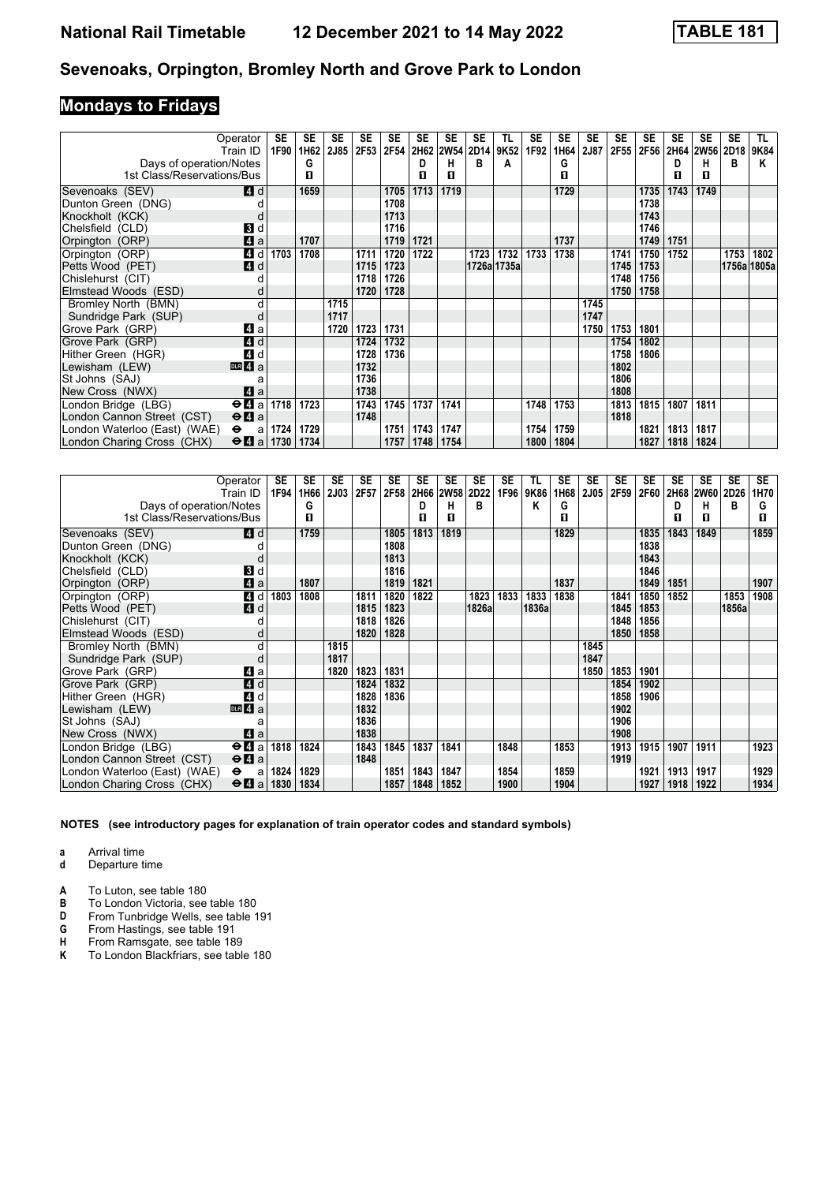# National Rail Timetable 12 December 2021 to 14 May 2022 TABLE 181

## Sevenoaks, Orpington, Bromley North and Grove Park to London

### Mondays to Fridays

| Operator | | SE | SE | SE | SE | SE | SE | SE | SE | TL | SE | SE | SE | SE | SE | SE | SE | SE | TL |
|---|---|---|---|---|---|---|---|---|---|---|---|---|---|---|---|---|---|---|---|
| Train ID | | 1F90 | 1H62 | 2J85 | 2F53 | 2F54 | 2H62 | 2W54 | 2D14 | 9K52 | 1F92 | 1H64 | 2J87 | 2F55 | 2F56 | 2H64 | 2W56 | 2D18 | 9K84 |
| Days of operation/Notes | | | G | | | | D | H | B | A | | G | | | | D | H | B | K |
| 1st Class/Reservations/Bus | | | ■ | | | | ■ | ■ | | | | ■ | | | | ■ | ■ | | |
| Sevenoaks (SEV) | 4 d | | 1659 | | | 1705 | 1713 | 1719 | | | | 1729 | | | 1735 | 1743 | 1749 | | |
| Dunton Green (DNG) | d | | | | | 1708 | | | | | | | | | 1738 | | | | |
| Knockholt (KCK) | d | | | | | 1713 | | | | | | | | | 1743 | | | | |
| Chelsfield (CLD) | 3 d | | | | | 1716 | | | | | | | | | 1746 | | | | |
| Orpington (ORP) | 4 a | | 1707 | | | 1719 | 1721 | | | | | 1737 | | | 1749 | 1751 | | | |
| Orpington (ORP) | 4 d | 1703 | 1708 | | 1711 | 1720 | 1722 | | 1723 | 1732 | 1733 | 1738 | | 1741 | 1750 | 1752 | | 1753 | 1802 |
| Petts Wood (PET) | 4 d | | | | 1715 | 1723 | | | 1726a | 1735a | | | | 1745 | 1753 | | | 1756a | 1805a |
| Chislehurst (CIT) | d | | | | 1718 | 1726 | | | | | | | | 1748 | 1756 | | | | |
| Elmstead Woods (ESD) | d | | | | 1720 | 1728 | | | | | | | | 1750 | 1758 | | | | |
| Bromley North (BMN) | d | | | 1715 | | | | | | | | | 1745 | | | | | | |
| Sundridge Park (SUP) | d | | | 1717 | | | | | | | | | 1747 | | | | | | |
| Grove Park (GRP) | 4 a | | | 1720 | 1723 | 1731 | | | | | | | 1750 | 1753 | 1801 | | | | |
| Grove Park (GRP) | 4 d | | | | 1724 | 1732 | | | | | | | | 1754 | 1802 | | | | |
| Hither Green (HGR) | 4 d | | | | 1728 | 1736 | | | | | | | | 1758 | 1806 | | | | |
| Lewisham (LEW) | DLR 4 a | | | | 1732 | | | | | | | | | 1802 | | | | | |
| St Johns (SAJ) | a | | | | 1736 | | | | | | | | | 1806 | | | | | |
| New Cross (NWX) | 4 a | | | | 1738 | | | | | | | | | 1808 | | | | | |
| London Bridge (LBG) | ⊖ 4 a | 1718 | 1723 | | 1743 | 1745 | 1737 | 1741 | | | 1748 | 1753 | | 1813 | 1815 | 1807 | 1811 | | |
| London Cannon Street (CST) | ⊖ 4 a | | | | 1748 | | | | | | | | | 1818 | | | | | |
| London Waterloo (East) (WAE) | ⊖ a | 1724 | 1729 | | | 1751 | 1743 | 1747 | | | 1754 | 1759 | | | 1821 | 1813 | 1817 | | |
| London Charing Cross (CHX) | ⊖ 4 a | 1730 | 1734 | | | 1757 | 1748 | 1754 | | | 1800 | 1804 | | | 1827 | 1818 | 1824 | | |

| Operator | | SE | SE | SE | SE | SE | SE | SE | SE | SE | TL | SE | SE | SE | SE | SE | SE | SE | SE |
|---|---|---|---|---|---|---|---|---|---|---|---|---|---|---|---|---|---|---|---|
| Train ID | | 1F94 | 1H66 | 2J03 | 2F57 | 2F58 | 2H66 | 2W58 | 2D22 | 1F96 | 9K86 | 1H68 | 2J05 | 2F59 | 2F60 | 2H68 | 2W60 | 2D26 | 1H70 |
| Days of operation/Notes | | | G | | | | D | H | B | | K | G | | | | D | H | B | G |
| 1st Class/Reservations/Bus | | | ■ | | | | ■ | ■ | | | | ■ | | | | ■ | ■ | | ■ |
| Sevenoaks (SEV) | 4 d | | 1759 | | | 1805 | 1813 | 1819 | | | | 1829 | | | 1835 | 1843 | 1849 | | 1859 |
| Dunton Green (DNG) | d | | | | | 1808 | | | | | | | | | 1838 | | | | |
| Knockholt (KCK) | d | | | | | 1813 | | | | | | | | | 1843 | | | | |
| Chelsfield (CLD) | 3 d | | | | | 1816 | | | | | | | | | 1846 | | | | |
| Orpington (ORP) | 4 a | | 1807 | | | 1819 | 1821 | | | | | 1837 | | | 1849 | 1851 | | | 1907 |
| Orpington (ORP) | 4 d | 1803 | 1808 | | 1811 | 1820 | 1822 | | 1823 | 1833 | 1833 | 1838 | | 1841 | 1850 | 1852 | | 1853 | 1908 |
| Petts Wood (PET) | 4 d | | | | 1815 | 1823 | | | 1826a | | 1836a | | | 1845 | 1853 | | | 1856a | |
| Chislehurst (CIT) | d | | | | 1818 | 1826 | | | | | | | | 1848 | 1856 | | | | |
| Elmstead Woods (ESD) | d | | | | 1820 | 1828 | | | | | | | | 1850 | 1858 | | | | |
| Bromley North (BMN) | d | | | 1815 | | | | | | | | | 1845 | | | | | | |
| Sundridge Park (SUP) | d | | | 1817 | | | | | | | | | 1847 | | | | | | |
| Grove Park (GRP) | 4 a | | | 1820 | 1823 | 1831 | | | | | | | 1850 | 1853 | 1901 | | | | |
| Grove Park (GRP) | 4 d | | | | 1824 | 1832 | | | | | | | | 1854 | 1902 | | | | |
| Hither Green (HGR) | 4 d | | | | 1828 | 1836 | | | | | | | | 1858 | 1906 | | | | |
| Lewisham (LEW) | DLR 4 a | | | | 1832 | | | | | | | | | 1902 | | | | | |
| St Johns (SAJ) | a | | | | 1836 | | | | | | | | | 1906 | | | | | |
| New Cross (NWX) | 4 a | | | | 1838 | | | | | | | | | 1908 | | | | | |
| London Bridge (LBG) | ⊖ 4 a | 1818 | 1824 | | 1843 | 1845 | 1837 | 1841 | | 1848 | | 1853 | | 1913 | 1915 | 1907 | 1911 | | 1923 |
| London Cannon Street (CST) | ⊖ 4 a | | | | 1848 | | | | | | | | | 1919 | | | | | |
| London Waterloo (East) (WAE) | ⊖ a | 1824 | 1829 | | | 1851 | 1843 | 1847 | | 1854 | | 1859 | | | 1921 | 1913 | 1917 | | 1929 |
| London Charing Cross (CHX) | ⊖ 4 a | 1830 | 1834 | | | 1857 | 1848 | 1852 | | 1900 | | 1904 | | | 1927 | 1918 | 1922 | | 1934 |

**NOTES (see introductory pages for explanation of train operator codes and standard symbols)**

**a** Arrival time
**d** Departure time

**A** To Luton, see table 180
**B** To London Victoria, see table 180
**D** From Tunbridge Wells, see table 191
**G** From Hastings, see table 191
**H** From Ramsgate, see table 189
**K** To London Blackfriars, see table 180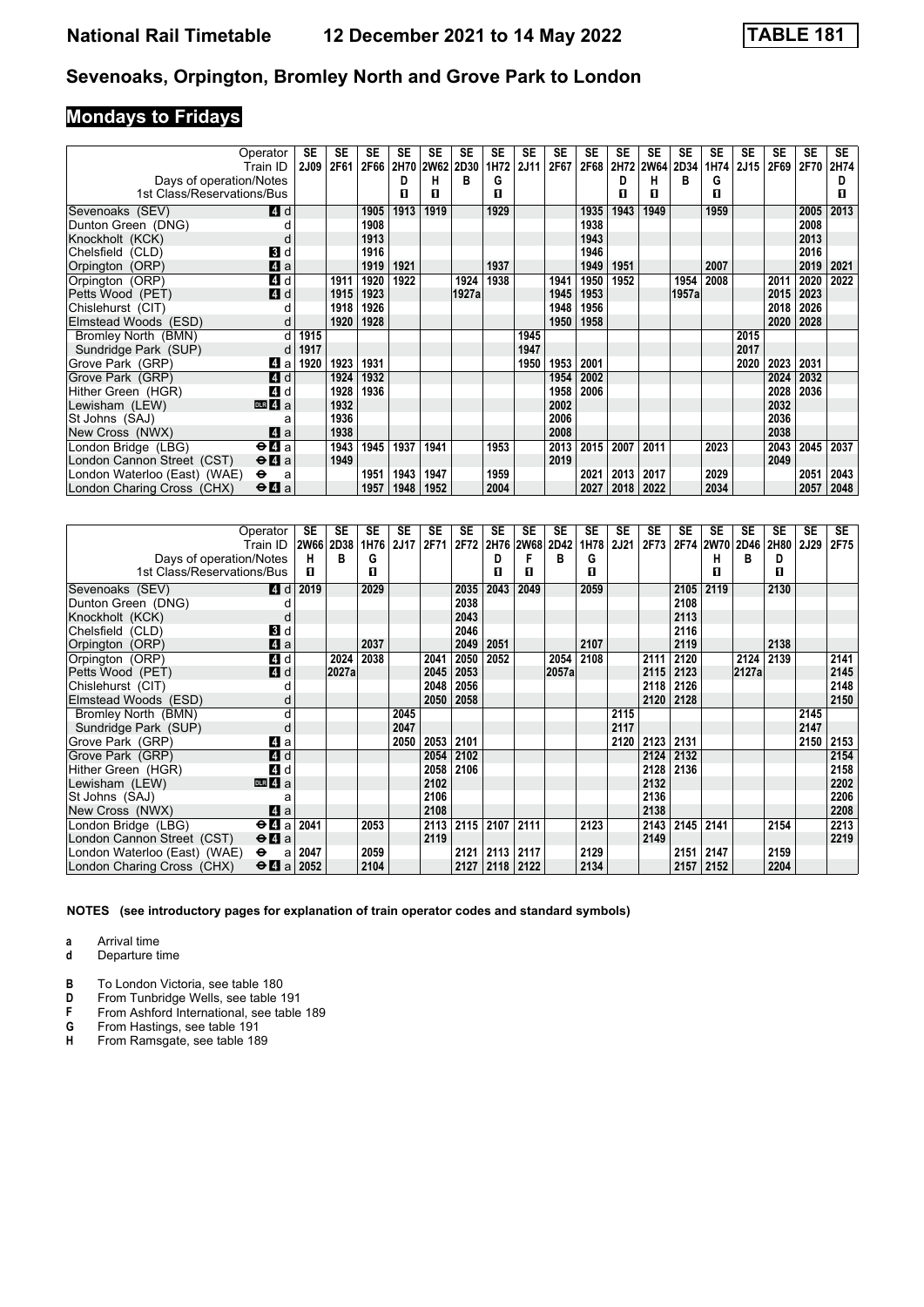# National Rail Timetable    12 December 2021 to 14 May 2022    TABLE 181

## Sevenoaks, Orpington, Bromley North and Grove Park to London

### Mondays to Fridays

| Operator | | SE | SE | SE | SE | SE | SE | SE | SE | SE | SE | SE | SE | SE | SE | SE | SE | SE | SE |
|---|---|---|---|---|---|---|---|---|---|---|---|---|---|---|---|---|---|---|---|
| Train ID | | 2J09 | 2F61 | 2F66 | 2H70 | 2W62 | 2D30 | 1H72 | 2J11 | 2F67 | 2F68 | 2H72 | 2W64 | 2D34 | 1H74 | 2J15 | 2F69 | 2F70 | 2H74 |
| Days of operation/Notes | | | | | D | H | B | G | | | | D | H | B | G | | | | D |
| 1st Class/Reservations/Bus | | | | | 1 | 1 | | 1 | | | | 1 | 1 | | 1 | | | | 1 |
| Sevenoaks (SEV) | 4 d | | | 1905 | 1913 | 1919 | | 1929 | | | 1935 | 1943 | 1949 | | 1959 | | | 2005 | 2013 |
| Dunton Green (DNG) | d | | | 1908 | | | | | | | 1938 | | | | | | | 2008 | |
| Knockholt (KCK) | d | | | 1913 | | | | | | | 1943 | | | | | | | 2013 | |
| Chelsfield (CLD) | 3 d | | | 1916 | | | | | | | 1946 | | | | | | | 2016 | |
| Orpington (ORP) | 4 a | | | 1919 | 1921 | | | 1937 | | | 1949 | 1951 | | | 2007 | | | 2019 | 2021 |
| Orpington (ORP) | 4 d | | 1911 | 1920 | 1922 | | 1924 | 1938 | | 1941 | 1950 | 1952 | | 1954 | 2008 | | 2011 | 2020 | 2022 |
| Petts Wood (PET) | 4 d | | 1915 | 1923 | | | 1927a | | | 1945 | 1953 | | | 1957a | | | 2015 | 2023 | |
| Chislehurst (CIT) | d | | 1918 | 1926 | | | | | | 1948 | 1956 | | | | | | 2018 | 2026 | |
| Elmstead Woods (ESD) | d | | 1920 | 1928 | | | | | | 1950 | 1958 | | | | | | 2020 | 2028 | |
| Bromley North (BMN) | d | 1915 | | | | | | | 1945 | | | | | | | 2015 | | | |
| Sundridge Park (SUP) | d | 1917 | | | | | | | 1947 | | | | | | | 2017 | | | |
| Grove Park (GRP) | 4 a | 1920 | 1923 | 1931 | | | | | 1950 | 1953 | 2001 | | | | | 2020 | 2023 | 2031 | |
| Grove Park (GRP) | 4 d | | 1924 | 1932 | | | | | | 1954 | 2002 | | | | | | 2024 | 2032 | |
| Hither Green (HGR) | 4 d | | 1928 | 1936 | | | | | | 1958 | 2006 | | | | | | 2028 | 2036 | |
| Lewisham (LEW) | DLR 4 a | | 1932 | | | | | | | 2002 | | | | | | | 2032 | | |
| St Johns (SAJ) | a | | 1936 | | | | | | | 2006 | | | | | | | 2036 | | |
| New Cross (NWX) | 4 a | | 1938 | | | | | | | 2008 | | | | | | | 2038 | | |
| London Bridge (LBG) | ⊖ 4 a | | 1943 | 1945 | 1937 | 1941 | | 1953 | | 2013 | 2015 | 2007 | 2011 | | 2023 | | 2043 | 2045 | 2037 |
| London Cannon Street (CST) | ⊖ 4 a | | 1949 | | | | | | | 2019 | | | | | | | 2049 | | |
| London Waterloo (East) (WAE) | ⊖ a | | | 1951 | 1943 | 1947 | | 1959 | | | 2021 | 2013 | 2017 | | 2029 | | | 2051 | 2043 |
| London Charing Cross (CHX) | ⊖ 4 a | | | 1957 | 1948 | 1952 | | 2004 | | | 2027 | 2018 | 2022 | | 2034 | | | 2057 | 2048 |

| Operator | | SE | SE | SE | SE | SE | SE | SE | SE | SE | SE | SE | SE | SE | SE | SE | SE | SE | SE |
|---|---|---|---|---|---|---|---|---|---|---|---|---|---|---|---|---|---|---|---|
| Train ID | | 2W66 | 2D38 | 1H76 | 2J17 | 2F71 | 2F72 | 2H76 | 2W68 | 2D42 | 1H78 | 2J21 | 2F73 | 2F74 | 2W70 | 2D46 | 2H80 | 2J29 | 2F75 |
| Days of operation/Notes | | H | B | G | | | | D | F | B | G | | | | H | B | D | | |
| 1st Class/Reservations/Bus | | 1 | | 1 | | | | 1 | 1 | | 1 | | | | 1 | | 1 | | |
| Sevenoaks (SEV) | 4 d | 2019 | | 2029 | | | 2035 | 2043 | 2049 | | 2059 | | | 2105 | 2119 | | 2130 | | |
| Dunton Green (DNG) | d | | | | | | 2038 | | | | | | | 2108 | | | | | |
| Knockholt (KCK) | d | | | | | | 2043 | | | | | | | 2113 | | | | | |
| Chelsfield (CLD) | 3 d | | | | | | 2046 | | | | | | | 2116 | | | | | |
| Orpington (ORP) | 4 a | | | 2037 | | | 2049 | 2051 | | | 2107 | | | 2119 | | | 2138 | | |
| Orpington (ORP) | 4 d | | 2024 | 2038 | | 2041 | 2050 | 2052 | | 2054 | 2108 | | 2111 | 2120 | | 2124 | 2139 | | 2141 |
| Petts Wood (PET) | 4 d | | 2027a | | | 2045 | 2053 | | | 2057a | | | 2115 | 2123 | | 2127a | | | 2145 |
| Chislehurst (CIT) | d | | | | | 2048 | 2056 | | | | | | 2118 | 2126 | | | | | 2148 |
| Elmstead Woods (ESD) | d | | | | | 2050 | 2058 | | | | | | 2120 | 2128 | | | | | 2150 |
| Bromley North (BMN) | d | | | | 2045 | | | | | | | 2115 | | | | | | 2145 | |
| Sundridge Park (SUP) | d | | | | 2047 | | | | | | | 2117 | | | | | | 2147 | |
| Grove Park (GRP) | 4 a | | | | 2050 | 2053 | 2101 | | | | | 2120 | 2123 | 2131 | | | | 2150 | 2153 |
| Grove Park (GRP) | 4 d | | | | | 2054 | 2102 | | | | | | 2124 | 2132 | | | | | 2154 |
| Hither Green (HGR) | 4 d | | | | | 2058 | 2106 | | | | | | 2128 | 2136 | | | | | 2158 |
| Lewisham (LEW) | DLR 4 a | | | | | 2102 | | | | | | | 2132 | | | | | | 2202 |
| St Johns (SAJ) | a | | | | | 2106 | | | | | | | 2136 | | | | | | 2206 |
| New Cross (NWX) | 4 a | | | | | 2108 | | | | | | | 2138 | | | | | | 2208 |
| London Bridge (LBG) | ⊖ 4 a | 2041 | | 2053 | | 2113 | 2115 | 2107 | 2111 | | 2123 | | 2143 | 2145 | 2141 | | 2154 | | 2213 |
| London Cannon Street (CST) | ⊖ 4 a | | | | | 2119 | | | | | | | 2149 | | | | | | 2219 |
| London Waterloo (East) (WAE) | ⊖ a | 2047 | | 2059 | | | 2121 | 2113 | 2117 | | 2129 | | | 2151 | 2147 | | 2159 | | |
| London Charing Cross (CHX) | ⊖ 4 a | 2052 | | 2104 | | | 2127 | 2118 | 2122 | | 2134 | | | 2157 | 2152 | | 2204 | | |

**NOTES (see introductory pages for explanation of train operator codes and standard symbols)**

**a** Arrival time
**d** Departure time

**B** To London Victoria, see table 180
**D** From Tunbridge Wells, see table 191
**F** From Ashford International, see table 189
**G** From Hastings, see table 191
**H** From Ramsgate, see table 189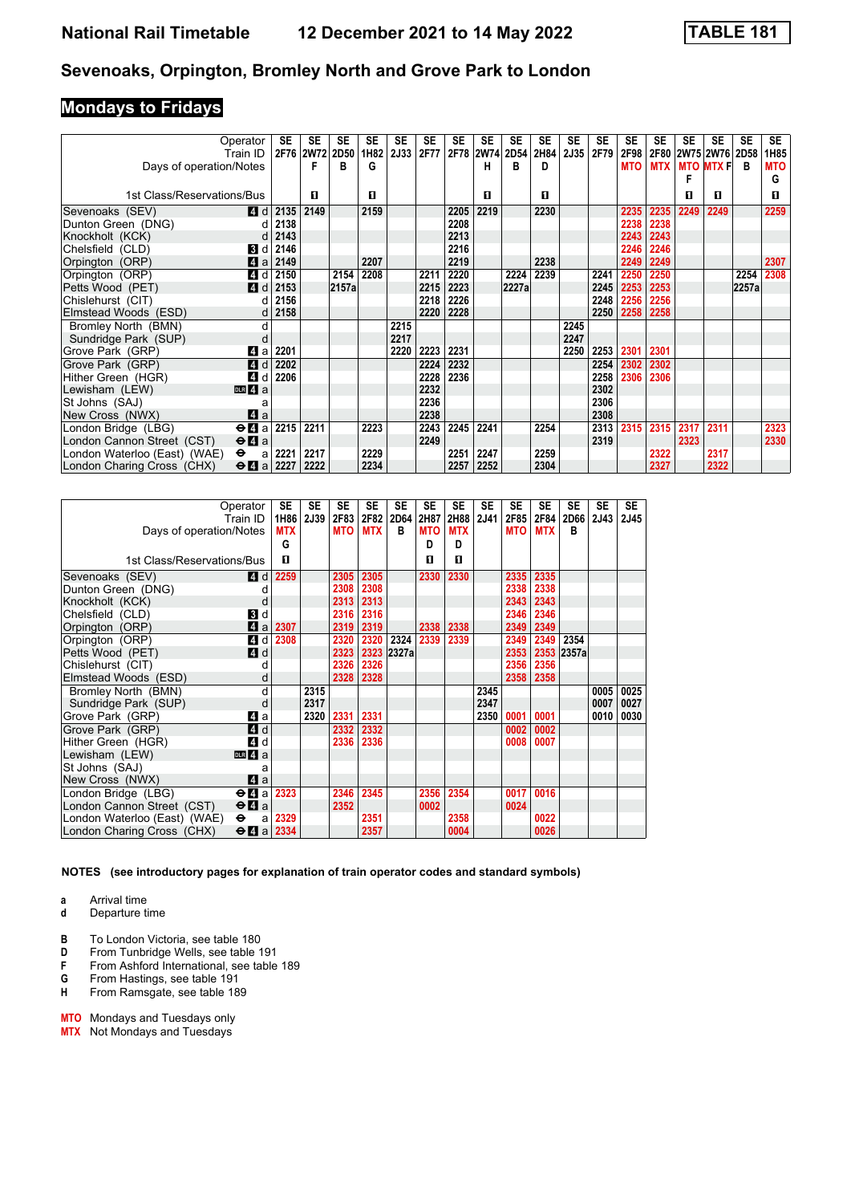# National Rail Timetable — 12 December 2021 to 14 May 2022 — TABLE 181

## Sevenoaks, Orpington, Bromley North and Grove Park to London

## Mondays to Fridays

| Operator | | SE | SE | SE | SE | SE | SE | SE | SE | SE | SE | SE | SE | SE | SE | SE | SE | SE | SE |
|---|---|---|---|---|---|---|---|---|---|---|---|---|---|---|---|---|---|---|---|
| Train ID | | 2F76 | 2W72 | 2D50 | 1H82 | 2J33 | 2F77 | 2F78 | 2W74 | 2D54 | 2H84 | 2J35 | 2F79 | 2F98 | 2F80 | 2W75 | 2W76 | 2D58 | 1H85 |
| Days of operation/Notes | | | F | B | G | | | | H | B | D | | | MTO | MTX | MTO F | MTX F | B | MTO G |
| 1st Class/Reservations/Bus | | | 1 | | 1 | | | | 1 | | 1 | | | | | 1 | 1 | | 1 |
| Sevenoaks (SEV) | 4 d | 2135 | 2149 | | 2159 | | | 2205 | 2219 | | 2230 | | | 2235 | 2235 | 2249 | 2249 | | 2259 |
| Dunton Green (DNG) | d | 2138 | | | | | | 2208 | | | | | | 2238 | 2238 | | | | |
| Knockholt (KCK) | d | 2143 | | | | | | 2213 | | | | | | 2243 | 2243 | | | | |
| Chelsfield (CLD) | 3 d | 2146 | | | | | | 2216 | | | | | | 2246 | 2246 | | | | |
| Orpington (ORP) | 4 a | 2149 | | | 2207 | | | 2219 | | | 2238 | | | 2249 | 2249 | | | | 2307 |
| Orpington (ORP) | 4 d | 2150 | | 2154 | 2208 | | 2211 | 2220 | | 2224 | 2239 | | 2241 | 2250 | 2250 | | | 2254 | 2308 |
| Petts Wood (PET) | 4 d | 2153 | | 2157a | | | 2215 | 2223 | | 2227a | | | 2245 | 2253 | 2253 | | | 2257a | |
| Chislehurst (CIT) | d | 2156 | | | | | 2218 | 2226 | | | | | 2248 | 2256 | 2256 | | | | |
| Elmstead Woods (ESD) | d | 2158 | | | | | 2220 | 2228 | | | | | 2250 | 2258 | 2258 | | | | |
| Bromley North (BMN) | d | | | | | 2215 | | | | | | 2245 | | | | | | | |
| Sundridge Park (SUP) | d | | | | | 2217 | | | | | | 2247 | | | | | | | |
| Grove Park (GRP) | 4 a | 2201 | | | | 2220 | 2223 | 2231 | | | | 2250 | 2253 | 2301 | 2301 | | | | |
| Grove Park (GRP) | 4 d | 2202 | | | | | 2224 | 2232 | | | | | 2254 | 2302 | 2302 | | | | |
| Hither Green (HGR) | 4 d | 2206 | | | | | 2228 | 2236 | | | | | 2258 | 2306 | 2306 | | | | |
| Lewisham (LEW) | DLR 4 a | | | | | | 2232 | | | | | | 2302 | | | | | | |
| St Johns (SAJ) | a | | | | | | 2236 | | | | | | 2306 | | | | | | |
| New Cross (NWX) | 4 a | | | | | | 2238 | | | | | | 2308 | | | | | | |
| London Bridge (LBG) | ⊖ 4 a | 2215 | 2211 | | 2223 | | 2243 | 2245 | 2241 | | 2254 | | 2313 | 2315 | 2315 | 2317 | 2311 | | 2323 |
| London Cannon Street (CST) | ⊖ 4 a | | | | | | 2249 | | | | | | 2319 | | | 2323 | | | 2330 |
| London Waterloo (East) (WAE) | ⊖ a | 2221 | 2217 | | 2229 | | | 2251 | 2247 | | 2259 | | | | 2322 | | 2317 | | |
| London Charing Cross (CHX) | ⊖ 4 a | 2227 | 2222 | | 2234 | | | 2257 | 2252 | | 2304 | | | | 2327 | | 2322 | | |

| Operator | | SE | SE | SE | SE | SE | SE | SE | SE | SE | SE | SE | SE | SE |
|---|---|---|---|---|---|---|---|---|---|---|---|---|---|---|
| Train ID | | 1H86 | 2J39 | 2F83 | 2F82 | 2D64 | 2H87 | 2H88 | 2J41 | 2F85 | 2F84 | 2D66 | 2J43 | 2J45 |
| Days of operation/Notes | | MTX G | | MTO | MTX | B | MTO D | MTX D | | MTO | MTX | B | | |
| 1st Class/Reservations/Bus | | 1 | | | | | 1 | 1 | | | | | | |
| Sevenoaks (SEV) | 4 d | 2259 | | 2305 | 2305 | | 2330 | 2330 | | 2335 | 2335 | | | |
| Dunton Green (DNG) | d | | | 2308 | 2308 | | | | | 2338 | 2338 | | | |
| Knockholt (KCK) | d | | | 2313 | 2313 | | | | | 2343 | 2343 | | | |
| Chelsfield (CLD) | 3 d | | | 2316 | 2316 | | | | | 2346 | 2346 | | | |
| Orpington (ORP) | 4 a | 2307 | | 2319 | 2319 | | 2338 | 2338 | | 2349 | 2349 | | | |
| Orpington (ORP) | 4 d | 2308 | | 2320 | 2320 | 2324 | 2339 | 2339 | | 2349 | 2349 | 2354 | | |
| Petts Wood (PET) | 4 d | | | 2323 | 2323 | 2327a | | | | 2353 | 2353 | 2357a | | |
| Chislehurst (CIT) | d | | | 2326 | 2326 | | | | | 2356 | 2356 | | | |
| Elmstead Woods (ESD) | d | | | 2328 | 2328 | | | | | 2358 | 2358 | | | |
| Bromley North (BMN) | d | | 2315 | | | | | | 2345 | | | | 0005 | 0025 |
| Sundridge Park (SUP) | d | | 2317 | | | | | | 2347 | | | | 0007 | 0027 |
| Grove Park (GRP) | 4 a | | 2320 | 2331 | 2331 | | | | 2350 | 0001 | 0001 | | 0010 | 0030 |
| Grove Park (GRP) | 4 d | | | 2332 | 2332 | | | | | 0002 | 0002 | | | |
| Hither Green (HGR) | 4 d | | | 2336 | 2336 | | | | | 0008 | 0007 | | | |
| Lewisham (LEW) | DLR 4 a | | | | | | | | | | | | | |
| St Johns (SAJ) | a | | | | | | | | | | | | | |
| New Cross (NWX) | 4 a | | | | | | | | | | | | | |
| London Bridge (LBG) | ⊖ 4 a | 2323 | | 2346 | 2345 | | 2356 | 2354 | | 0017 | 0016 | | | |
| London Cannon Street (CST) | ⊖ 4 a | | | 2352 | | | 0002 | | | 0024 | | | | |
| London Waterloo (East) (WAE) | ⊖ a | 2329 | | | 2351 | | | 2358 | | | 0022 | | | |
| London Charing Cross (CHX) | ⊖ 4 a | 2334 | | | 2357 | | | 0004 | | | 0026 | | | |

**NOTES (see introductory pages for explanation of train operator codes and standard symbols)**

- **a** Arrival time
- **d** Departure time

- **B** To London Victoria, see table 180
- **D** From Tunbridge Wells, see table 191
- **F** From Ashford International, see table 189
- **G** From Hastings, see table 191
- **H** From Ramsgate, see table 189

- **MTO** Mondays and Tuesdays only
- **MTX** Not Mondays and Tuesdays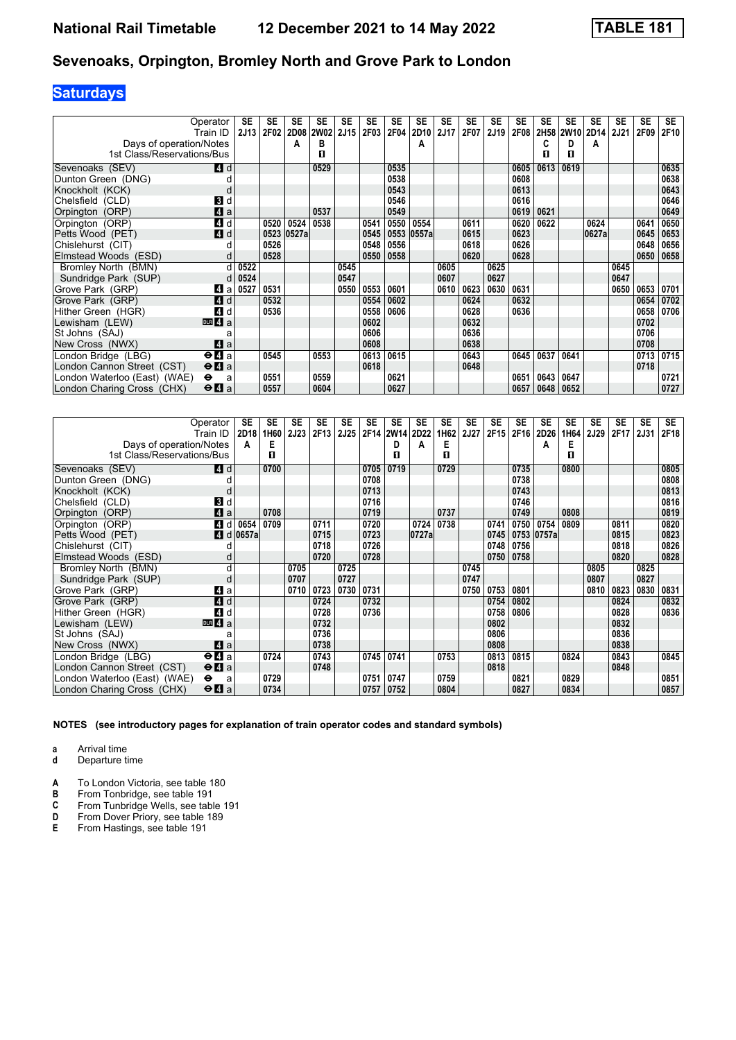# National Rail Timetable 12 December 2021 to 14 May 2022 TABLE 181

## Sevenoaks, Orpington, Bromley North and Grove Park to London

### Saturdays

| Operator | | SE | SE | SE | SE | SE | SE | SE | SE | SE | SE | SE | SE | SE | SE | SE | SE | SE | SE |
|---|---|---|---|---|---|---|---|---|---|---|---|---|---|---|---|---|---|---|---|
| Train ID | | 2J13 | 2F02 | 2D08 | 2W02 | 2J15 | 2F03 | 2F04 | 2D10 | 2J17 | 2F07 | 2J19 | 2F08 | 2H58 | 2W10 | 2D14 | 2J21 | 2F09 | 2F10 |
| Days of operation/Notes | | | | A | B | | | | A | | | | | C | D | A | | | |
| 1st Class/Reservations/Bus | | | | | ■ | | | | | | | | | ■ | ■ | | | | |
| Sevenoaks (SEV) | 4 d | | | | 0529 | | | 0535 | | | | | 0605 | 0613 | 0619 | | | | 0635 |
| Dunton Green (DNG) | d | | | | | | | 0538 | | | | | 0608 | | | | | | 0638 |
| Knockholt (KCK) | d | | | | | | | 0543 | | | | | 0613 | | | | | | 0643 |
| Chelsfield (CLD) | 3 d | | | | | | | 0546 | | | | | 0616 | | | | | | 0646 |
| Orpington (ORP) | 4 a | | | | 0537 | | | 0549 | | | | | 0619 | 0621 | | | | | 0649 |
| Orpington (ORP) | 4 d | | 0520 | 0524 | 0538 | | 0541 | 0550 | 0554 | | 0611 | | 0620 | 0622 | | 0624 | | 0641 | 0650 |
| Petts Wood (PET) | 4 d | | 0523 | 0527a | | | 0545 | 0553 | 0557a | | 0615 | | 0623 | | | 0627a | | 0645 | 0653 |
| Chislehurst (CIT) | d | | 0526 | | | | 0548 | 0556 | | | 0618 | | 0626 | | | | | 0648 | 0656 |
| Elmstead Woods (ESD) | d | | 0528 | | | | 0550 | 0558 | | | 0620 | | 0628 | | | | | 0650 | 0658 |
| Bromley North (BMN) | d | 0522 | | | | 0545 | | | | 0605 | | 0625 | | | | | 0645 | | |
| Sundridge Park (SUP) | d | 0524 | | | | 0547 | | | | 0607 | | 0627 | | | | | 0647 | | |
| Grove Park (GRP) | 4 a | 0527 | 0531 | | | 0550 | 0553 | 0601 | | 0610 | 0623 | 0630 | 0631 | | | | 0650 | 0653 | 0701 |
| Grove Park (GRP) | 4 d | | 0532 | | | | 0554 | 0602 | | | 0624 | | 0632 | | | | | 0654 | 0702 |
| Hither Green (HGR) | 4 d | | 0536 | | | | 0558 | 0606 | | | 0628 | | 0636 | | | | | 0658 | 0706 |
| Lewisham (LEW) | DLR 4 a | | | | | | 0602 | | | | 0632 | | | | | | | 0702 | |
| St Johns (SAJ) | a | | | | | | 0606 | | | | 0636 | | | | | | | 0706 | |
| New Cross (NWX) | 4 a | | | | | | 0608 | | | | 0638 | | | | | | | 0708 | |
| London Bridge (LBG) | ⊖ 4 a | | 0545 | | 0553 | | 0613 | 0615 | | | 0643 | | 0645 | 0637 | 0641 | | | 0713 | 0715 |
| London Cannon Street (CST) | ⊖ 4 a | | | | | | 0618 | | | | 0648 | | | | | | | 0718 | |
| London Waterloo (East) (WAE) | ⊖ a | | 0551 | | 0559 | | | 0621 | | | | | 0651 | 0643 | 0647 | | | | 0721 |
| London Charing Cross (CHX) | ⊖ 4 a | | 0557 | | 0604 | | | 0627 | | | | | 0657 | 0648 | 0652 | | | | 0727 |

| Operator | | SE | SE | SE | SE | SE | SE | SE | SE | SE | SE | SE | SE | SE | SE | SE | SE | SE | SE |
|---|---|---|---|---|---|---|---|---|---|---|---|---|---|---|---|---|---|---|---|
| Train ID | | 2D18 | 1H60 | 2J23 | 2F13 | 2J25 | 2F14 | 2W14 | 2D22 | 1H62 | 2J27 | 2F15 | 2F16 | 2D26 | 1H64 | 2J29 | 2F17 | 2J31 | 2F18 |
| Days of operation/Notes | | A | E | | | | | D | A | E | | | | A | E | | | | |
| 1st Class/Reservations/Bus | | | ■ | | | | | ■ | | ■ | | | | | ■ | | | | |
| Sevenoaks (SEV) | 4 d | | 0700 | | | | 0705 | 0719 | | 0729 | | | 0735 | | 0800 | | | | 0805 |
| Dunton Green (DNG) | d | | | | | | 0708 | | | | | | 0738 | | | | | | 0808 |
| Knockholt (KCK) | d | | | | | | 0713 | | | | | | 0743 | | | | | | 0813 |
| Chelsfield (CLD) | 3 d | | | | | | 0716 | | | | | | 0746 | | | | | | 0816 |
| Orpington (ORP) | 4 a | | 0708 | | | | 0719 | | | 0737 | | | 0749 | | 0808 | | | | 0819 |
| Orpington (ORP) | 4 d | 0654 | 0709 | | 0711 | | 0720 | | 0724 | 0738 | | 0741 | 0750 | 0754 | 0809 | | 0811 | | 0820 |
| Petts Wood (PET) | 4 d | 0657a | | | 0715 | | 0723 | | 0727a | | | 0745 | 0753 | 0757a | | | 0815 | | 0823 |
| Chislehurst (CIT) | d | | | | 0718 | | 0726 | | | | | 0748 | 0756 | | | | 0818 | | 0826 |
| Elmstead Woods (ESD) | d | | | | 0720 | | 0728 | | | | | 0750 | 0758 | | | | 0820 | | 0828 |
| Bromley North (BMN) | d | | | 0705 | | 0725 | | | | | 0745 | | | | | 0805 | | 0825 | |
| Sundridge Park (SUP) | d | | | 0707 | | 0727 | | | | | 0747 | | | | | 0807 | | 0827 | |
| Grove Park (GRP) | 4 a | | | 0710 | 0723 | 0730 | 0731 | | | | 0750 | 0753 | 0801 | | | 0810 | 0823 | 0830 | 0831 |
| Grove Park (GRP) | 4 d | | | | 0724 | | 0732 | | | | | 0754 | 0802 | | | | 0824 | | 0832 |
| Hither Green (HGR) | 4 d | | | | 0728 | | 0736 | | | | | 0758 | 0806 | | | | 0828 | | 0836 |
| Lewisham (LEW) | DLR 4 a | | | | 0732 | | | | | | | 0802 | | | | | 0832 | | |
| St Johns (SAJ) | a | | | | 0736 | | | | | | | 0806 | | | | | 0836 | | |
| New Cross (NWX) | 4 a | | | | 0738 | | | | | | | 0808 | | | | | 0838 | | |
| London Bridge (LBG) | ⊖ 4 a | | 0724 | | 0743 | | 0745 | 0741 | | 0753 | | 0813 | 0815 | | 0824 | | 0843 | | 0845 |
| London Cannon Street (CST) | ⊖ 4 a | | | | 0748 | | | | | | | 0818 | | | | | 0848 | | |
| London Waterloo (East) (WAE) | ⊖ a | | 0729 | | | | 0751 | 0747 | | 0759 | | | 0821 | | 0829 | | | | 0851 |
| London Charing Cross (CHX) | ⊖ 4 a | | 0734 | | | | 0757 | 0752 | | 0804 | | | 0827 | | 0834 | | | | 0857 |

**NOTES (see introductory pages for explanation of train operator codes and standard symbols)**

- **a** Arrival time
- **d** Departure time

- **A** To London Victoria, see table 180
- **B** From Tonbridge, see table 191
- **C** From Tunbridge Wells, see table 191
- **D** From Dover Priory, see table 189
- **E** From Hastings, see table 191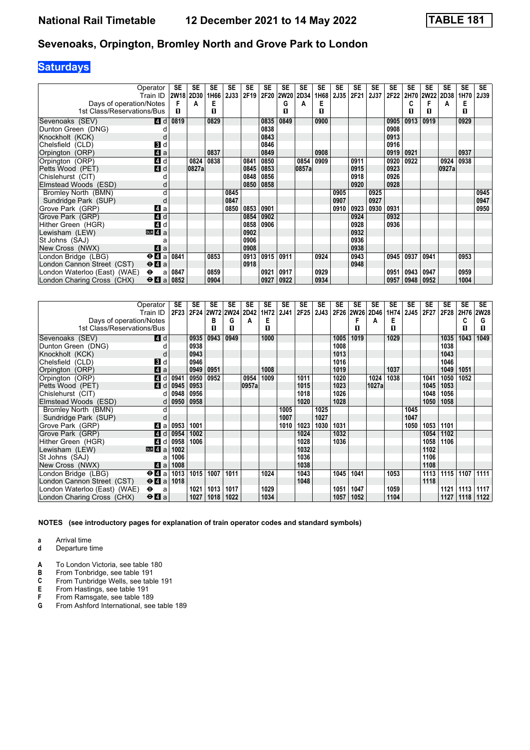# National Rail Timetable — 12 December 2021 to 14 May 2022 — TABLE 181

## Sevenoaks, Orpington, Bromley North and Grove Park to London

### Saturdays

| Operator | | SE | SE | SE | SE | SE | SE | SE | SE | SE | SE | SE | SE | SE | SE | SE | SE | SE | SE |
|---|---|---|---|---|---|---|---|---|---|---|---|---|---|---|---|---|---|---|---|
| Train ID | | 2W18 | 2D30 | 1H66 | 2J33 | 2F19 | 2F20 | 2W20 | 2D34 | 1H68 | 2J35 | 2F21 | 2J37 | 2F22 | 2H70 | 2W22 | 2D38 | 1H70 | 2J39 |
| Days of operation/Notes | | F | A | E | | | | G | A | E | | | | | C | F | A | E | |
| 1st Class/Reservations/Bus | | ■ | | ■ | | | | ■ | | ■ | | | | | ■ | ■ | | ■ | |
| Sevenoaks (SEV) | 4 d | 0819 | | 0829 | | | 0835 | 0849 | | 0900 | | | | 0905 | 0913 | 0919 | | 0929 | |
| Dunton Green (DNG) | d | | | | | | 0838 | | | | | | | 0908 | | | | | |
| Knockholt (KCK) | d | | | | | | 0843 | | | | | | | 0913 | | | | | |
| Chelsfield (CLD) | 3 d | | | | | | 0846 | | | | | | | 0916 | | | | | |
| Orpington (ORP) | 4 a | | | 0837 | | | 0849 | | | 0908 | | | | 0919 | 0921 | | | 0937 | |
| Orpington (ORP) | 4 d | | 0824 | 0838 | | 0841 | 0850 | | 0854 | 0909 | | 0911 | | 0920 | 0922 | | 0924 | 0938 | |
| Petts Wood (PET) | 4 d | | 0827a | | | 0845 | 0853 | | 0857a | | | 0915 | | 0923 | | | 0927a | | |
| Chislehurst (CIT) | d | | | | | 0848 | 0856 | | | | | 0918 | | 0926 | | | | | |
| Elmstead Woods (ESD) | d | | | | | 0850 | 0858 | | | | | 0920 | | 0928 | | | | | |
| Bromley North (BMN) | d | | | | 0845 | | | | | | 0905 | | 0925 | | | | | | 0945 |
| Sundridge Park (SUP) | d | | | | 0847 | | | | | | 0907 | | 0927 | | | | | | 0947 |
| Grove Park (GRP) | 4 a | | | | 0850 | 0853 | 0901 | | | | 0910 | 0923 | 0930 | 0931 | | | | | 0950 |
| Grove Park (GRP) | 4 d | | | | | 0854 | 0902 | | | | | 0924 | | 0932 | | | | | |
| Hither Green (HGR) | 4 d | | | | | 0858 | 0906 | | | | | 0928 | | 0936 | | | | | |
| Lewisham (LEW) | DLR 4 a | | | | | 0902 | | | | | | 0932 | | | | | | | |
| St Johns (SAJ) | a | | | | | 0906 | | | | | | 0936 | | | | | | | |
| New Cross (NWX) | 4 a | | | | | 0908 | | | | | | 0938 | | | | | | | |
| London Bridge (LBG) | ⊖ 4 a | 0841 | | 0853 | | 0913 | 0915 | 0911 | | 0924 | | 0943 | | 0945 | 0937 | 0941 | | 0953 | |
| London Cannon Street (CST) | ⊖ 4 a | | | | | 0918 | | | | | | 0948 | | | | | | | |
| London Waterloo (East) (WAE) | ⊖ a | 0847 | | 0859 | | | 0921 | 0917 | | 0929 | | | | 0951 | 0943 | 0947 | | 0959 | |
| London Charing Cross (CHX) | ⊖ 4 a | 0852 | | 0904 | | | 0927 | 0922 | | 0934 | | | | 0957 | 0948 | 0952 | | 1004 | |

| Operator | | SE | SE | SE | SE | SE | SE | SE | SE | SE | SE | SE | SE | SE | SE | SE | SE | SE | SE |
|---|---|---|---|---|---|---|---|---|---|---|---|---|---|---|---|---|---|---|---|
| Train ID | | 2F23 | 2F24 | 2W72 | 2W24 | 2D42 | 1H72 | 2J41 | 2F25 | 2J43 | 2F26 | 2W26 | 2D46 | 1H74 | 2J45 | 2F27 | 2F28 | 2H76 | 2W28 |
| Days of operation/Notes | | | | B | G | A | E | | | | | F | A | E | | | | C | G |
| 1st Class/Reservations/Bus | | | | ■ | ■ | | ■ | | | | | ■ | | ■ | | | | ■ | ■ |
| Sevenoaks (SEV) | 4 d | | 0935 | 0943 | 0949 | | 1000 | | | | 1005 | 1019 | | 1029 | | | 1035 | 1043 | 1049 |
| Dunton Green (DNG) | d | | 0938 | | | | | | | | 1008 | | | | | | 1038 | | |
| Knockholt (KCK) | d | | 0943 | | | | | | | | 1013 | | | | | | 1043 | | |
| Chelsfield (CLD) | 3 d | | 0946 | | | | | | | | 1016 | | | | | | 1046 | | |
| Orpington (ORP) | 4 a | | 0949 | 0951 | | | 1008 | | | | 1019 | | | 1037 | | | 1049 | 1051 | |
| Orpington (ORP) | 4 d | 0941 | 0950 | 0952 | | 0954 | 1009 | | 1011 | | 1020 | | 1024 | 1038 | | 1041 | 1050 | 1052 | |
| Petts Wood (PET) | 4 d | 0945 | 0953 | | | 0957a | | | 1015 | | 1023 | | 1027a | | | 1045 | 1053 | | |
| Chislehurst (CIT) | d | 0948 | 0956 | | | | | | 1018 | | 1026 | | | | | 1048 | 1056 | | |
| Elmstead Woods (ESD) | d | 0950 | 0958 | | | | | | 1020 | | 1028 | | | | | 1050 | 1058 | | |
| Bromley North (BMN) | d | | | | | | | 1005 | | 1025 | | | | | 1045 | | | | |
| Sundridge Park (SUP) | d | | | | | | | 1007 | | 1027 | | | | | 1047 | | | | |
| Grove Park (GRP) | 4 a | 0953 | 1001 | | | | | 1010 | 1023 | 1030 | 1031 | | | | 1050 | 1053 | 1101 | | |
| Grove Park (GRP) | 4 d | 0954 | 1002 | | | | | | 1024 | | 1032 | | | | | 1054 | 1102 | | |
| Hither Green (HGR) | 4 d | 0958 | 1006 | | | | | | 1028 | | 1036 | | | | | 1058 | 1106 | | |
| Lewisham (LEW) | DLR 4 a | 1002 | | | | | | | 1032 | | | | | | | 1102 | | | |
| St Johns (SAJ) | a | 1006 | | | | | | | 1036 | | | | | | | 1106 | | | |
| New Cross (NWX) | 4 a | 1008 | | | | | | | 1038 | | | | | | | 1108 | | | |
| London Bridge (LBG) | ⊖ 4 a | 1013 | 1015 | 1007 | 1011 | | 1024 | | 1043 | | 1045 | 1041 | | 1053 | | 1113 | 1115 | 1107 | 1111 |
| London Cannon Street (CST) | ⊖ 4 a | 1018 | | | | | | | 1048 | | | | | | | 1118 | | | |
| London Waterloo (East) (WAE) | ⊖ a | | 1021 | 1013 | 1017 | | 1029 | | | | 1051 | 1047 | | 1059 | | | 1121 | 1113 | 1117 |
| London Charing Cross (CHX) | ⊖ 4 a | | 1027 | 1018 | 1022 | | 1034 | | | | 1057 | 1052 | | 1104 | | | 1127 | 1118 | 1122 |

**NOTES (see introductory pages for explanation of train operator codes and standard symbols)**

- **a** Arrival time
- **d** Departure time

- **A** To London Victoria, see table 180
- **B** From Tonbridge, see table 191
- **C** From Tunbridge Wells, see table 191
- **E** From Hastings, see table 191
- **F** From Ramsgate, see table 189
- **G** From Ashford International, see table 189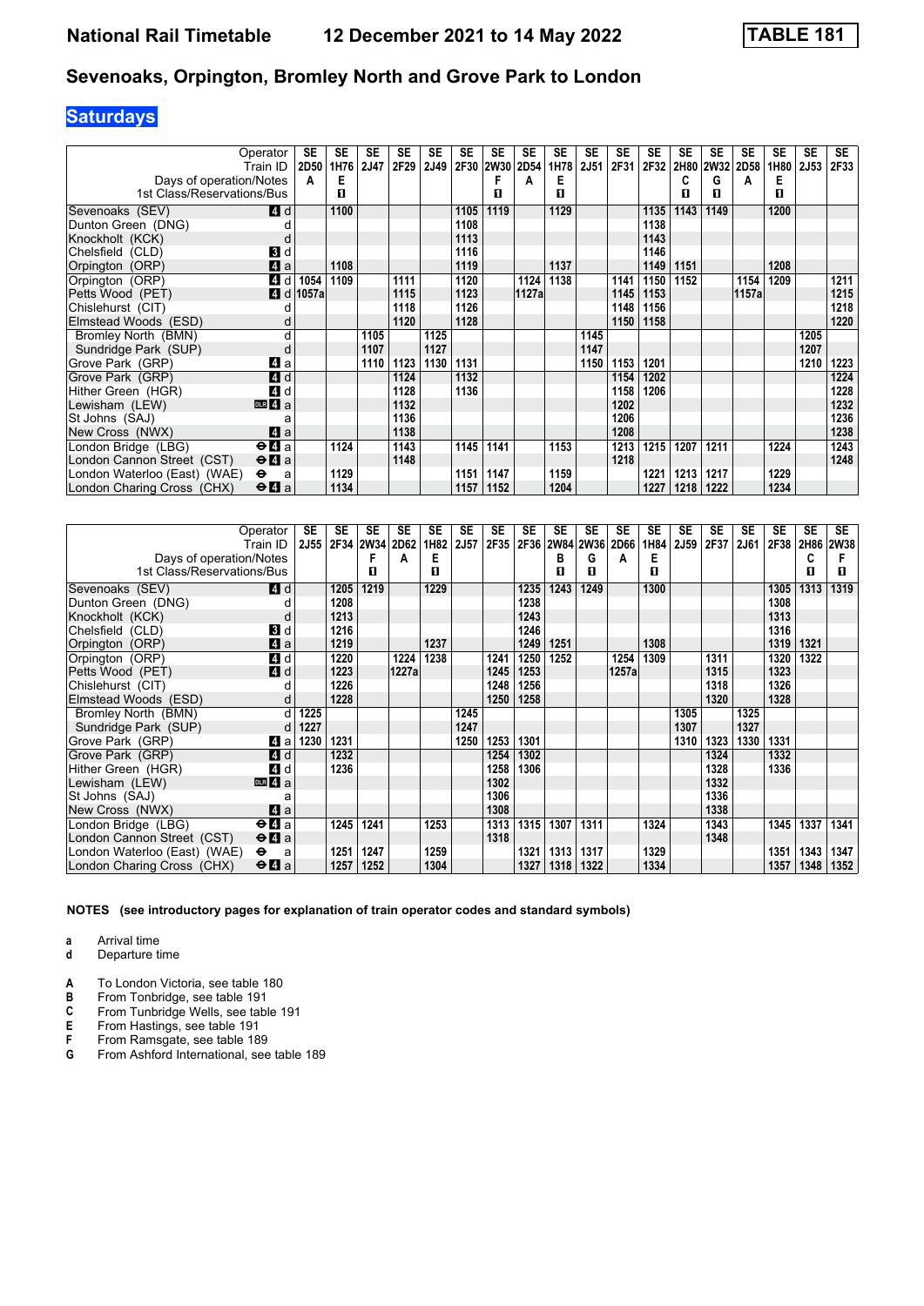# National Rail Timetable 12 December 2021 to 14 May 2022 TABLE 181

## Sevenoaks, Orpington, Bromley North and Grove Park to London

### Saturdays

| Operator | | SE | SE | SE | SE | SE | SE | SE | SE | SE | SE | SE | SE | SE | SE | SE | SE | SE | SE |
|---|---|---|---|---|---|---|---|---|---|---|---|---|---|---|---|---|---|---|---|
| Train ID | | 2D50 | 1H76 | 2J47 | 2F29 | 2J49 | 2F30 | 2W30 | 2D54 | 1H78 | 2J51 | 2F31 | 2F32 | 2H80 | 2W32 | 2D58 | 1H80 | 2J53 | 2F33 |
| Days of operation/Notes | | A | E | | | | | F | A | E | | | | C | G | A | E | | |
| 1st Class/Reservations/Bus | | | ■ | | | | | ■ | | ■ | | | | ■ | ■ | | ■ | | |
| Sevenoaks (SEV) | 4 d | | 1100 | | | | 1105 | 1119 | | 1129 | | | 1135 | 1143 | 1149 | | 1200 | | |
| Dunton Green (DNG) | d | | | | | | 1108 | | | | | | 1138 | | | | | | |
| Knockholt (KCK) | d | | | | | | 1113 | | | | | | 1143 | | | | | | |
| Chelsfield (CLD) | 3 d | | | | | | 1116 | | | | | | 1146 | | | | | | |
| Orpington (ORP) | 4 a | | 1108 | | | | 1119 | | | 1137 | | | 1149 | 1151 | | | 1208 | | |
| Orpington (ORP) | 4 d | 1054 | 1109 | | 1111 | | 1120 | | 1124 | 1138 | | 1141 | 1150 | 1152 | | 1154 | 1209 | | 1211 |
| Petts Wood (PET) | 4 d | 1057a | | | 1115 | | 1123 | | 1127a | | | 1145 | 1153 | | | 1157a | | | 1215 |
| Chislehurst (CIT) | d | | | | 1118 | | 1126 | | | | | 1148 | 1156 | | | | | | 1218 |
| Elmstead Woods (ESD) | d | | | | 1120 | | 1128 | | | | | 1150 | 1158 | | | | | | 1220 |
| Bromley North (BMN) | d | | | 1105 | | 1125 | | | | | 1145 | | | | | | | 1205 | |
| Sundridge Park (SUP) | d | | | 1107 | | 1127 | | | | | 1147 | | | | | | | 1207 | |
| Grove Park (GRP) | 4 a | | | 1110 | 1123 | 1130 | 1131 | | | | 1150 | 1153 | 1201 | | | | | 1210 | 1223 |
| Grove Park (GRP) | 4 d | | | | 1124 | | 1132 | | | | | 1154 | 1202 | | | | | | 1224 |
| Hither Green (HGR) | 4 d | | | | 1128 | | 1136 | | | | | 1158 | 1206 | | | | | | 1228 |
| Lewisham (LEW) | DLR 4 a | | | | 1132 | | | | | | | 1202 | | | | | | | 1232 |
| St Johns (SAJ) | a | | | | 1136 | | | | | | | 1206 | | | | | | | 1236 |
| New Cross (NWX) | 4 a | | | | 1138 | | | | | | | 1208 | | | | | | | 1238 |
| London Bridge (LBG) | ⊖ 4 a | | 1124 | | 1143 | | 1145 | 1141 | | 1153 | | 1213 | 1215 | 1207 | 1211 | | 1224 | | 1243 |
| London Cannon Street (CST) | ⊖ 4 a | | | | 1148 | | | | | | | 1218 | | | | | | | 1248 |
| London Waterloo (East) (WAE) | ⊖ a | | 1129 | | | | 1151 | 1147 | | 1159 | | | 1221 | 1213 | 1217 | | 1229 | | |
| London Charing Cross (CHX) | ⊖ 4 a | | 1134 | | | | 1157 | 1152 | | 1204 | | | 1227 | 1218 | 1222 | | 1234 | | |

| Operator | | SE | SE | SE | SE | SE | SE | SE | SE | SE | SE | SE | SE | SE | SE | SE | SE | SE | SE |
|---|---|---|---|---|---|---|---|---|---|---|---|---|---|---|---|---|---|---|---|
| Train ID | | 2J55 | 2F34 | 2W34 | 2D62 | 1H82 | 2J57 | 2F35 | 2F36 | 2W84 | 2W36 | 2D66 | 1H84 | 2J59 | 2F37 | 2J61 | 2F38 | 2H86 | 2W38 |
| Days of operation/Notes | | | | F | A | E | | | | B | G | A | E | | | | | C | F |
| 1st Class/Reservations/Bus | | | | ■ | | ■ | | | | ■ | ■ | | ■ | | | | | ■ | ■ |
| Sevenoaks (SEV) | 4 d | | 1205 | 1219 | | 1229 | | | 1235 | 1243 | 1249 | | 1300 | | | | 1305 | 1313 | 1319 |
| Dunton Green (DNG) | d | | 1208 | | | | | | 1238 | | | | | | | | 1308 | | |
| Knockholt (KCK) | d | | 1213 | | | | | | 1243 | | | | | | | | 1313 | | |
| Chelsfield (CLD) | 3 d | | 1216 | | | | | | 1246 | | | | | | | | 1316 | | |
| Orpington (ORP) | 4 a | | 1219 | | | 1237 | | | 1249 | 1251 | | | 1308 | | | | 1319 | 1321 | |
| Orpington (ORP) | 4 d | | 1220 | | 1224 | 1238 | | 1241 | 1250 | 1252 | | 1254 | 1309 | | 1311 | | 1320 | 1322 | |
| Petts Wood (PET) | 4 d | | 1223 | | 1227a | | | 1245 | 1253 | | | 1257a | | | 1315 | | 1323 | | |
| Chislehurst (CIT) | d | | 1226 | | | | | 1248 | 1256 | | | | | | 1318 | | 1326 | | |
| Elmstead Woods (ESD) | d | | 1228 | | | | | 1250 | 1258 | | | | | | 1320 | | 1328 | | |
| Bromley North (BMN) | d | 1225 | | | | | 1245 | | | | | | | 1305 | | 1325 | | | |
| Sundridge Park (SUP) | d | 1227 | | | | | 1247 | | | | | | | 1307 | | 1327 | | | |
| Grove Park (GRP) | 4 a | 1230 | 1231 | | | | 1250 | 1253 | 1301 | | | | | 1310 | 1323 | 1330 | 1331 | | |
| Grove Park (GRP) | 4 d | | 1232 | | | | | 1254 | 1302 | | | | | | 1324 | | 1332 | | |
| Hither Green (HGR) | 4 d | | 1236 | | | | | 1258 | 1306 | | | | | | 1328 | | 1336 | | |
| Lewisham (LEW) | DLR 4 a | | | | | | | 1302 | | | | | | | 1332 | | | | |
| St Johns (SAJ) | a | | | | | | | 1306 | | | | | | | 1336 | | | | |
| New Cross (NWX) | 4 a | | | | | | | 1308 | | | | | | | 1338 | | | | |
| London Bridge (LBG) | ⊖ 4 a | | 1245 | 1241 | | 1253 | | 1313 | 1315 | 1307 | 1311 | | 1324 | | 1343 | | 1345 | 1337 | 1341 |
| London Cannon Street (CST) | ⊖ 4 a | | | | | | | 1318 | | | | | | | 1348 | | | | |
| London Waterloo (East) (WAE) | ⊖ a | | 1251 | 1247 | | 1259 | | | 1321 | 1313 | 1317 | | 1329 | | | | 1351 | 1343 | 1347 |
| London Charing Cross (CHX) | ⊖ 4 a | | 1257 | 1252 | | 1304 | | | 1327 | 1318 | 1322 | | 1334 | | | | 1357 | 1348 | 1352 |

**NOTES (see introductory pages for explanation of train operator codes and standard symbols)**

- **a** Arrival time
- **d** Departure time

- **A** To London Victoria, see table 180
- **B** From Tonbridge, see table 191
- **C** From Tunbridge Wells, see table 191
- **E** From Hastings, see table 191
- **F** From Ramsgate, see table 189
- **G** From Ashford International, see table 189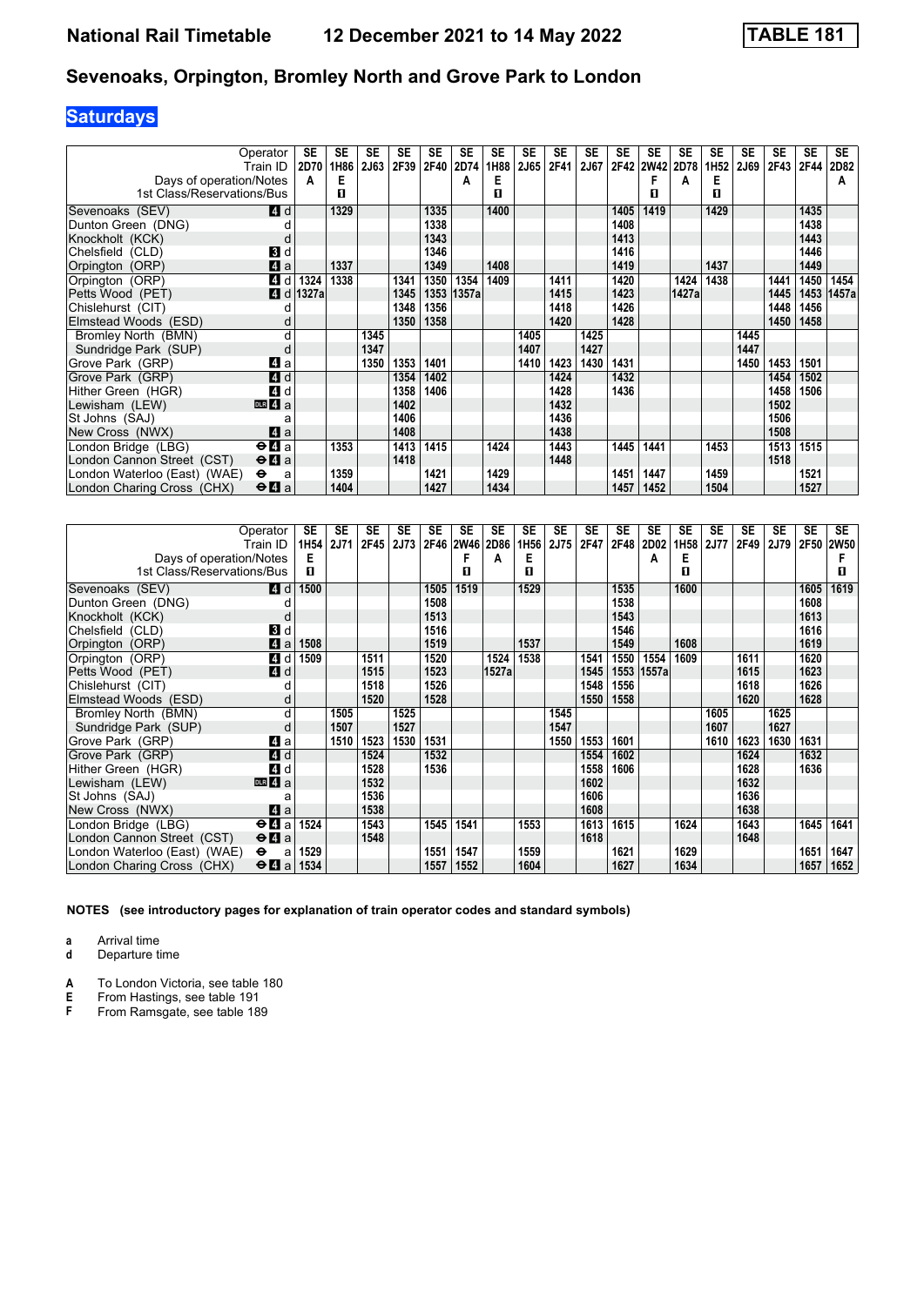# Sevenoaks, Orpington, Bromley North and Grove Park to London

## Saturdays

| Operator | | SE | SE | SE | SE | SE | SE | SE | SE | SE | SE | SE | SE | SE | SE | SE | SE | SE | SE |
|---|---|---|---|---|---|---|---|---|---|---|---|---|---|---|---|---|---|---|---|
| Train ID | | 2D70 | 1H86 | 2J63 | 2F39 | 2F40 | 2D74 | 1H88 | 2J65 | 2F41 | 2J67 | 2F42 | 2W42 | 2D78 | 1H52 | 2J69 | 2F43 | 2F44 | 2D82 |
| Days of operation/Notes | | A | E | | | | A | E | | | | | F | A | E | | | | A |
| 1st Class/Reservations/Bus | | | 1 | | | | | 1 | | | | | 1 | | 1 | | | | |
| Sevenoaks (SEV) | 4 d | | 1329 | | | 1335 | | 1400 | | | | 1405 | 1419 | | 1429 | | | 1435 | |
| Dunton Green (DNG) | d | | | | | 1338 | | | | | | 1408 | | | | | | 1438 | |
| Knockholt (KCK) | d | | | | | 1343 | | | | | | 1413 | | | | | | 1443 | |
| Chelsfield (CLD) | 3 d | | | | | 1346 | | | | | | 1416 | | | | | | 1446 | |
| Orpington (ORP) | 4 a | | 1337 | | | 1349 | | 1408 | | | | 1419 | | | 1437 | | | 1449 | |
| Orpington (ORP) | 4 d | 1324 | 1338 | | 1341 | 1350 | 1354 | 1409 | | 1411 | | 1420 | | 1424 | 1438 | | 1441 | 1450 | 1454 |
| Petts Wood (PET) | 4 d | 1327a | | | 1345 | 1353 | 1357a | | | 1415 | | 1423 | | 1427a | | | 1445 | 1453 | 1457a |
| Chislehurst (CIT) | d | | | | 1348 | 1356 | | | | 1418 | | 1426 | | | | | 1448 | 1456 | |
| Elmstead Woods (ESD) | d | | | | 1350 | 1358 | | | | 1420 | | 1428 | | | | | 1450 | 1458 | |
| Bromley North (BMN) | d | | | 1345 | | | | | 1405 | | 1425 | | | | | 1445 | | | |
| Sundridge Park (SUP) | d | | | 1347 | | | | | 1407 | | 1427 | | | | | 1447 | | | |
| Grove Park (GRP) | 4 a | | | 1350 | 1353 | 1401 | | | 1410 | 1423 | 1430 | 1431 | | | | 1450 | 1453 | 1501 | |
| Grove Park (GRP) | 4 d | | | | 1354 | 1402 | | | | 1424 | | 1432 | | | | | 1454 | 1502 | |
| Hither Green (HGR) | 4 d | | | | 1358 | 1406 | | | | 1428 | | 1436 | | | | | 1458 | 1506 | |
| Lewisham (LEW) | DLR 4 a | | | | 1402 | | | | | 1432 | | | | | | | 1502 | | |
| St Johns (SAJ) | a | | | | 1406 | | | | | 1436 | | | | | | | 1506 | | |
| New Cross (NWX) | 4 a | | | | 1408 | | | | | 1438 | | | | | | | 1508 | | |
| London Bridge (LBG) | ⊖ 4 a | | 1353 | | 1413 | 1415 | | 1424 | | 1443 | | 1445 | 1441 | | 1453 | | 1513 | 1515 | |
| London Cannon Street (CST) | ⊖ 4 a | | | | 1418 | | | | | 1448 | | | | | | | 1518 | | |
| London Waterloo (East) (WAE) | ⊖ a | | 1359 | | | 1421 | | 1429 | | | | 1451 | 1447 | | 1459 | | | 1521 | |
| London Charing Cross (CHX) | ⊖ 4 a | | 1404 | | | 1427 | | 1434 | | | | 1457 | 1452 | | 1504 | | | 1527 | |

| Operator | | SE | SE | SE | SE | SE | SE | SE | SE | SE | SE | SE | SE | SE | SE | SE | SE | SE | SE |
|---|---|---|---|---|---|---|---|---|---|---|---|---|---|---|---|---|---|---|---|
| Train ID | | 1H54 | 2J71 | 2F45 | 2J73 | 2F46 | 2W46 | 2D86 | 1H56 | 2J75 | 2F47 | 2F48 | 2D02 | 1H58 | 2J77 | 2F49 | 2J79 | 2F50 | 2W50 |
| Days of operation/Notes | | E | | | | | F | A | E | | | | A | E | | | | | F |
| 1st Class/Reservations/Bus | | 1 | | | | | 1 | | 1 | | | | | 1 | | | | | 1 |
| Sevenoaks (SEV) | 4 d | 1500 | | | | 1505 | 1519 | | 1529 | | | 1535 | | 1600 | | | | 1605 | 1619 |
| Dunton Green (DNG) | d | | | | | 1508 | | | | | | 1538 | | | | | | 1608 | |
| Knockholt (KCK) | d | | | | | 1513 | | | | | | 1543 | | | | | | 1613 | |
| Chelsfield (CLD) | 3 d | | | | | 1516 | | | | | | 1546 | | | | | | 1616 | |
| Orpington (ORP) | 4 a | 1508 | | | | 1519 | | | 1537 | | | 1549 | | 1608 | | | | 1619 | |
| Orpington (ORP) | 4 d | 1509 | | 1511 | | 1520 | | 1524 | 1538 | | 1541 | 1550 | 1554 | 1609 | | 1611 | | 1620 | |
| Petts Wood (PET) | 4 d | | | 1515 | | 1523 | | 1527a | | | 1545 | 1553 | 1557a | | | 1615 | | 1623 | |
| Chislehurst (CIT) | d | | | 1518 | | 1526 | | | | | 1548 | 1556 | | | | 1618 | | 1626 | |
| Elmstead Woods (ESD) | d | | | 1520 | | 1528 | | | | | 1550 | 1558 | | | | 1620 | | 1628 | |
| Bromley North (BMN) | d | | 1505 | | 1525 | | | | | 1545 | | | | | 1605 | | 1625 | | |
| Sundridge Park (SUP) | d | | 1507 | | 1527 | | | | | 1547 | | | | | 1607 | | 1627 | | |
| Grove Park (GRP) | 4 a | | 1510 | 1523 | 1530 | 1531 | | | | 1550 | 1553 | 1601 | | | 1610 | 1623 | 1630 | 1631 | |
| Grove Park (GRP) | 4 d | | | 1524 | | 1532 | | | | | 1554 | 1602 | | | | 1624 | | 1632 | |
| Hither Green (HGR) | 4 d | | | 1528 | | 1536 | | | | | 1558 | 1606 | | | | 1628 | | 1636 | |
| Lewisham (LEW) | DLR 4 a | | | 1532 | | | | | | | 1602 | | | | | 1632 | | | |
| St Johns (SAJ) | a | | | 1536 | | | | | | | 1606 | | | | | 1636 | | | |
| New Cross (NWX) | 4 a | | | 1538 | | | | | | | 1608 | | | | | 1638 | | | |
| London Bridge (LBG) | ⊖ 4 a | 1524 | | 1543 | | 1545 | 1541 | | 1553 | | 1613 | 1615 | | 1624 | | 1643 | | 1645 | 1641 |
| London Cannon Street (CST) | ⊖ 4 a | | | 1548 | | | | | | | 1618 | | | | | 1648 | | | |
| London Waterloo (East) (WAE) | ⊖ a | 1529 | | | | 1551 | 1547 | | 1559 | | | 1621 | | 1629 | | | | 1651 | 1647 |
| London Charing Cross (CHX) | ⊖ 4 a | 1534 | | | | 1557 | 1552 | | 1604 | | | 1627 | | 1634 | | | | 1657 | 1652 |

**NOTES (see introductory pages for explanation of train operator codes and standard symbols)**

**a** Arrival time
**d** Departure time

**A** To London Victoria, see table 180
**E** From Hastings, see table 191
**F** From Ramsgate, see table 189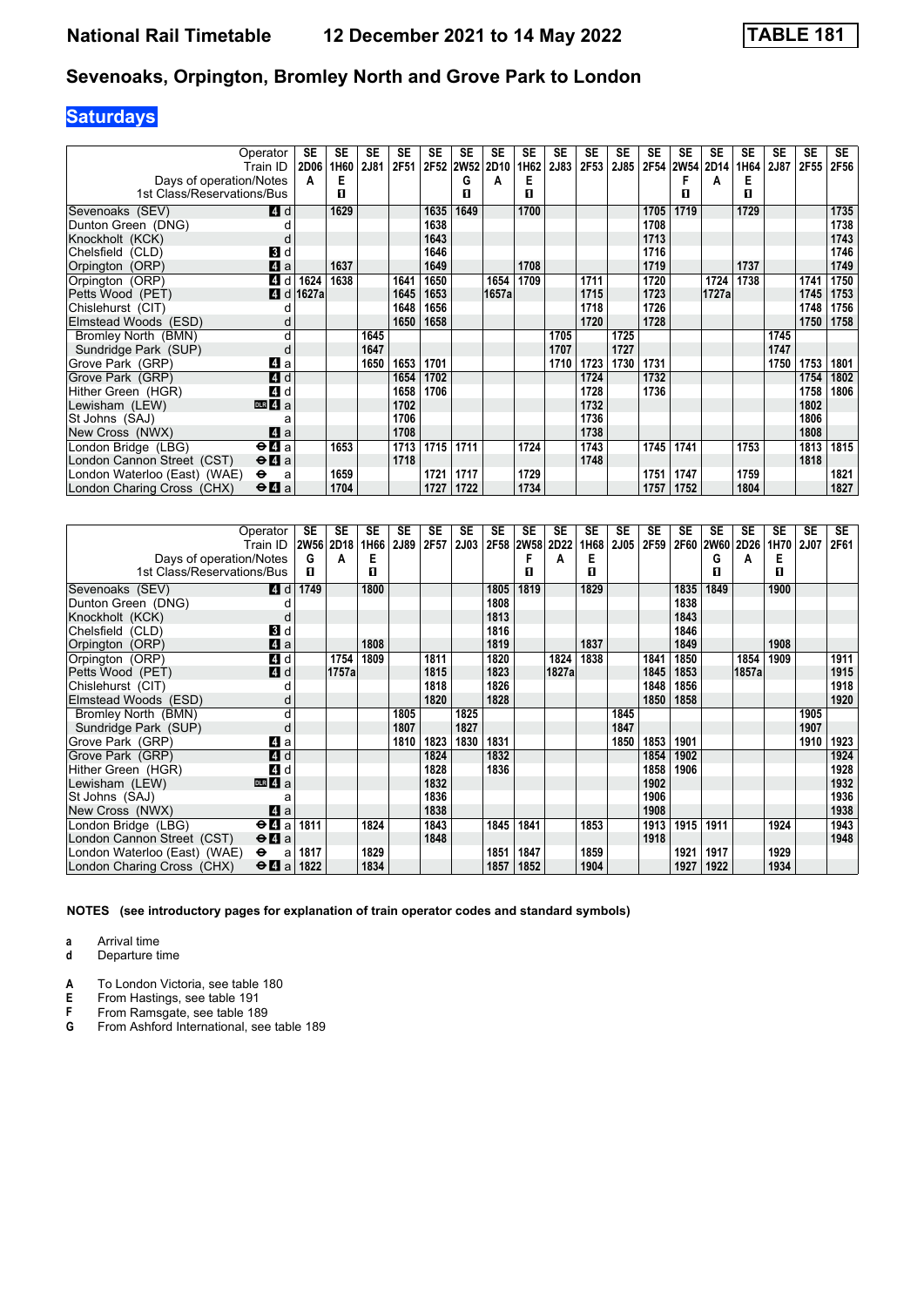# National Rail Timetable 12 December 2021 to 14 May 2022 TABLE 181

## Sevenoaks, Orpington, Bromley North and Grove Park to London

### Saturdays

| Operator | | SE | SE | SE | SE | SE | SE | SE | SE | SE | SE | SE | SE | SE | SE | SE | SE | SE | SE |
|---|---|---|---|---|---|---|---|---|---|---|---|---|---|---|---|---|---|---|---|
| Train ID | | 2D06 | 1H60 | 2J81 | 2F51 | 2F52 | 2W52 | 2D10 | 1H62 | 2J83 | 2F53 | 2J85 | 2F54 | 2W54 | 2D14 | 1H64 | 2J87 | 2F55 | 2F56 |
| Days of operation/Notes | | A | E | | | | G | A | E | | | | | F | A | E | | | |
| 1st Class/Reservations/Bus | | | ■ | | | | ■ | | ■ | | | | | ■ | | ■ | | | |
| Sevenoaks (SEV) | 4 d | | 1629 | | | 1635 | 1649 | | 1700 | | | | 1705 | 1719 | | 1729 | | | 1735 |
| Dunton Green (DNG) | d | | | | | 1638 | | | | | | | 1708 | | | | | | 1738 |
| Knockholt (KCK) | d | | | | | 1643 | | | | | | | 1713 | | | | | | 1743 |
| Chelsfield (CLD) | 3 d | | | | | 1646 | | | | | | | 1716 | | | | | | 1746 |
| Orpington (ORP) | 4 a | | 1637 | | | 1649 | | | 1708 | | | | 1719 | | | 1737 | | | 1749 |
| Orpington (ORP) | 4 d | 1624 | 1638 | | 1641 | 1650 | | 1654 | 1709 | | 1711 | | 1720 | | 1724 | 1738 | | 1741 | 1750 |
| Petts Wood (PET) | 4 d | 1627a | | | 1645 | 1653 | | 1657a | | | 1715 | | 1723 | | 1727a | | | 1745 | 1753 |
| Chislehurst (CIT) | d | | | | 1648 | 1656 | | | | | 1718 | | 1726 | | | | | 1748 | 1756 |
| Elmstead Woods (ESD) | d | | | | 1650 | 1658 | | | | | 1720 | | 1728 | | | | | 1750 | 1758 |
| Bromley North (BMN) | d | | | 1645 | | | | | | 1705 | | 1725 | | | | | 1745 | | |
| Sundridge Park (SUP) | d | | | 1647 | | | | | | 1707 | | 1727 | | | | | 1747 | | |
| Grove Park (GRP) | 4 a | | | 1650 | 1653 | 1701 | | | | 1710 | 1723 | 1730 | 1731 | | | | 1750 | 1753 | 1801 |
| Grove Park (GRP) | 4 d | | | | 1654 | 1702 | | | | | 1724 | | 1732 | | | | | 1754 | 1802 |
| Hither Green (HGR) | 4 d | | | | 1658 | 1706 | | | | | 1728 | | 1736 | | | | | 1758 | 1806 |
| Lewisham (LEW) | DLR 4 a | | | | 1702 | | | | | | 1732 | | | | | | | 1802 | |
| St Johns (SAJ) | a | | | | 1706 | | | | | | 1736 | | | | | | | 1806 | |
| New Cross (NWX) | 4 a | | | | 1708 | | | | | | 1738 | | | | | | | 1808 | |
| London Bridge (LBG) | ⊖ 4 a | | 1653 | | 1713 | 1715 | 1711 | | 1724 | | 1743 | | 1745 | 1741 | | 1753 | | 1813 | 1815 |
| London Cannon Street (CST) | ⊖ 4 a | | | | 1718 | | | | | | 1748 | | | | | | | 1818 | |
| London Waterloo (East) (WAE) | ⊖ a | | 1659 | | | 1721 | 1717 | | 1729 | | | | 1751 | 1747 | | 1759 | | | 1821 |
| London Charing Cross (CHX) | ⊖ 4 a | | 1704 | | | 1727 | 1722 | | 1734 | | | | 1757 | 1752 | | 1804 | | | 1827 |

| Operator | | SE | SE | SE | SE | SE | SE | SE | SE | SE | SE | SE | SE | SE | SE | SE | SE | SE | SE |
|---|---|---|---|---|---|---|---|---|---|---|---|---|---|---|---|---|---|---|---|
| Train ID | | 2W56 | 2D18 | 1H66 | 2J89 | 2F57 | 2J03 | 2F58 | 2W58 | 2D22 | 1H68 | 2J05 | 2F59 | 2F60 | 2W60 | 2D26 | 1H70 | 2J07 | 2F61 |
| Days of operation/Notes | | G | A | E | | | | | F | A | E | | | | G | A | E | | |
| 1st Class/Reservations/Bus | | ■ | | ■ | | | | | ■ | | ■ | | | | ■ | | ■ | | |
| Sevenoaks (SEV) | 4 d | 1749 | | 1800 | | | | 1805 | 1819 | | 1829 | | | 1835 | 1849 | | 1900 | | |
| Dunton Green (DNG) | d | | | | | | | 1808 | | | | | | 1838 | | | | | |
| Knockholt (KCK) | d | | | | | | | 1813 | | | | | | 1843 | | | | | |
| Chelsfield (CLD) | 3 d | | | | | | | 1816 | | | | | | 1846 | | | | | |
| Orpington (ORP) | 4 a | | | 1808 | | | | 1819 | | | 1837 | | | 1849 | | | 1908 | | |
| Orpington (ORP) | 4 d | | 1754 | 1809 | | 1811 | | 1820 | | 1824 | 1838 | | 1841 | 1850 | | 1854 | 1909 | | 1911 |
| Petts Wood (PET) | 4 d | | 1757a | | | 1815 | | 1823 | | 1827a | | | 1845 | 1853 | | 1857a | | | 1915 |
| Chislehurst (CIT) | d | | | | | 1818 | | 1826 | | | | | 1848 | 1856 | | | | | 1918 |
| Elmstead Woods (ESD) | d | | | | | 1820 | | 1828 | | | | | 1850 | 1858 | | | | | 1920 |
| Bromley North (BMN) | d | | | | 1805 | | 1825 | | | | | 1845 | | | | | | 1905 | |
| Sundridge Park (SUP) | d | | | | 1807 | | 1827 | | | | | 1847 | | | | | | 1907 | |
| Grove Park (GRP) | 4 a | | | | 1810 | 1823 | 1830 | 1831 | | | | 1850 | 1853 | 1901 | | | | 1910 | 1923 |
| Grove Park (GRP) | 4 d | | | | | 1824 | | 1832 | | | | | 1854 | 1902 | | | | | 1924 |
| Hither Green (HGR) | 4 d | | | | | 1828 | | 1836 | | | | | 1858 | 1906 | | | | | 1928 |
| Lewisham (LEW) | DLR 4 a | | | | | 1832 | | | | | | | 1902 | | | | | | 1932 |
| St Johns (SAJ) | a | | | | | 1836 | | | | | | | 1906 | | | | | | 1936 |
| New Cross (NWX) | 4 a | | | | | 1838 | | | | | | | 1908 | | | | | | 1938 |
| London Bridge (LBG) | ⊖ 4 a | 1811 | | 1824 | | 1843 | | 1845 | 1841 | | 1853 | | 1913 | 1915 | 1911 | | 1924 | | 1943 |
| London Cannon Street (CST) | ⊖ 4 a | | | | | 1848 | | | | | | | 1918 | | | | | | 1948 |
| London Waterloo (East) (WAE) | ⊖ a | 1817 | | 1829 | | | | 1851 | 1847 | | 1859 | | | 1921 | 1917 | | 1929 | | |
| London Charing Cross (CHX) | ⊖ 4 a | 1822 | | 1834 | | | | 1857 | 1852 | | 1904 | | | 1927 | 1922 | | 1934 | | |

**NOTES (see introductory pages for explanation of train operator codes and standard symbols)**

- **a** Arrival time
- **d** Departure time

- **A** To London Victoria, see table 180
- **E** From Hastings, see table 191
- **F** From Ramsgate, see table 189
- **G** From Ashford International, see table 189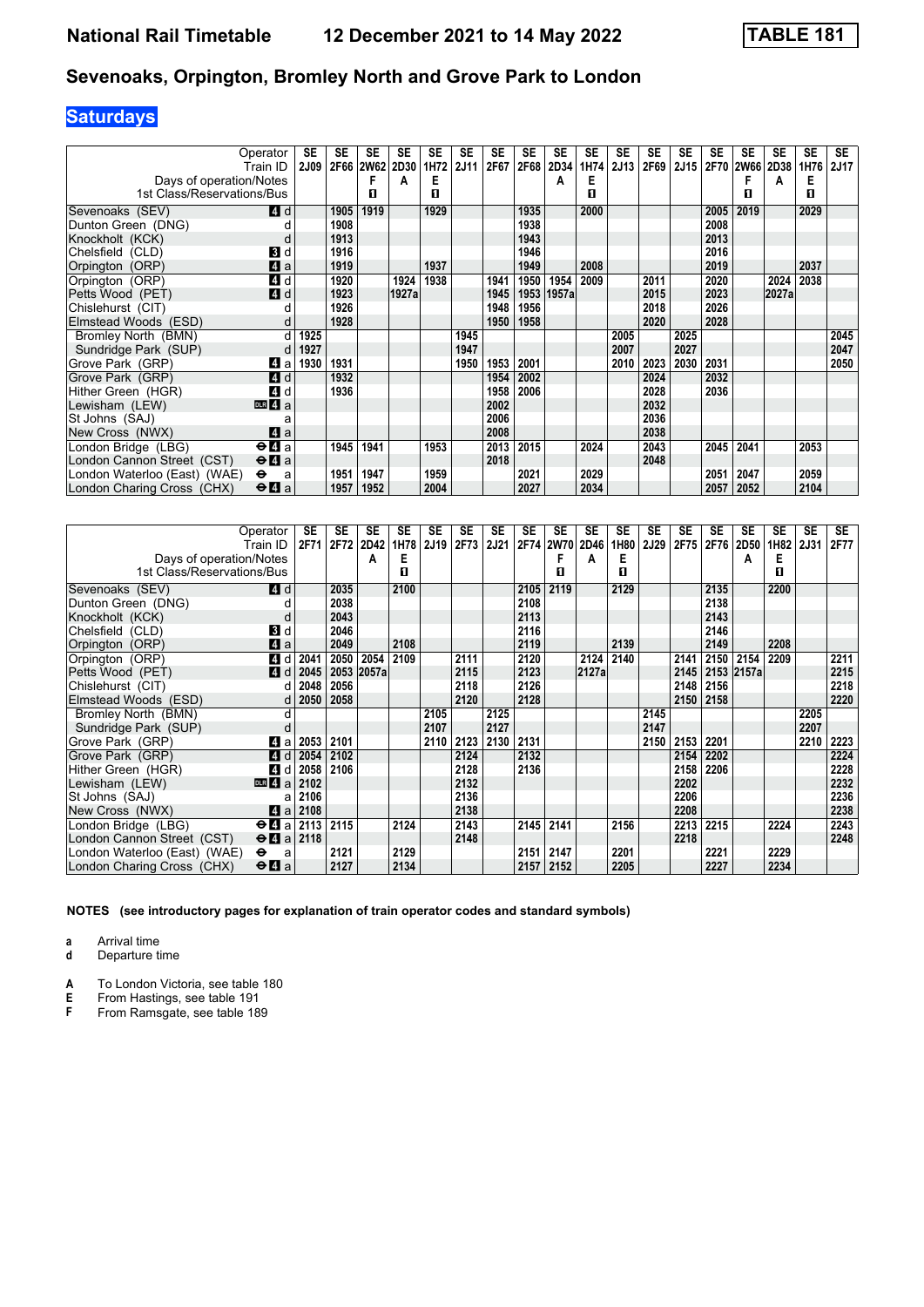# National Rail Timetable 12 December 2021 to 14 May 2022 TABLE 181

## Sevenoaks, Orpington, Bromley North and Grove Park to London

### Saturdays

| Operator | | SE | SE | SE | SE | SE | SE | SE | SE | SE | SE | SE | SE | SE | SE | SE | SE | SE | SE |
|---|---|---|---|---|---|---|---|---|---|---|---|---|---|---|---|---|---|---|---|
| Train ID | | 2J09 | 2F66 | 2W62 | 2D30 | 1H72 | 2J11 | 2F67 | 2F68 | 2D34 | 1H74 | 2J13 | 2F69 | 2J15 | 2F70 | 2W66 | 2D38 | 1H76 | 2J17 |
| Days of operation/Notes | | | | F | A | E | | | | A | E | | | | | F | A | E | |
| 1st Class/Reservations/Bus | | | | ■ | | ■ | | | | | ■ | | | | | ■ | | ■ | |
| Sevenoaks (SEV) | 4 d | | 1905 | 1919 | | 1929 | | | 1935 | | 2000 | | | | 2005 | 2019 | | 2029 | |
| Dunton Green (DNG) | d | | 1908 | | | | | | 1938 | | | | | | 2008 | | | | |
| Knockholt (KCK) | d | | 1913 | | | | | | 1943 | | | | | | 2013 | | | | |
| Chelsfield (CLD) | 3 d | | 1916 | | | | | | 1946 | | | | | | 2016 | | | | |
| Orpington (ORP) | 4 a | | 1919 | | | 1937 | | | 1949 | | 2008 | | | | 2019 | | | 2037 | |
| Orpington (ORP) | 4 d | | 1920 | | 1924 | 1938 | | 1941 | 1950 | 1954 | 2009 | | 2011 | | 2020 | | 2024 | 2038 | |
| Petts Wood (PET) | 4 d | | 1923 | | 1927a | | | 1945 | 1953 | 1957a | | | 2015 | | 2023 | | 2027a | | |
| Chislehurst (CIT) | d | | 1926 | | | | | 1948 | 1956 | | | | 2018 | | 2026 | | | | |
| Elmstead Woods (ESD) | d | | 1928 | | | | | 1950 | 1958 | | | | 2020 | | 2028 | | | | |
| Bromley North (BMN) | d | 1925 | | | | | 1945 | | | | | 2005 | | 2025 | | | | | 2045 |
| Sundridge Park (SUP) | d | 1927 | | | | | 1947 | | | | | 2007 | | 2027 | | | | | 2047 |
| Grove Park (GRP) | 4 a | 1930 | 1931 | | | | 1950 | 1953 | 2001 | | | 2010 | 2023 | 2030 | 2031 | | | | 2050 |
| Grove Park (GRP) | 4 d | | 1932 | | | | | 1954 | 2002 | | | | 2024 | | 2032 | | | | |
| Hither Green (HGR) | 4 d | | 1936 | | | | | 1958 | 2006 | | | | 2028 | | 2036 | | | | |
| Lewisham (LEW) | DLR 4 a | | | | | | | 2002 | | | | | 2032 | | | | | | |
| St Johns (SAJ) | a | | | | | | | 2006 | | | | | 2036 | | | | | | |
| New Cross (NWX) | 4 a | | | | | | | 2008 | | | | | 2038 | | | | | | |
| London Bridge (LBG) | ⊖ 4 a | | 1945 | 1941 | | 1953 | | 2013 | 2015 | | 2024 | | 2043 | | 2045 | 2041 | | 2053 | |
| London Cannon Street (CST) | ⊖ 4 a | | | | | | | 2018 | | | | | 2048 | | | | | | |
| London Waterloo (East) (WAE) | ⊖ a | | 1951 | 1947 | | 1959 | | | 2021 | | 2029 | | | | 2051 | 2047 | | 2059 | |
| London Charing Cross (CHX) | ⊖ 4 a | | 1957 | 1952 | | 2004 | | | 2027 | | 2034 | | | | 2057 | 2052 | | 2104 | |

| Operator | | SE | SE | SE | SE | SE | SE | SE | SE | SE | SE | SE | SE | SE | SE | SE | SE | SE | SE |
|---|---|---|---|---|---|---|---|---|---|---|---|---|---|---|---|---|---|---|---|
| Train ID | | 2F71 | 2F72 | 2D42 | 1H78 | 2J19 | 2F73 | 2J21 | 2F74 | 2W70 | 2D46 | 1H80 | 2J29 | 2F75 | 2F76 | 2D50 | 1H82 | 2J31 | 2F77 |
| Days of operation/Notes | | | | A | E | | | | | F | A | E | | | | A | E | | |
| 1st Class/Reservations/Bus | | | | | ■ | | | | | ■ | | ■ | | | | | ■ | | |
| Sevenoaks (SEV) | 4 d | | 2035 | | 2100 | | | | 2105 | 2119 | | 2129 | | | 2135 | | 2200 | | |
| Dunton Green (DNG) | d | | 2038 | | | | | | 2108 | | | | | | 2138 | | | | |
| Knockholt (KCK) | d | | 2043 | | | | | | 2113 | | | | | | 2143 | | | | |
| Chelsfield (CLD) | 3 d | | 2046 | | | | | | 2116 | | | | | | 2146 | | | | |
| Orpington (ORP) | 4 a | | 2049 | | 2108 | | | | 2119 | | | 2139 | | | 2149 | | 2208 | | |
| Orpington (ORP) | 4 d | 2041 | 2050 | 2054 | 2109 | | 2111 | | 2120 | | 2124 | 2140 | | 2141 | 2150 | 2154 | 2209 | | 2211 |
| Petts Wood (PET) | 4 d | 2045 | 2053 | 2057a | | | 2115 | | 2123 | | 2127a | | | 2145 | 2153 | 2157a | | | 2215 |
| Chislehurst (CIT) | d | 2048 | 2056 | | | | 2118 | | 2126 | | | | | 2148 | 2156 | | | | 2218 |
| Elmstead Woods (ESD) | d | 2050 | 2058 | | | | 2120 | | 2128 | | | | | 2150 | 2158 | | | | 2220 |
| Bromley North (BMN) | d | | | | | 2105 | | 2125 | | | | | 2145 | | | | | 2205 | |
| Sundridge Park (SUP) | d | | | | | 2107 | | 2127 | | | | | 2147 | | | | | 2207 | |
| Grove Park (GRP) | 4 a | 2053 | 2101 | | | 2110 | 2123 | 2130 | 2131 | | | | 2150 | 2153 | 2201 | | | 2210 | 2223 |
| Grove Park (GRP) | 4 d | 2054 | 2102 | | | | 2124 | | 2132 | | | | | 2154 | 2202 | | | | 2224 |
| Hither Green (HGR) | 4 d | 2058 | 2106 | | | | 2128 | | 2136 | | | | | 2158 | 2206 | | | | 2228 |
| Lewisham (LEW) | DLR 4 a | 2102 | | | | | 2132 | | | | | | | 2202 | | | | | 2232 |
| St Johns (SAJ) | a | 2106 | | | | | 2136 | | | | | | | 2206 | | | | | 2236 |
| New Cross (NWX) | 4 a | 2108 | | | | | 2138 | | | | | | | 2208 | | | | | 2238 |
| London Bridge (LBG) | ⊖ 4 a | 2113 | 2115 | | 2124 | | 2143 | | 2145 | 2141 | | 2156 | | 2213 | 2215 | | 2224 | | 2243 |
| London Cannon Street (CST) | ⊖ 4 a | 2118 | | | | | 2148 | | | | | | | 2218 | | | | | 2248 |
| London Waterloo (East) (WAE) | ⊖ a | | 2121 | | 2129 | | | | 2151 | 2147 | | 2201 | | | 2221 | | 2229 | | |
| London Charing Cross (CHX) | ⊖ 4 a | | 2127 | | 2134 | | | | 2157 | 2152 | | 2205 | | | 2227 | | 2234 | | |

**NOTES (see introductory pages for explanation of train operator codes and standard symbols)**

- **a** Arrival time
- **d** Departure time

- **A** To London Victoria, see table 180
- **E** From Hastings, see table 191
- **F** From Ramsgate, see table 189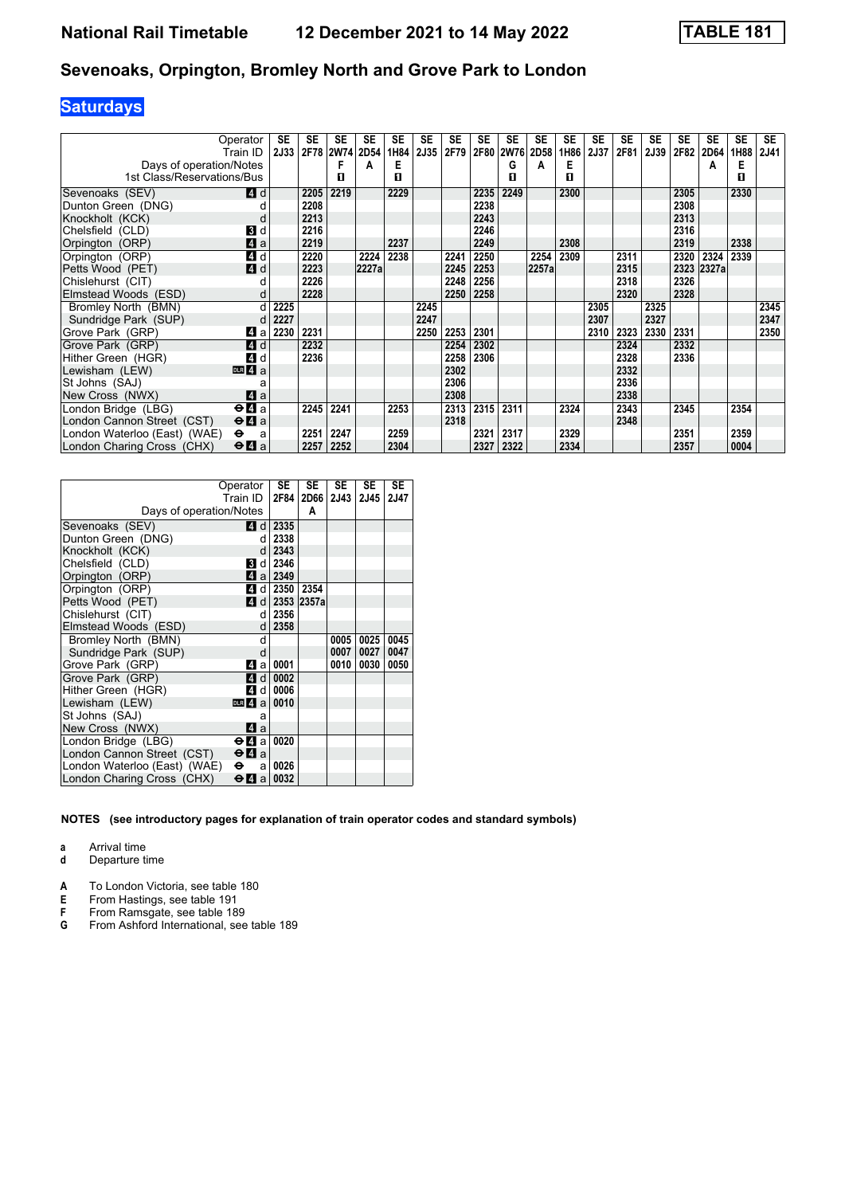## Sevenoaks, Orpington, Bromley North and Grove Park to London

**Saturdays**

| Operator | | SE | SE | SE | SE | SE | SE | SE | SE | SE | SE | SE | SE | SE | SE | SE | SE | SE | SE |
|---|---|---|---|---|---|---|---|---|---|---|---|---|---|---|---|---|---|---|---|
| Train ID | | 2J33 | 2F78 | 2W74 | 2D54 | 1H84 | 2J35 | 2F79 | 2F80 | 2W76 | 2D58 | 1H86 | 2J37 | 2F81 | 2J39 | 2F82 | 2D64 | 1H88 | 2J41 |
| Days of operation/Notes | | | | F | A | E | | | | G | A | E | | | | | A | E | |
| 1st Class/Reservations/Bus | | | | 1 | | 1 | | | | 1 | | 1 | | | | | | 1 | |
| Sevenoaks (SEV) | 4 d | | 2205 | 2219 | | 2229 | | | 2235 | 2249 | | 2300 | | | | 2305 | | 2330 | |
| Dunton Green (DNG) | d | | 2208 | | | | | | 2238 | | | | | | | 2308 | | | |
| Knockholt (KCK) | d | | 2213 | | | | | | 2243 | | | | | | | 2313 | | | |
| Chelsfield (CLD) | 3 d | | 2216 | | | | | | 2246 | | | | | | | 2316 | | | |
| Orpington (ORP) | 4 a | | 2219 | | | 2237 | | | 2249 | | | 2308 | | | | 2319 | | 2338 | |
| Orpington (ORP) | 4 d | | 2220 | | 2224 | 2238 | | 2241 | 2250 | | 2254 | 2309 | | 2311 | | 2320 | 2324 | 2339 | |
| Petts Wood (PET) | 4 d | | 2223 | | 2227a | | | 2245 | 2253 | | 2257a | | | 2315 | | 2323 | 2327a | | |
| Chislehurst (CIT) | d | | 2226 | | | | | 2248 | 2256 | | | | | 2318 | | 2326 | | | |
| Elmstead Woods (ESD) | d | | 2228 | | | | | 2250 | 2258 | | | | | 2320 | | 2328 | | | |
| Bromley North (BMN) | d | 2225 | | | | | 2245 | | | | | | 2305 | | 2325 | | | | 2345 |
| Sundridge Park (SUP) | d | 2227 | | | | | 2247 | | | | | | 2307 | | 2327 | | | | 2347 |
| Grove Park (GRP) | 4 a | 2230 | 2231 | | | | 2250 | 2253 | 2301 | | | | 2310 | 2323 | 2330 | 2331 | | | 2350 |
| Grove Park (GRP) | 4 d | | 2232 | | | | | 2254 | 2302 | | | | | 2324 | | 2332 | | | |
| Hither Green (HGR) | 4 d | | 2236 | | | | | 2258 | 2306 | | | | | 2328 | | 2336 | | | |
| Lewisham (LEW) | DLR 4 a | | | | | | | 2302 | | | | | | 2332 | | | | | |
| St Johns (SAJ) | a | | | | | | | 2306 | | | | | | 2336 | | | | | |
| New Cross (NWX) | 4 a | | | | | | | 2308 | | | | | | 2338 | | | | | |
| London Bridge (LBG) | ⊖ 4 a | | 2245 | 2241 | | 2253 | | 2313 | 2315 | 2311 | | 2324 | | 2343 | | 2345 | | 2354 | |
| London Cannon Street (CST) | ⊖ 4 a | | | | | | | 2318 | | | | | | 2348 | | | | | |
| London Waterloo (East) (WAE) | ⊖ a | | 2251 | 2247 | | 2259 | | | 2321 | 2317 | | 2329 | | | | 2351 | | 2359 | |
| London Charing Cross (CHX) | ⊖ 4 a | | 2257 | 2252 | | 2304 | | | 2327 | 2322 | | 2334 | | | | 2357 | | 0004 | |

| Operator | | SE | SE | SE | SE | SE |
|---|---|---|---|---|---|---|
| Train ID | | 2F84 | 2D66 | 2J43 | 2J45 | 2J47 |
| Days of operation/Notes | | | A | | | |
| Sevenoaks (SEV) | 4 d | 2335 | | | | |
| Dunton Green (DNG) | d | 2338 | | | | |
| Knockholt (KCK) | d | 2343 | | | | |
| Chelsfield (CLD) | 3 d | 2346 | | | | |
| Orpington (ORP) | 4 a | 2349 | | | | |
| Orpington (ORP) | 4 d | 2350 | 2354 | | | |
| Petts Wood (PET) | 4 d | 2353 | 2357a | | | |
| Chislehurst (CIT) | d | 2356 | | | | |
| Elmstead Woods (ESD) | d | 2358 | | | | |
| Bromley North (BMN) | d | | | 0005 | 0025 | 0045 |
| Sundridge Park (SUP) | d | | | 0007 | 0027 | 0047 |
| Grove Park (GRP) | 4 a | 0001 | | 0010 | 0030 | 0050 |
| Grove Park (GRP) | 4 d | 0002 | | | | |
| Hither Green (HGR) | 4 d | 0006 | | | | |
| Lewisham (LEW) | DLR 4 a | 0010 | | | | |
| St Johns (SAJ) | a | | | | | |
| New Cross (NWX) | 4 a | | | | | |
| London Bridge (LBG) | ⊖ 4 a | 0020 | | | | |
| London Cannon Street (CST) | ⊖ 4 a | | | | | |
| London Waterloo (East) (WAE) | ⊖ a | 0026 | | | | |
| London Charing Cross (CHX) | ⊖ 4 a | 0032 | | | | |

**NOTES (see introductory pages for explanation of train operator codes and standard symbols)**

- **a** Arrival time
- **d** Departure time

- **A** To London Victoria, see table 180
- **E** From Hastings, see table 191
- **F** From Ramsgate, see table 189
- **G** From Ashford International, see table 189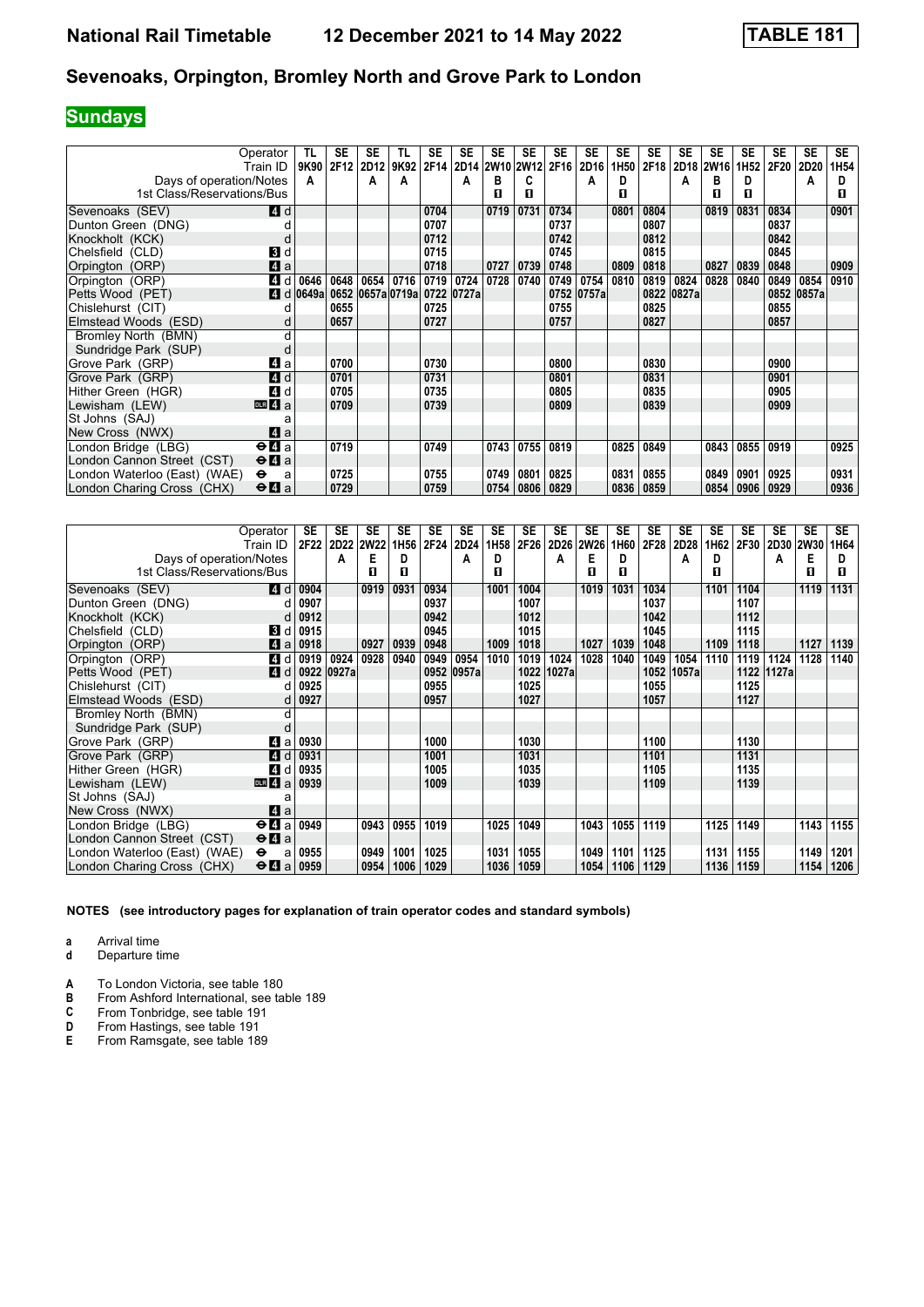# National Rail Timetable 12 December 2021 to 14 May 2022 TABLE 181

## Sevenoaks, Orpington, Bromley North and Grove Park to London

### Sundays

| Operator | | TL | SE | SE | TL | SE | SE | SE | SE | SE | SE | SE | SE | SE | SE | SE | SE | SE | SE |
|---|---|---|---|---|---|---|---|---|---|---|---|---|---|---|---|---|---|---|---|
| Train ID | | 9K90 | 2F12 | 2D12 | 9K92 | 2F14 | 2D14 | 2W10 | 2W12 | 2F16 | 2D16 | 1H50 | 2F18 | 2D18 | 2W16 | 1H52 | 2F20 | 2D20 | 1H54 |
| Days of operation/Notes | | A | | A | A | | A | B | C | | A | D | | A | B | D | | A | D |
| 1st Class/Reservations/Bus | | | | | | | | ■ | ■ | | | ■ | | | ■ | ■ | | | ■ |
| Sevenoaks (SEV) | 4 d | | | | | 0704 | | 0719 | 0731 | 0734 | | 0801 | 0804 | | 0819 | 0831 | 0834 | | 0901 |
| Dunton Green (DNG) | d | | | | | 0707 | | | | 0737 | | | 0807 | | | | 0837 | | |
| Knockholt (KCK) | d | | | | | 0712 | | | | 0742 | | | 0812 | | | | 0842 | | |
| Chelsfield (CLD) | 3 d | | | | | 0715 | | | | 0745 | | | 0815 | | | | 0845 | | |
| Orpington (ORP) | 4 a | | | | | 0718 | | 0727 | 0739 | 0748 | | 0809 | 0818 | | 0827 | 0839 | 0848 | | 0909 |
| Orpington (ORP) | 4 d | 0646 | 0648 | 0654 | 0716 | 0719 | 0724 | 0728 | 0740 | 0749 | 0754 | 0810 | 0819 | 0824 | 0828 | 0840 | 0849 | 0854 | 0910 |
| Petts Wood (PET) | 4 d | 0649a | 0652 | 0657a | 0719a | 0722 | 0727a | | | 0752 | 0757a | | 0822 | 0827a | | | 0852 | 0857a | |
| Chislehurst (CIT) | d | | 0655 | | | 0725 | | | | 0755 | | | 0825 | | | | 0855 | | |
| Elmstead Woods (ESD) | d | | 0657 | | | 0727 | | | | 0757 | | | 0827 | | | | 0857 | | |
| Bromley North (BMN) | d | | | | | | | | | | | | | | | | | | |
| Sundridge Park (SUP) | d | | | | | | | | | | | | | | | | | | |
| Grove Park (GRP) | 4 a | | 0700 | | | 0730 | | | | 0800 | | | 0830 | | | | 0900 | | |
| Grove Park (GRP) | 4 d | | 0701 | | | 0731 | | | | 0801 | | | 0831 | | | | 0901 | | |
| Hither Green (HGR) | 4 d | | 0705 | | | 0735 | | | | 0805 | | | 0835 | | | | 0905 | | |
| Lewisham (LEW) | DLR 4 a | | 0709 | | | 0739 | | | | 0809 | | | 0839 | | | | 0909 | | |
| St Johns (SAJ) | a | | | | | | | | | | | | | | | | | | |
| New Cross (NWX) | 4 a | | | | | | | | | | | | | | | | | | |
| London Bridge (LBG) | ⊖ 4 a | | 0719 | | | 0749 | | 0743 | 0755 | 0819 | | 0825 | 0849 | | 0843 | 0855 | 0919 | | 0925 |
| London Cannon Street (CST) | ⊖ 4 a | | | | | | | | | | | | | | | | | | |
| London Waterloo (East) (WAE) | ⊖ a | | 0725 | | | 0755 | | 0749 | 0801 | 0825 | | 0831 | 0855 | | 0849 | 0901 | 0925 | | 0931 |
| London Charing Cross (CHX) | ⊖ 4 a | | 0729 | | | 0759 | | 0754 | 0806 | 0829 | | 0836 | 0859 | | 0854 | 0906 | 0929 | | 0936 |

| Operator | | SE | SE | SE | SE | SE | SE | SE | SE | SE | SE | SE | SE | SE | SE | SE | SE | SE | SE |
|---|---|---|---|---|---|---|---|---|---|---|---|---|---|---|---|---|---|---|---|
| Train ID | | 2F22 | 2D22 | 2W22 | 1H56 | 2F24 | 2D24 | 1H58 | 2F26 | 2D26 | 2W26 | 1H60 | 2F28 | 2D28 | 1H62 | 2F30 | 2D30 | 2W30 | 1H64 |
| Days of operation/Notes | | | A | E | D | | A | D | | A | E | D | | A | D | | A | E | D |
| 1st Class/Reservations/Bus | | | | ■ | ■ | | | ■ | | | ■ | ■ | | | ■ | | | ■ | ■ |
| Sevenoaks (SEV) | 4 d | 0904 | | 0919 | 0931 | 0934 | | 1001 | 1004 | | 1019 | 1031 | 1034 | | 1101 | 1104 | | 1119 | 1131 |
| Dunton Green (DNG) | d | 0907 | | | | 0937 | | | 1007 | | | | 1037 | | | 1107 | | | |
| Knockholt (KCK) | d | 0912 | | | | 0942 | | | 1012 | | | | 1042 | | | 1112 | | | |
| Chelsfield (CLD) | 3 d | 0915 | | | | 0945 | | | 1015 | | | | 1045 | | | 1115 | | | |
| Orpington (ORP) | 4 a | 0918 | | 0927 | 0939 | 0948 | | 1009 | 1018 | | 1027 | 1039 | 1048 | | 1109 | 1118 | | 1127 | 1139 |
| Orpington (ORP) | 4 d | 0919 | 0924 | 0928 | 0940 | 0949 | 0954 | 1010 | 1019 | 1024 | 1028 | 1040 | 1049 | 1054 | 1110 | 1119 | 1124 | 1128 | 1140 |
| Petts Wood (PET) | 4 d | 0922 | 0927a | | | 0952 | 0957a | | 1022 | 1027a | | | 1052 | 1057a | | 1122 | 1127a | | |
| Chislehurst (CIT) | d | 0925 | | | | 0955 | | | 1025 | | | | 1055 | | | 1125 | | | |
| Elmstead Woods (ESD) | d | 0927 | | | | 0957 | | | 1027 | | | | 1057 | | | 1127 | | | |
| Bromley North (BMN) | d | | | | | | | | | | | | | | | | | | |
| Sundridge Park (SUP) | d | | | | | | | | | | | | | | | | | | |
| Grove Park (GRP) | 4 a | 0930 | | | | 1000 | | | 1030 | | | | 1100 | | | 1130 | | | |
| Grove Park (GRP) | 4 d | 0931 | | | | 1001 | | | 1031 | | | | 1101 | | | 1131 | | | |
| Hither Green (HGR) | 4 d | 0935 | | | | 1005 | | | 1035 | | | | 1105 | | | 1135 | | | |
| Lewisham (LEW) | DLR 4 a | 0939 | | | | 1009 | | | 1039 | | | | 1109 | | | 1139 | | | |
| St Johns (SAJ) | a | | | | | | | | | | | | | | | | | | |
| New Cross (NWX) | 4 a | | | | | | | | | | | | | | | | | | |
| London Bridge (LBG) | ⊖ 4 a | 0949 | | 0943 | 0955 | 1019 | | 1025 | 1049 | | 1043 | 1055 | 1119 | | 1125 | 1149 | | 1143 | 1155 |
| London Cannon Street (CST) | ⊖ 4 a | | | | | | | | | | | | | | | | | | |
| London Waterloo (East) (WAE) | ⊖ a | 0955 | | 0949 | 1001 | 1025 | | 1031 | 1055 | | 1049 | 1101 | 1125 | | 1131 | 1155 | | 1149 | 1201 |
| London Charing Cross (CHX) | ⊖ 4 a | 0959 | | 0954 | 1006 | 1029 | | 1036 | 1059 | | 1054 | 1106 | 1129 | | 1136 | 1159 | | 1154 | 1206 |

**NOTES (see introductory pages for explanation of train operator codes and standard symbols)**

**a** Arrival time
**d** Departure time

**A** To London Victoria, see table 180
**B** From Ashford International, see table 189
**C** From Tonbridge, see table 191
**D** From Hastings, see table 191
**E** From Ramsgate, see table 189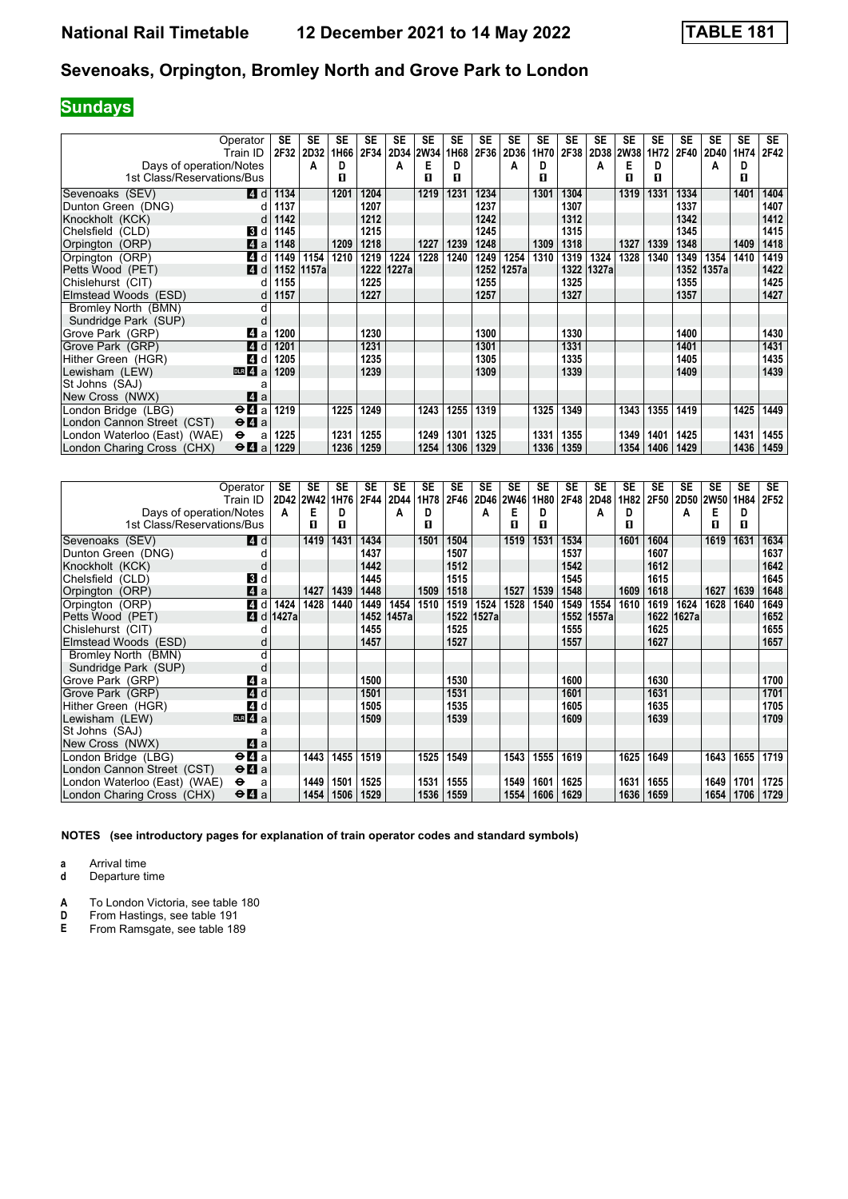# National Rail Timetable — 12 December 2021 to 14 May 2022 — TABLE 181

## Sevenoaks, Orpington, Bromley North and Grove Park to London

**Sundays**

| Operator | | SE | SE | SE | SE | SE | SE | SE | SE | SE | SE | SE | SE | SE | SE | SE | SE | SE | SE |
|---|---|---|---|---|---|---|---|---|---|---|---|---|---|---|---|---|---|---|---|
| Train ID | | 2F32 | 2D32 | 1H66 | 2F34 | 2D34 | 2W34 | 1H68 | 2F36 | 2D36 | 1H70 | 2F38 | 2D38 | 2W38 | 1H72 | 2F40 | 2D40 | 1H74 | 2F42 |
| Days of operation/Notes | | | A | D | | A | E | D | | A | D | | A | E | D | | A | D | |
| 1st Class/Reservations/Bus | | | | 1 | | | 1 | 1 | | | 1 | | | 1 | 1 | | | 1 | |
| Sevenoaks (SEV) | 4 d | 1134 | | 1201 | 1204 | | 1219 | 1231 | 1234 | | 1301 | 1304 | | 1319 | 1331 | 1334 | | 1401 | 1404 |
| Dunton Green (DNG) | d | 1137 | | | 1207 | | | | 1237 | | | 1307 | | | | 1337 | | | 1407 |
| Knockholt (KCK) | d | 1142 | | | 1212 | | | | 1242 | | | 1312 | | | | 1342 | | | 1412 |
| Chelsfield (CLD) | 3 d | 1145 | | | 1215 | | | | 1245 | | | 1315 | | | | 1345 | | | 1415 |
| Orpington (ORP) | 4 a | 1148 | | 1209 | 1218 | | 1227 | 1239 | 1248 | | 1309 | 1318 | | 1327 | 1339 | 1348 | | 1409 | 1418 |
| Orpington (ORP) | 4 d | 1149 | 1154 | 1210 | 1219 | 1224 | 1228 | 1240 | 1249 | 1254 | 1310 | 1319 | 1324 | 1328 | 1340 | 1349 | 1354 | 1410 | 1419 |
| Petts Wood (PET) | 4 d | 1152 | 1157a | | 1222 | 1227a | | | 1252 | 1257a | | 1322 | 1327a | | | 1352 | 1357a | | 1422 |
| Chislehurst (CIT) | d | 1155 | | | 1225 | | | | 1255 | | | 1325 | | | | 1355 | | | 1425 |
| Elmstead Woods (ESD) | d | 1157 | | | 1227 | | | | 1257 | | | 1327 | | | | 1357 | | | 1427 |
| Bromley North (BMN) | d | | | | | | | | | | | | | | | | | | |
| Sundridge Park (SUP) | d | | | | | | | | | | | | | | | | | | |
| Grove Park (GRP) | 4 a | 1200 | | | 1230 | | | | 1300 | | | 1330 | | | | 1400 | | | 1430 |
| Grove Park (GRP) | 4 d | 1201 | | | 1231 | | | | 1301 | | | 1331 | | | | 1401 | | | 1431 |
| Hither Green (HGR) | 4 d | 1205 | | | 1235 | | | | 1305 | | | 1335 | | | | 1405 | | | 1435 |
| Lewisham (LEW) | DLR 4 a | 1209 | | | 1239 | | | | 1309 | | | 1339 | | | | 1409 | | | 1439 |
| St Johns (SAJ) | a | | | | | | | | | | | | | | | | | | |
| New Cross (NWX) | 4 a | | | | | | | | | | | | | | | | | | |
| London Bridge (LBG) | ⊖ 4 a | 1219 | | 1225 | 1249 | | 1243 | 1255 | 1319 | | 1325 | 1349 | | 1343 | 1355 | 1419 | | 1425 | 1449 |
| London Cannon Street (CST) | ⊖ 4 a | | | | | | | | | | | | | | | | | | |
| London Waterloo (East) (WAE) | ⊖ a | 1225 | | 1231 | 1255 | | 1249 | 1301 | 1325 | | 1331 | 1355 | | 1349 | 1401 | 1425 | | 1431 | 1455 |
| London Charing Cross (CHX) | ⊖ 4 a | 1229 | | 1236 | 1259 | | 1254 | 1306 | 1329 | | 1336 | 1359 | | 1354 | 1406 | 1429 | | 1436 | 1459 |

| Operator | | SE | SE | SE | SE | SE | SE | SE | SE | SE | SE | SE | SE | SE | SE | SE | SE | SE | SE |
|---|---|---|---|---|---|---|---|---|---|---|---|---|---|---|---|---|---|---|---|
| Train ID | | 2D42 | 2W42 | 1H76 | 2F44 | 2D44 | 1H78 | 2F46 | 2D46 | 2W46 | 1H80 | 2F48 | 2D48 | 1H82 | 2F50 | 2D50 | 2W50 | 1H84 | 2F52 |
| Days of operation/Notes | | A | E | D | | A | D | | A | E | D | | A | D | | A | E | D | |
| 1st Class/Reservations/Bus | | | 1 | 1 | | | 1 | | | 1 | 1 | | | 1 | | | 1 | 1 | |
| Sevenoaks (SEV) | 4 d | | 1419 | 1431 | 1434 | | 1501 | 1504 | | 1519 | 1531 | 1534 | | 1601 | 1604 | | 1619 | 1631 | 1634 |
| Dunton Green (DNG) | d | | | | 1437 | | | 1507 | | | | 1537 | | | 1607 | | | | 1637 |
| Knockholt (KCK) | d | | | | 1442 | | | 1512 | | | | 1542 | | | 1612 | | | | 1642 |
| Chelsfield (CLD) | 3 d | | | | 1445 | | | 1515 | | | | 1545 | | | 1615 | | | | 1645 |
| Orpington (ORP) | 4 a | | 1427 | 1439 | 1448 | | 1509 | 1518 | | 1527 | 1539 | 1548 | | 1609 | 1618 | | 1627 | 1639 | 1648 |
| Orpington (ORP) | 4 d | 1424 | 1428 | 1440 | 1449 | 1454 | 1510 | 1519 | 1524 | 1528 | 1540 | 1549 | 1554 | 1610 | 1619 | 1624 | 1628 | 1640 | 1649 |
| Petts Wood (PET) | 4 d | 1427a | | | 1452 | 1457a | | 1522 | 1527a | | | 1552 | 1557a | | 1622 | 1627a | | | 1652 |
| Chislehurst (CIT) | d | | | | 1455 | | | 1525 | | | | 1555 | | | 1625 | | | | 1655 |
| Elmstead Woods (ESD) | d | | | | 1457 | | | 1527 | | | | 1557 | | | 1627 | | | | 1657 |
| Bromley North (BMN) | d | | | | | | | | | | | | | | | | | | |
| Sundridge Park (SUP) | d | | | | | | | | | | | | | | | | | | |
| Grove Park (GRP) | 4 a | | | | 1500 | | | 1530 | | | | 1600 | | | 1630 | | | | 1700 |
| Grove Park (GRP) | 4 d | | | | 1501 | | | 1531 | | | | 1601 | | | 1631 | | | | 1701 |
| Hither Green (HGR) | 4 d | | | | 1505 | | | 1535 | | | | 1605 | | | 1635 | | | | 1705 |
| Lewisham (LEW) | DLR 4 a | | | | 1509 | | | 1539 | | | | 1609 | | | 1639 | | | | 1709 |
| St Johns (SAJ) | a | | | | | | | | | | | | | | | | | | |
| New Cross (NWX) | 4 a | | | | | | | | | | | | | | | | | | |
| London Bridge (LBG) | ⊖ 4 a | | 1443 | 1455 | 1519 | | 1525 | 1549 | | 1543 | 1555 | 1619 | | 1625 | 1649 | | 1643 | 1655 | 1719 |
| London Cannon Street (CST) | ⊖ 4 a | | | | | | | | | | | | | | | | | | |
| London Waterloo (East) (WAE) | ⊖ a | | 1449 | 1501 | 1525 | | 1531 | 1555 | | 1549 | 1601 | 1625 | | 1631 | 1655 | | 1649 | 1701 | 1725 |
| London Charing Cross (CHX) | ⊖ 4 a | | 1454 | 1506 | 1529 | | 1536 | 1559 | | 1554 | 1606 | 1629 | | 1636 | 1659 | | 1654 | 1706 | 1729 |

**NOTES (see introductory pages for explanation of train operator codes and standard symbols)**

**a** Arrival time
**d** Departure time

**A** To London Victoria, see table 180
**D** From Hastings, see table 191
**E** From Ramsgate, see table 189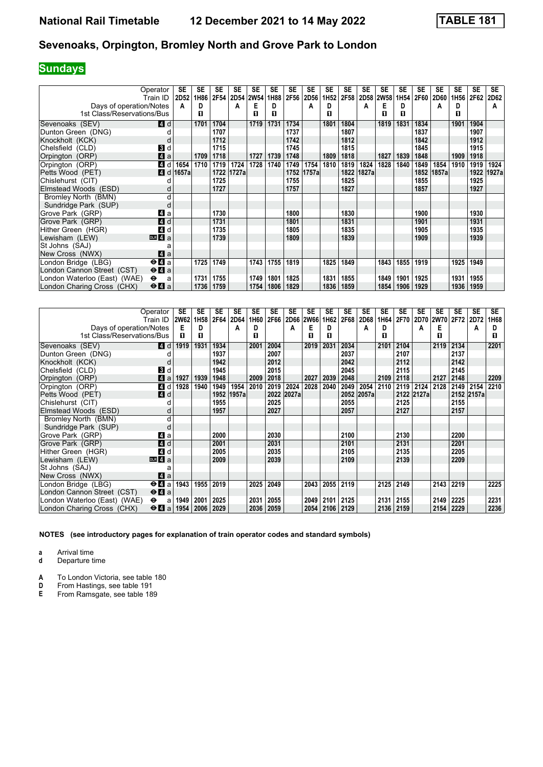# National Rail Timetable 12 December 2021 to 14 May 2022 TABLE 181

## Sevenoaks, Orpington, Bromley North and Grove Park to London

**Sundays**

| Operator | | SE | SE | SE | SE | SE | SE | SE | SE | SE | SE | SE | SE | SE | SE | SE | SE | SE | SE |
|---|---|---|---|---|---|---|---|---|---|---|---|---|---|---|---|---|---|---|---|
| Train ID | | 2D52 | 1H86 | 2F54 | 2D54 | 2W54 | 1H88 | 2F56 | 2D56 | 1H52 | 2F58 | 2D58 | 2W58 | 1H54 | 2F60 | 2D60 | 1H56 | 2F62 | 2D62 |
| Days of operation/Notes | | A | D | | A | E | D | | A | D | | A | E | D | | A | D | | A |
| 1st Class/Reservations/Bus | | | ■ | | | ■ | ■ | | | ■ | | | ■ | ■ | | | ■ | | |
| Sevenoaks (SEV) | 4 d | | 1701 | 1704 | | 1719 | 1731 | 1734 | | 1801 | 1804 | | 1819 | 1831 | 1834 | | 1901 | 1904 | |
| Dunton Green (DNG) | d | | | 1707 | | | | 1737 | | | 1807 | | | | 1837 | | | 1907 | |
| Knockholt (KCK) | d | | | 1712 | | | | 1742 | | | 1812 | | | | 1842 | | | 1912 | |
| Chelsfield (CLD) | 3 d | | | 1715 | | | | 1745 | | | 1815 | | | | 1845 | | | 1915 | |
| Orpington (ORP) | 4 a | | 1709 | 1718 | | 1727 | 1739 | 1748 | | 1809 | 1818 | | 1827 | 1839 | 1848 | | 1909 | 1918 | |
| Orpington (ORP) | 4 d | 1654 | 1710 | 1719 | 1724 | 1728 | 1740 | 1749 | 1754 | 1810 | 1819 | 1824 | 1828 | 1840 | 1849 | 1854 | 1910 | 1919 | 1924 |
| Petts Wood (PET) | 4 d | 1657a | | 1722 | 1727a | | | 1752 | 1757a | | 1822 | 1827a | | | 1852 | 1857a | | 1922 | 1927a |
| Chislehurst (CIT) | d | | | 1725 | | | | 1755 | | | 1825 | | | | 1855 | | | 1925 | |
| Elmstead Woods (ESD) | d | | | 1727 | | | | 1757 | | | 1827 | | | | 1857 | | | 1927 | |
| Bromley North (BMN) | d | | | | | | | | | | | | | | | | | | |
| Sundridge Park (SUP) | d | | | | | | | | | | | | | | | | | | |
| Grove Park (GRP) | 4 a | | | 1730 | | | | 1800 | | | 1830 | | | | 1900 | | | 1930 | |
| Grove Park (GRP) | 4 d | | | 1731 | | | | 1801 | | | 1831 | | | | 1901 | | | 1931 | |
| Hither Green (HGR) | 4 d | | | 1735 | | | | 1805 | | | 1835 | | | | 1905 | | | 1935 | |
| Lewisham (LEW) | DLR 4 a | | | 1739 | | | | 1809 | | | 1839 | | | | 1909 | | | 1939 | |
| St Johns (SAJ) | a | | | | | | | | | | | | | | | | | | |
| New Cross (NWX) | 4 a | | | | | | | | | | | | | | | | | | |
| London Bridge (LBG) | ⊖ 4 a | | 1725 | 1749 | | 1743 | 1755 | 1819 | | 1825 | 1849 | | 1843 | 1855 | 1919 | | 1925 | 1949 | |
| London Cannon Street (CST) | ⊖ 4 a | | | | | | | | | | | | | | | | | | |
| London Waterloo (East) (WAE) | ⊖ a | | 1731 | 1755 | | 1749 | 1801 | 1825 | | 1831 | 1855 | | 1849 | 1901 | 1925 | | 1931 | 1955 | |
| London Charing Cross (CHX) | ⊖ 4 a | | 1736 | 1759 | | 1754 | 1806 | 1829 | | 1836 | 1859 | | 1854 | 1906 | 1929 | | 1936 | 1959 | |

| Operator | | SE | SE | SE | SE | SE | SE | SE | SE | SE | SE | SE | SE | SE | SE | SE | SE | SE | SE |
|---|---|---|---|---|---|---|---|---|---|---|---|---|---|---|---|---|---|---|---|
| Train ID | | 2W62 | 1H58 | 2F64 | 2D64 | 1H60 | 2F66 | 2D66 | 2W66 | 1H62 | 2F68 | 2D68 | 1H64 | 2F70 | 2D70 | 2W70 | 2F72 | 2D72 | 1H68 |
| Days of operation/Notes | | E | D | | A | D | | A | E | D | | A | D | | A | E | | A | D |
| 1st Class/Reservations/Bus | | ■ | ■ | | | ■ | | | ■ | ■ | | | ■ | | | ■ | | | ■ |
| Sevenoaks (SEV) | 4 d | 1919 | 1931 | 1934 | | 2001 | 2004 | | 2019 | 2031 | 2034 | | 2101 | 2104 | | 2119 | 2134 | | 2201 |
| Dunton Green (DNG) | d | | | 1937 | | | 2007 | | | | 2037 | | | 2107 | | | 2137 | | |
| Knockholt (KCK) | d | | | 1942 | | | 2012 | | | | 2042 | | | 2112 | | | 2142 | | |
| Chelsfield (CLD) | 3 d | | | 1945 | | | 2015 | | | | 2045 | | | 2115 | | | 2145 | | |
| Orpington (ORP) | 4 a | 1927 | 1939 | 1948 | | 2009 | 2018 | | 2027 | 2039 | 2048 | | 2109 | 2118 | | 2127 | 2148 | | 2209 |
| Orpington (ORP) | 4 d | 1928 | 1940 | 1949 | 1954 | 2010 | 2019 | 2024 | 2028 | 2040 | 2049 | 2054 | 2110 | 2119 | 2124 | 2128 | 2149 | 2154 | 2210 |
| Petts Wood (PET) | 4 d | | | 1952 | 1957a | | 2022 | 2027a | | | 2052 | 2057a | | 2122 | 2127a | | 2152 | 2157a | |
| Chislehurst (CIT) | d | | | 1955 | | | 2025 | | | | 2055 | | | 2125 | | | 2155 | | |
| Elmstead Woods (ESD) | d | | | 1957 | | | 2027 | | | | 2057 | | | 2127 | | | 2157 | | |
| Bromley North (BMN) | d | | | | | | | | | | | | | | | | | | |
| Sundridge Park (SUP) | d | | | | | | | | | | | | | | | | | | |
| Grove Park (GRP) | 4 a | | | 2000 | | | 2030 | | | | 2100 | | | 2130 | | | 2200 | | |
| Grove Park (GRP) | 4 d | | | 2001 | | | 2031 | | | | 2101 | | | 2131 | | | 2201 | | |
| Hither Green (HGR) | 4 d | | | 2005 | | | 2035 | | | | 2105 | | | 2135 | | | 2205 | | |
| Lewisham (LEW) | DLR 4 a | | | 2009 | | | 2039 | | | | 2109 | | | 2139 | | | 2209 | | |
| St Johns (SAJ) | a | | | | | | | | | | | | | | | | | | |
| New Cross (NWX) | 4 a | | | | | | | | | | | | | | | | | | |
| London Bridge (LBG) | ⊖ 4 a | 1943 | 1955 | 2019 | | 2025 | 2049 | | 2043 | 2055 | 2119 | | 2125 | 2149 | | 2143 | 2219 | | 2225 |
| London Cannon Street (CST) | ⊖ 4 a | | | | | | | | | | | | | | | | | | |
| London Waterloo (East) (WAE) | ⊖ a | 1949 | 2001 | 2025 | | 2031 | 2055 | | 2049 | 2101 | 2125 | | 2131 | 2155 | | 2149 | 2225 | | 2231 |
| London Charing Cross (CHX) | ⊖ 4 a | 1954 | 2006 | 2029 | | 2036 | 2059 | | 2054 | 2106 | 2129 | | 2136 | 2159 | | 2154 | 2229 | | 2236 |

**NOTES (see introductory pages for explanation of train operator codes and standard symbols)**

- **a** Arrival time
- **d** Departure time

- **A** To London Victoria, see table 180
- **D** From Hastings, see table 191
- **E** From Ramsgate, see table 189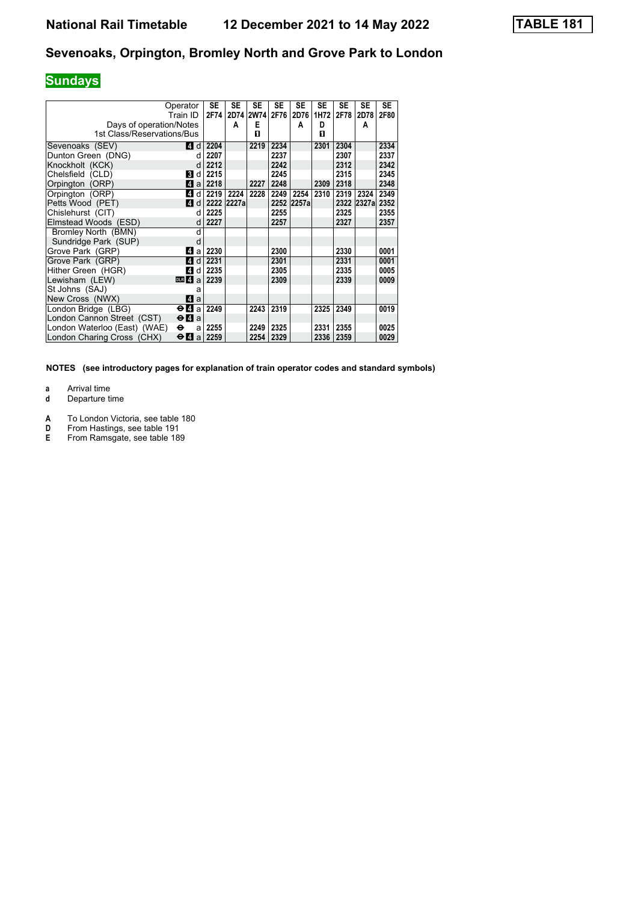# National Rail Timetable 12 December 2021 to 14 May 2022 TABLE 181

## Sevenoaks, Orpington, Bromley North and Grove Park to London

### Sundays

| Operator | | SE | SE | SE | SE | SE | SE | SE | SE | SE |
|---|---|---|---|---|---|---|---|---|---|---|
| Train ID | | 2F74 | 2D74 | 2W74 | 2F76 | 2D76 | 1H72 | 2F78 | 2D78 | 2F80 |
| Days of operation/Notes | | | A | E | | A | D | | A | |
| 1st Class/Reservations/Bus | | | | 1 | | | 1 | | | |
| Sevenoaks (SEV) | 4 d | 2204 | | 2219 | 2234 | | 2301 | 2304 | | 2334 |
| Dunton Green (DNG) | d | 2207 | | | 2237 | | | 2307 | | 2337 |
| Knockholt (KCK) | d | 2212 | | | 2242 | | | 2312 | | 2342 |
| Chelsfield (CLD) | 3 d | 2215 | | | 2245 | | | 2315 | | 2345 |
| Orpington (ORP) | 4 a | 2218 | | 2227 | 2248 | | 2309 | 2318 | | 2348 |
| Orpington (ORP) | 4 d | 2219 | 2224 | 2228 | 2249 | 2254 | 2310 | 2319 | 2324 | 2349 |
| Petts Wood (PET) | 4 d | 2222 | 2227a | | 2252 | 2257a | | 2322 | 2327a | 2352 |
| Chislehurst (CIT) | d | 2225 | | | 2255 | | | 2325 | | 2355 |
| Elmstead Woods (ESD) | d | 2227 | | | 2257 | | | 2327 | | 2357 |
| Bromley North (BMN) | d | | | | | | | | | |
| Sundridge Park (SUP) | d | | | | | | | | | |
| Grove Park (GRP) | 4 a | 2230 | | | 2300 | | | 2330 | | 0001 |
| Grove Park (GRP) | 4 d | 2231 | | | 2301 | | | 2331 | | 0001 |
| Hither Green (HGR) | 4 d | 2235 | | | 2305 | | | 2335 | | 0005 |
| Lewisham (LEW) | DLR 4 a | 2239 | | | 2309 | | | 2339 | | 0009 |
| St Johns (SAJ) | a | | | | | | | | | |
| New Cross (NWX) | 4 a | | | | | | | | | |
| London Bridge (LBG) | ⊖ 4 a | 2249 | | 2243 | 2319 | | 2325 | 2349 | | 0019 |
| London Cannon Street (CST) | ⊖ 4 a | | | | | | | | | |
| London Waterloo (East) (WAE) | ⊖ a | 2255 | | 2249 | 2325 | | 2331 | 2355 | | 0025 |
| London Charing Cross (CHX) | ⊖ 4 a | 2259 | | 2254 | 2329 | | 2336 | 2359 | | 0029 |

**NOTES (see introductory pages for explanation of train operator codes and standard symbols)**

**a** Arrival time
**d** Departure time

**A** To London Victoria, see table 180
**D** From Hastings, see table 191
**E** From Ramsgate, see table 189